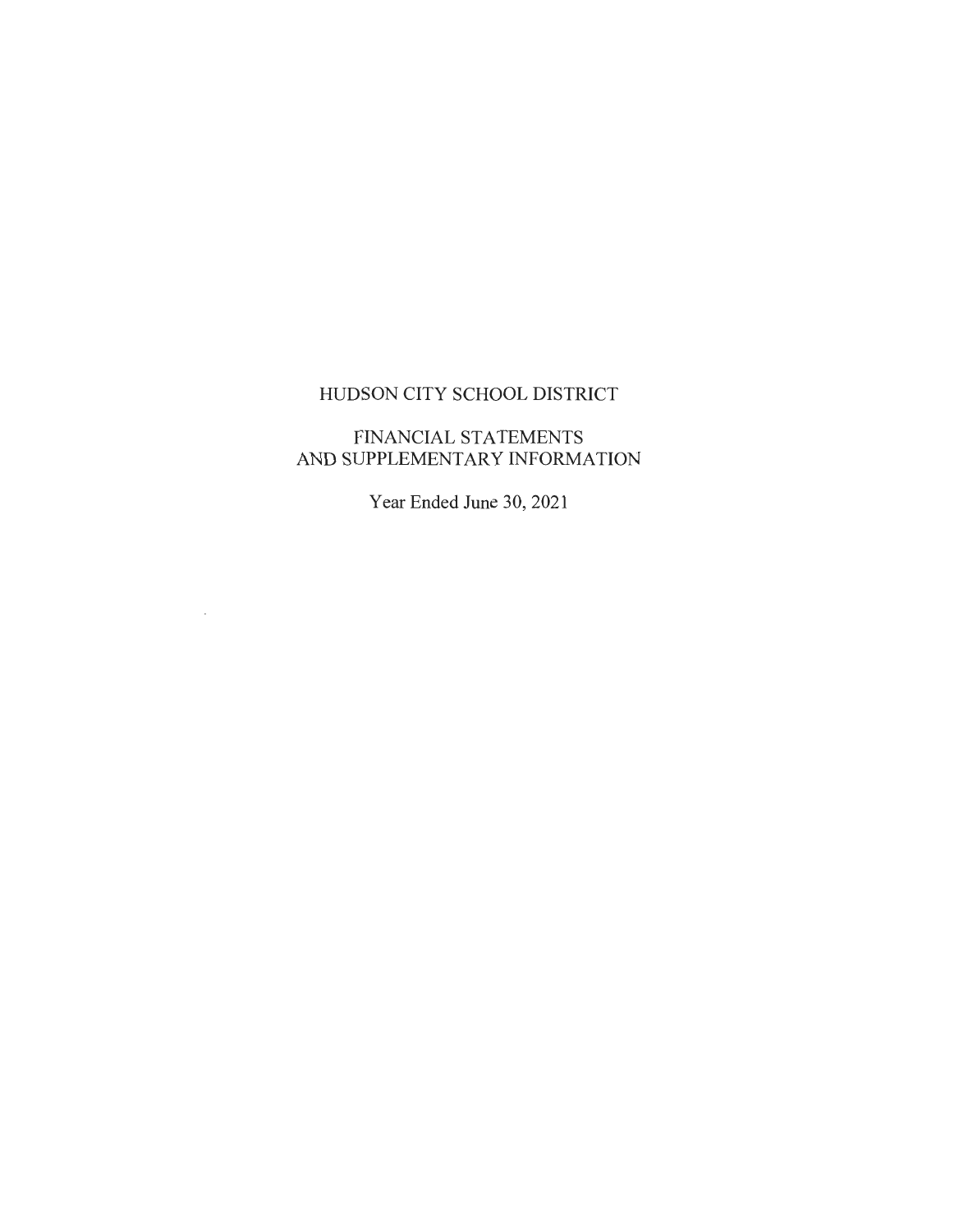# HUDSON CITY SCHOOL DISTRICT

## FINANCIAL STATEMENTS
## AND SUPPLEMENTARY INFORMATION

Year Ended June 30, 2021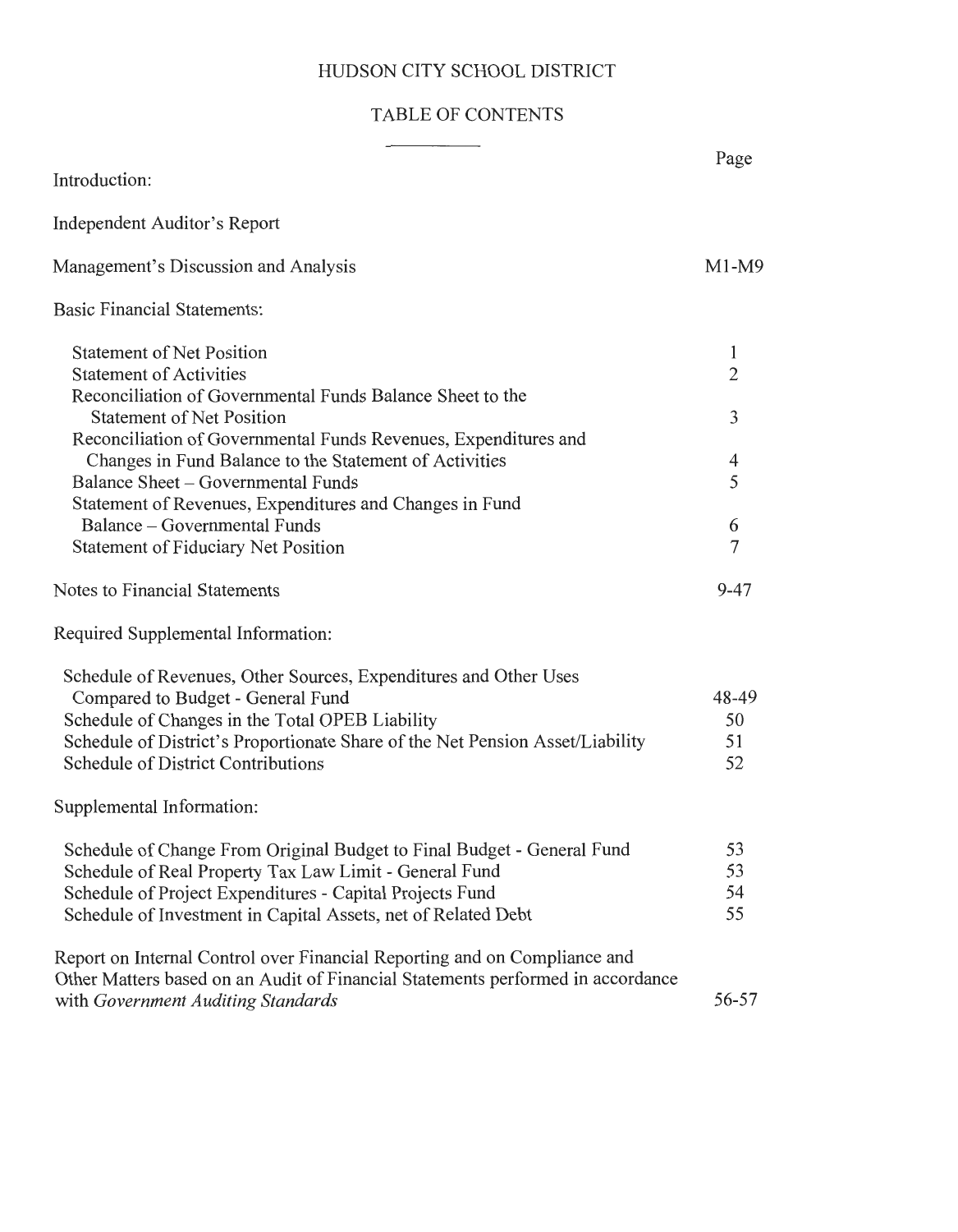# HUDSON CITY SCHOOL DISTRICT

## TABLE OF CONTENTS

| | Page |
|---|---|
| Introduction: | |
| Independent Auditor's Report | |
| Management's Discussion and Analysis | M1-M9 |
| Basic Financial Statements: | |
| Statement of Net Position | 1 |
| Statement of Activities | 2 |
| Reconciliation of Governmental Funds Balance Sheet to the Statement of Net Position | 3 |
| Reconciliation of Governmental Funds Revenues, Expenditures and Changes in Fund Balance to the Statement of Activities | 4 |
| Balance Sheet – Governmental Funds | 5 |
| Statement of Revenues, Expenditures and Changes in Fund Balance – Governmental Funds | 6 |
| Statement of Fiduciary Net Position | 7 |
| Notes to Financial Statements | 9-47 |
| Required Supplemental Information: | |
| Schedule of Revenues, Other Sources, Expenditures and Other Uses Compared to Budget - General Fund | 48-49 |
| Schedule of Changes in the Total OPEB Liability | 50 |
| Schedule of District's Proportionate Share of the Net Pension Asset/Liability | 51 |
| Schedule of District Contributions | 52 |
| Supplemental Information: | |
| Schedule of Change From Original Budget to Final Budget - General Fund | 53 |
| Schedule of Real Property Tax Law Limit - General Fund | 53 |
| Schedule of Project Expenditures - Capital Projects Fund | 54 |
| Schedule of Investment in Capital Assets, net of Related Debt | 55 |
| Report on Internal Control over Financial Reporting and on Compliance and Other Matters based on an Audit of Financial Statements performed in accordance with *Government Auditing Standards* | 56-57 |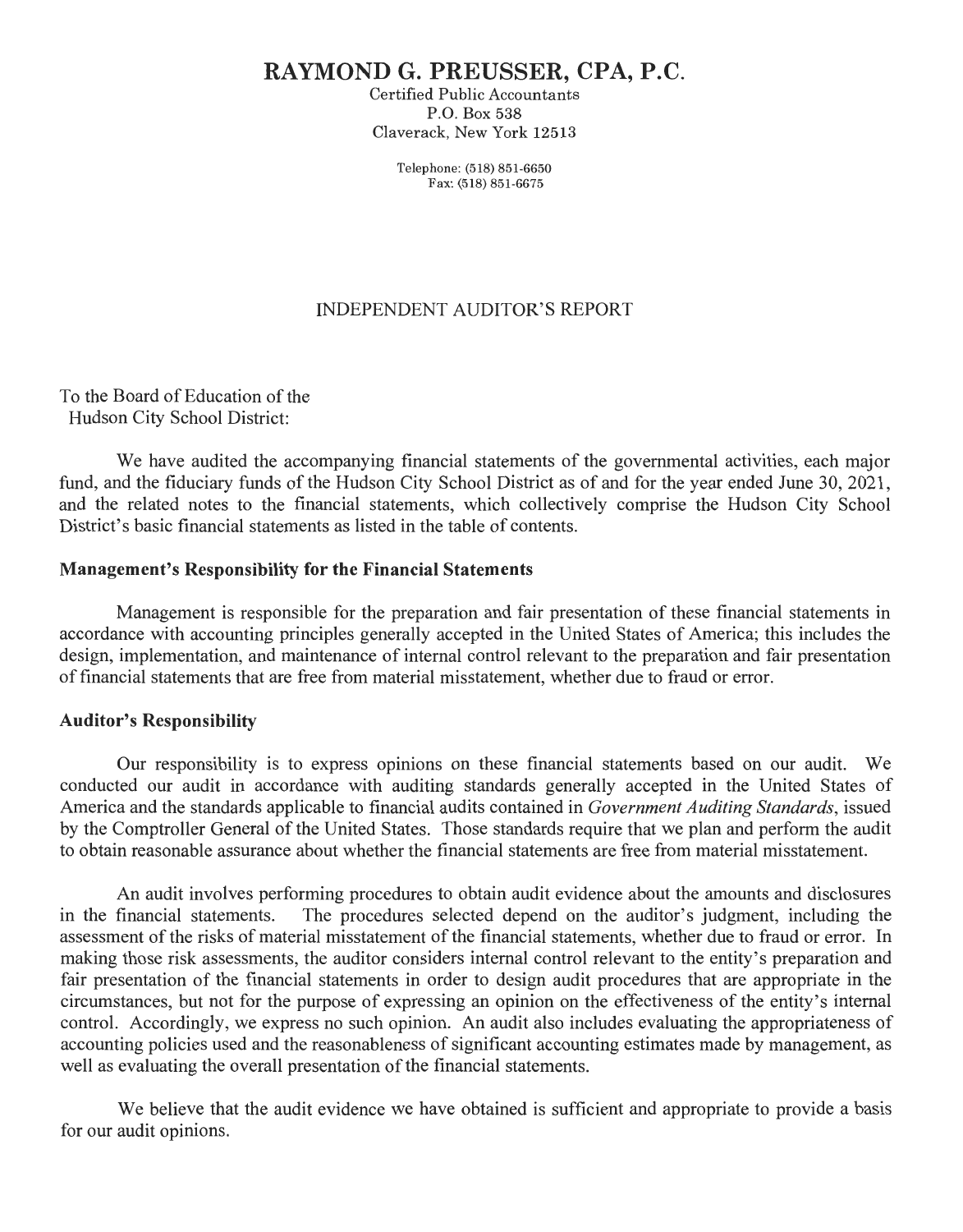# RAYMOND G. PREUSSER, CPA, P.C.

Certified Public Accountants
P.O. Box 538
Claverack, New York 12513

Telephone: (518) 851-6650
Fax: (518) 851-6675

## INDEPENDENT AUDITOR'S REPORT

To the Board of Education of the
Hudson City School District:

We have audited the accompanying financial statements of the governmental activities, each major fund, and the fiduciary funds of the Hudson City School District as of and for the year ended June 30, 2021, and the related notes to the financial statements, which collectively comprise the Hudson City School District's basic financial statements as listed in the table of contents.

**Management's Responsibility for the Financial Statements**

Management is responsible for the preparation and fair presentation of these financial statements in accordance with accounting principles generally accepted in the United States of America; this includes the design, implementation, and maintenance of internal control relevant to the preparation and fair presentation of financial statements that are free from material misstatement, whether due to fraud or error.

**Auditor's Responsibility**

Our responsibility is to express opinions on these financial statements based on our audit. We conducted our audit in accordance with auditing standards generally accepted in the United States of America and the standards applicable to financial audits contained in *Government Auditing Standards*, issued by the Comptroller General of the United States. Those standards require that we plan and perform the audit to obtain reasonable assurance about whether the financial statements are free from material misstatement.

An audit involves performing procedures to obtain audit evidence about the amounts and disclosures in the financial statements. The procedures selected depend on the auditor's judgment, including the assessment of the risks of material misstatement of the financial statements, whether due to fraud or error. In making those risk assessments, the auditor considers internal control relevant to the entity's preparation and fair presentation of the financial statements in order to design audit procedures that are appropriate in the circumstances, but not for the purpose of expressing an opinion on the effectiveness of the entity's internal control. Accordingly, we express no such opinion. An audit also includes evaluating the appropriateness of accounting policies used and the reasonableness of significant accounting estimates made by management, as well as evaluating the overall presentation of the financial statements.

We believe that the audit evidence we have obtained is sufficient and appropriate to provide a basis for our audit opinions.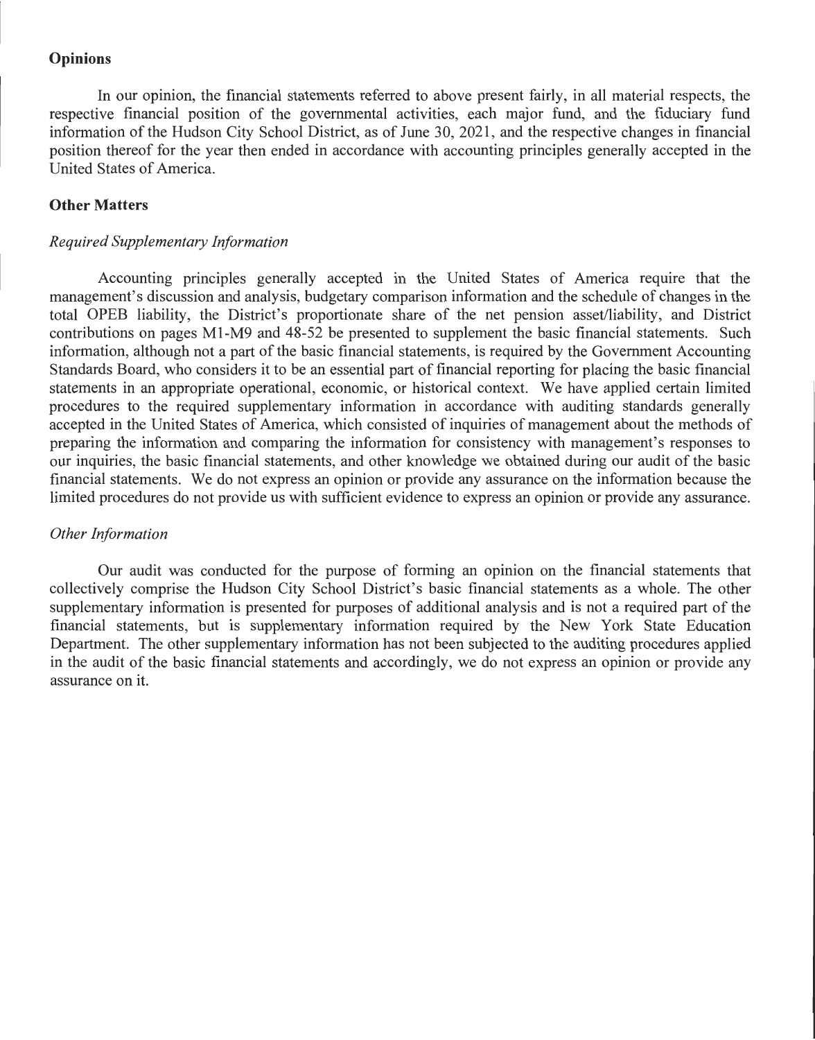## Opinions

In our opinion, the financial statements referred to above present fairly, in all material respects, the respective financial position of the governmental activities, each major fund, and the fiduciary fund information of the Hudson City School District, as of June 30, 2021, and the respective changes in financial position thereof for the year then ended in accordance with accounting principles generally accepted in the United States of America.

## Other Matters

### *Required Supplementary Information*

Accounting principles generally accepted in the United States of America require that the management's discussion and analysis, budgetary comparison information and the schedule of changes in the total OPEB liability, the District's proportionate share of the net pension asset/liability, and District contributions on pages M1-M9 and 48-52 be presented to supplement the basic financial statements. Such information, although not a part of the basic financial statements, is required by the Government Accounting Standards Board, who considers it to be an essential part of financial reporting for placing the basic financial statements in an appropriate operational, economic, or historical context. We have applied certain limited procedures to the required supplementary information in accordance with auditing standards generally accepted in the United States of America, which consisted of inquiries of management about the methods of preparing the information and comparing the information for consistency with management's responses to our inquiries, the basic financial statements, and other knowledge we obtained during our audit of the basic financial statements. We do not express an opinion or provide any assurance on the information because the limited procedures do not provide us with sufficient evidence to express an opinion or provide any assurance.

### *Other Information*

Our audit was conducted for the purpose of forming an opinion on the financial statements that collectively comprise the Hudson City School District's basic financial statements as a whole. The other supplementary information is presented for purposes of additional analysis and is not a required part of the financial statements, but is supplementary information required by the New York State Education Department. The other supplementary information has not been subjected to the auditing procedures applied in the audit of the basic financial statements and accordingly, we do not express an opinion or provide any assurance on it.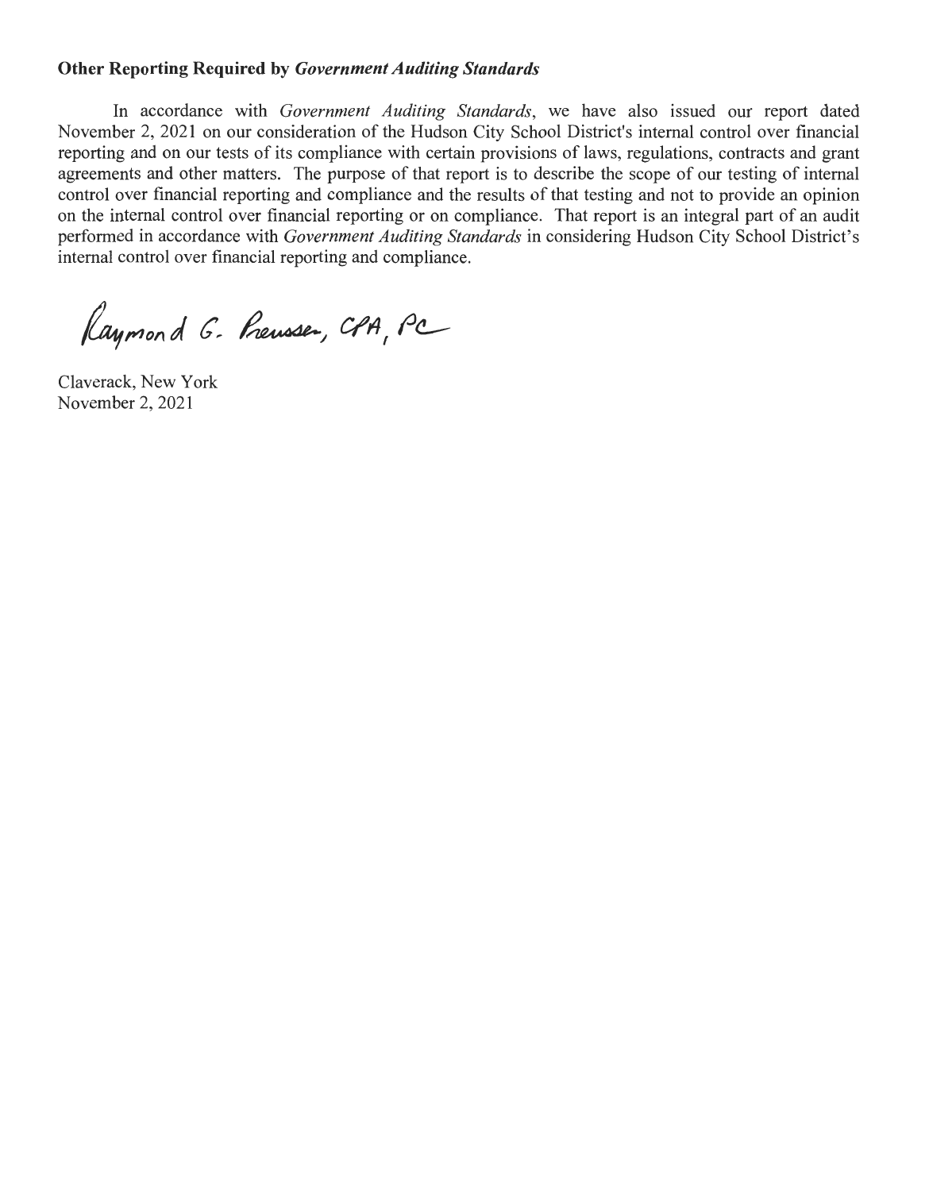**Other Reporting Required by *Government Auditing Standards***

In accordance with *Government Auditing Standards*, we have also issued our report dated November 2, 2021 on our consideration of the Hudson City School District's internal control over financial reporting and on our tests of its compliance with certain provisions of laws, regulations, contracts and grant agreements and other matters. The purpose of that report is to describe the scope of our testing of internal control over financial reporting and compliance and the results of that testing and not to provide an opinion on the internal control over financial reporting or on compliance. That report is an integral part of an audit performed in accordance with *Government Auditing Standards* in considering Hudson City School District's internal control over financial reporting and compliance.

Raymond G. Preusser, CPA, PC

Claverack, New York
November 2, 2021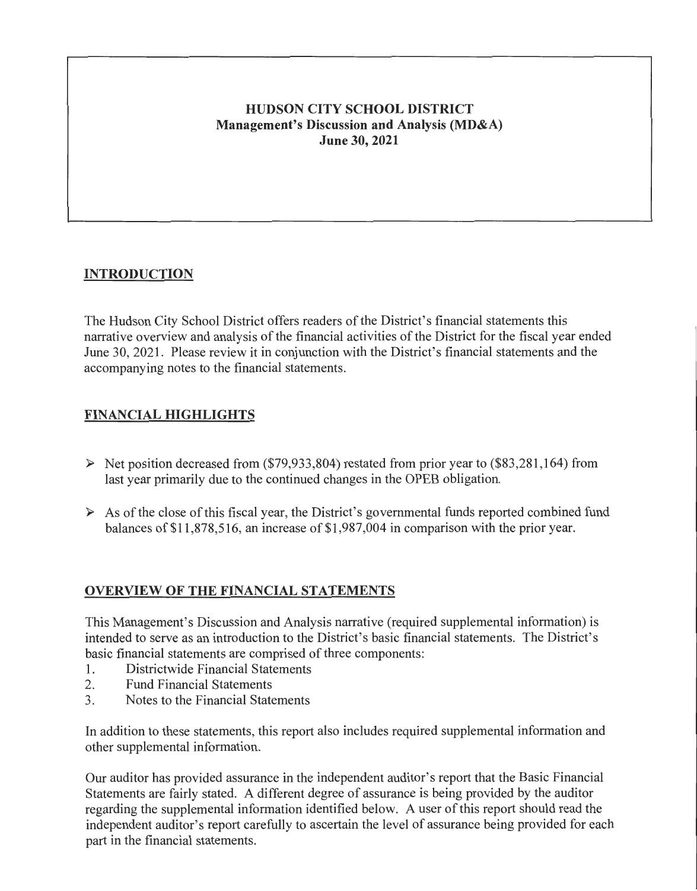**HUDSON CITY SCHOOL DISTRICT**
**Management's Discussion and Analysis (MD&A)**
**June 30, 2021**

## INTRODUCTION

The Hudson City School District offers readers of the District's financial statements this narrative overview and analysis of the financial activities of the District for the fiscal year ended June 30, 2021. Please review it in conjunction with the District's financial statements and the accompanying notes to the financial statements.

## FINANCIAL HIGHLIGHTS

- Net position decreased from ($79,933,804) restated from prior year to ($83,281,164) from last year primarily due to the continued changes in the OPEB obligation.
- As of the close of this fiscal year, the District's governmental funds reported combined fund balances of $11,878,516, an increase of $1,987,004 in comparison with the prior year.

## OVERVIEW OF THE FINANCIAL STATEMENTS

This Management's Discussion and Analysis narrative (required supplemental information) is intended to serve as an introduction to the District's basic financial statements. The District's basic financial statements are comprised of three components:

1. Districtwide Financial Statements
2. Fund Financial Statements
3. Notes to the Financial Statements

In addition to these statements, this report also includes required supplemental information and other supplemental information.

Our auditor has provided assurance in the independent auditor's report that the Basic Financial Statements are fairly stated. A different degree of assurance is being provided by the auditor regarding the supplemental information identified below. A user of this report should read the independent auditor's report carefully to ascertain the level of assurance being provided for each part in the financial statements.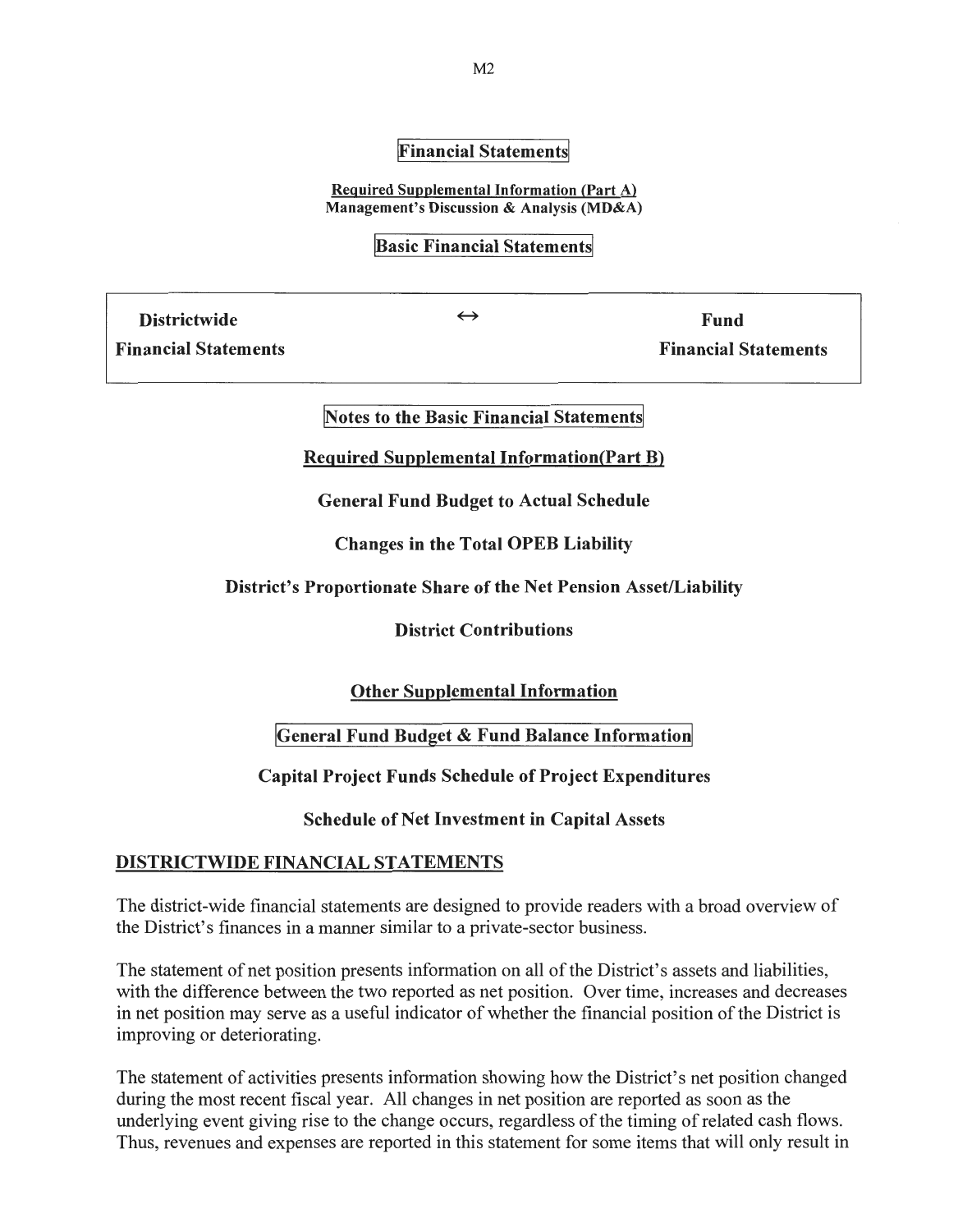**Financial Statements**

**Required Supplemental Information (Part A)**
**Management's Discussion & Analysis (MD&A)**

**Basic Financial Statements**

| **Districtwide Financial Statements** | ↔ | **Fund Financial Statements** |
|---|---|---|

**Notes to the Basic Financial Statements**

**Required Supplemental Information(Part B)**

**General Fund Budget to Actual Schedule**

**Changes in the Total OPEB Liability**

**District's Proportionate Share of the Net Pension Asset/Liability**

**District Contributions**

**Other Supplemental Information**

**General Fund Budget & Fund Balance Information**

**Capital Project Funds Schedule of Project Expenditures**

**Schedule of Net Investment in Capital Assets**

## DISTRICTWIDE FINANCIAL STATEMENTS

The district-wide financial statements are designed to provide readers with a broad overview of the District's finances in a manner similar to a private-sector business.

The statement of net position presents information on all of the District's assets and liabilities, with the difference between the two reported as net position. Over time, increases and decreases in net position may serve as a useful indicator of whether the financial position of the District is improving or deteriorating.

The statement of activities presents information showing how the District's net position changed during the most recent fiscal year. All changes in net position are reported as soon as the underlying event giving rise to the change occurs, regardless of the timing of related cash flows. Thus, revenues and expenses are reported in this statement for some items that will only result in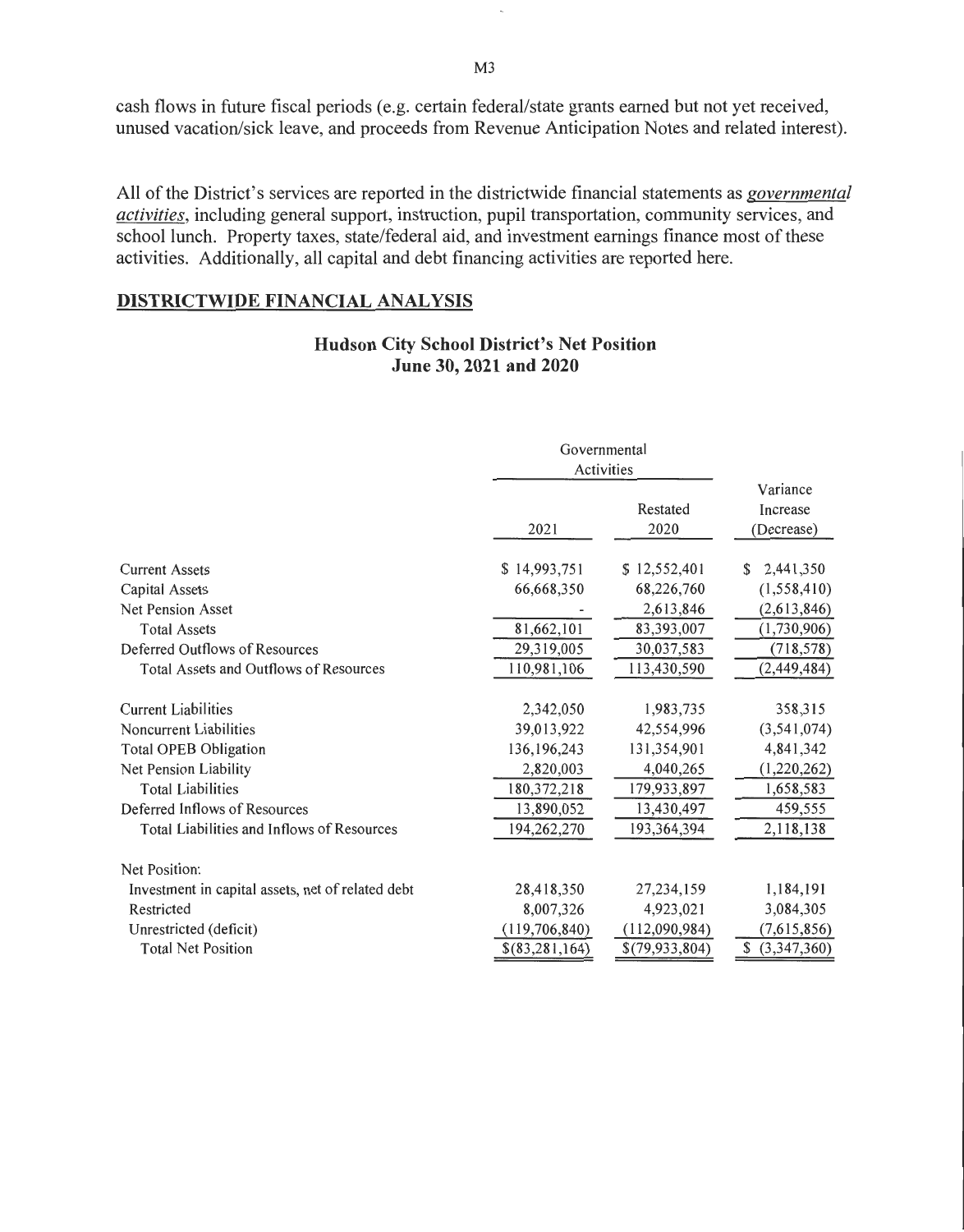cash flows in future fiscal periods (e.g. certain federal/state grants earned but not yet received, unused vacation/sick leave, and proceeds from Revenue Anticipation Notes and related interest).

All of the District's services are reported in the districtwide financial statements as ***governmental activities***, including general support, instruction, pupil transportation, community services, and school lunch. Property taxes, state/federal aid, and investment earnings finance most of these activities. Additionally, all capital and debt financing activities are reported here.

## DISTRICTWIDE FINANCIAL ANALYSIS

### Hudson City School District's Net Position
### June 30, 2021 and 2020

| | Governmental Activities | | |
|---|---|---|---|
| | 2021 | Restated 2020 | Variance Increase (Decrease) |
| Current Assets | $ 14,993,751 | $ 12,552,401 | $ 2,441,350 |
| Capital Assets | 66,668,350 | 68,226,760 | (1,558,410) |
| Net Pension Asset | - | 2,613,846 | (2,613,846) |
| Total Assets | 81,662,101 | 83,393,007 | (1,730,906) |
| Deferred Outflows of Resources | 29,319,005 | 30,037,583 | (718,578) |
| Total Assets and Outflows of Resources | 110,981,106 | 113,430,590 | (2,449,484) |
| Current Liabilities | 2,342,050 | 1,983,735 | 358,315 |
| Noncurrent Liabilities | 39,013,922 | 42,554,996 | (3,541,074) |
| Total OPEB Obligation | 136,196,243 | 131,354,901 | 4,841,342 |
| Net Pension Liability | 2,820,003 | 4,040,265 | (1,220,262) |
| Total Liabilities | 180,372,218 | 179,933,897 | 1,658,583 |
| Deferred Inflows of Resources | 13,890,052 | 13,430,497 | 459,555 |
| Total Liabilities and Inflows of Resources | 194,262,270 | 193,364,394 | 2,118,138 |
| Net Position: | | | |
| Investment in capital assets, net of related debt | 28,418,350 | 27,234,159 | 1,184,191 |
| Restricted | 8,007,326 | 4,923,021 | 3,084,305 |
| Unrestricted (deficit) | (119,706,840) | (112,090,984) | (7,615,856) |
| Total Net Position | $(83,281,164) | $(79,933,804) | $ (3,347,360) |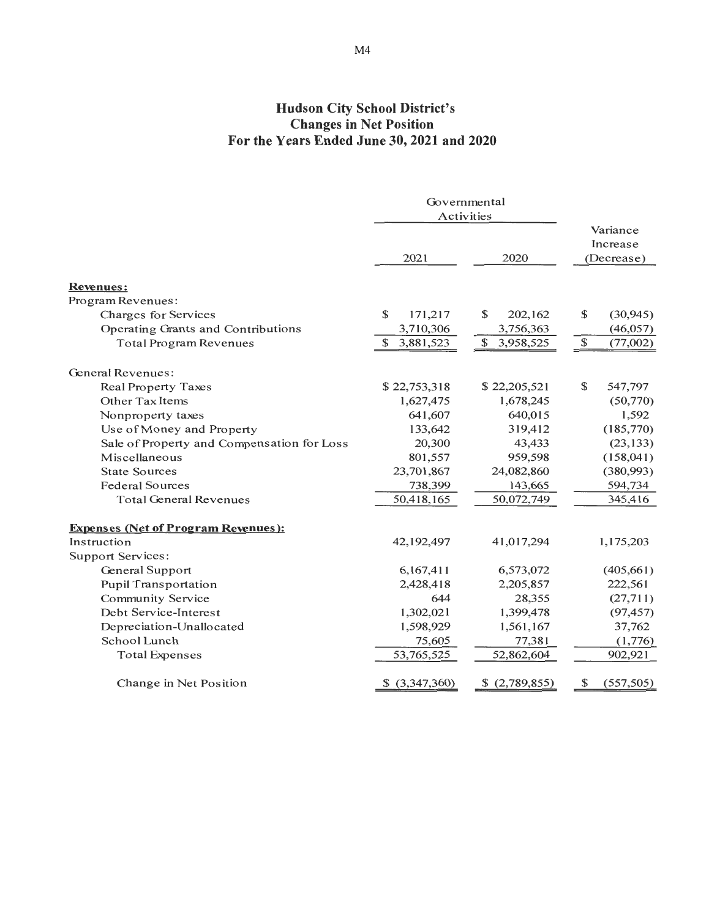# Hudson City School District's
## Changes in Net Position
## For the Years Ended June 30, 2021 and 2020

| | Governmental Activities | | Variance Increase (Decrease) |
|---|---|---|---|
| | 2021 | 2020 | |
| **Revenues:** | | | |
| Program Revenues: | | | |
| Charges for Services | $ 171,217 | $ 202,162 | $ (30,945) |
| Operating Grants and Contributions | 3,710,306 | 3,756,363 | (46,057) |
| Total Program Revenues | $ 3,881,523 | $ 3,958,525 | $ (77,002) |
| General Revenues: | | | |
| Real Property Taxes | $ 22,753,318 | $ 22,205,521 | $ 547,797 |
| Other Tax Items | 1,627,475 | 1,678,245 | (50,770) |
| Nonproperty taxes | 641,607 | 640,015 | 1,592 |
| Use of Money and Property | 133,642 | 319,412 | (185,770) |
| Sale of Property and Compensation for Loss | 20,300 | 43,433 | (23,133) |
| Miscellaneous | 801,557 | 959,598 | (158,041) |
| State Sources | 23,701,867 | 24,082,860 | (380,993) |
| Federal Sources | 738,399 | 143,665 | 594,734 |
| Total General Revenues | 50,418,165 | 50,072,749 | 345,416 |
| **Expenses (Net of Program Revenues):** | | | |
| Instruction | 42,192,497 | 41,017,294 | 1,175,203 |
| Support Services: | | | |
| General Support | 6,167,411 | 6,573,072 | (405,661) |
| Pupil Transportation | 2,428,418 | 2,205,857 | 222,561 |
| Community Service | 644 | 28,355 | (27,711) |
| Debt Service-Interest | 1,302,021 | 1,399,478 | (97,457) |
| Depreciation-Unallocated | 1,598,929 | 1,561,167 | 37,762 |
| School Lunch | 75,605 | 77,381 | (1,776) |
| Total Expenses | 53,765,525 | 52,862,604 | 902,921 |
| Change in Net Position | $ (3,347,360) | $ (2,789,855) | $ (557,505) |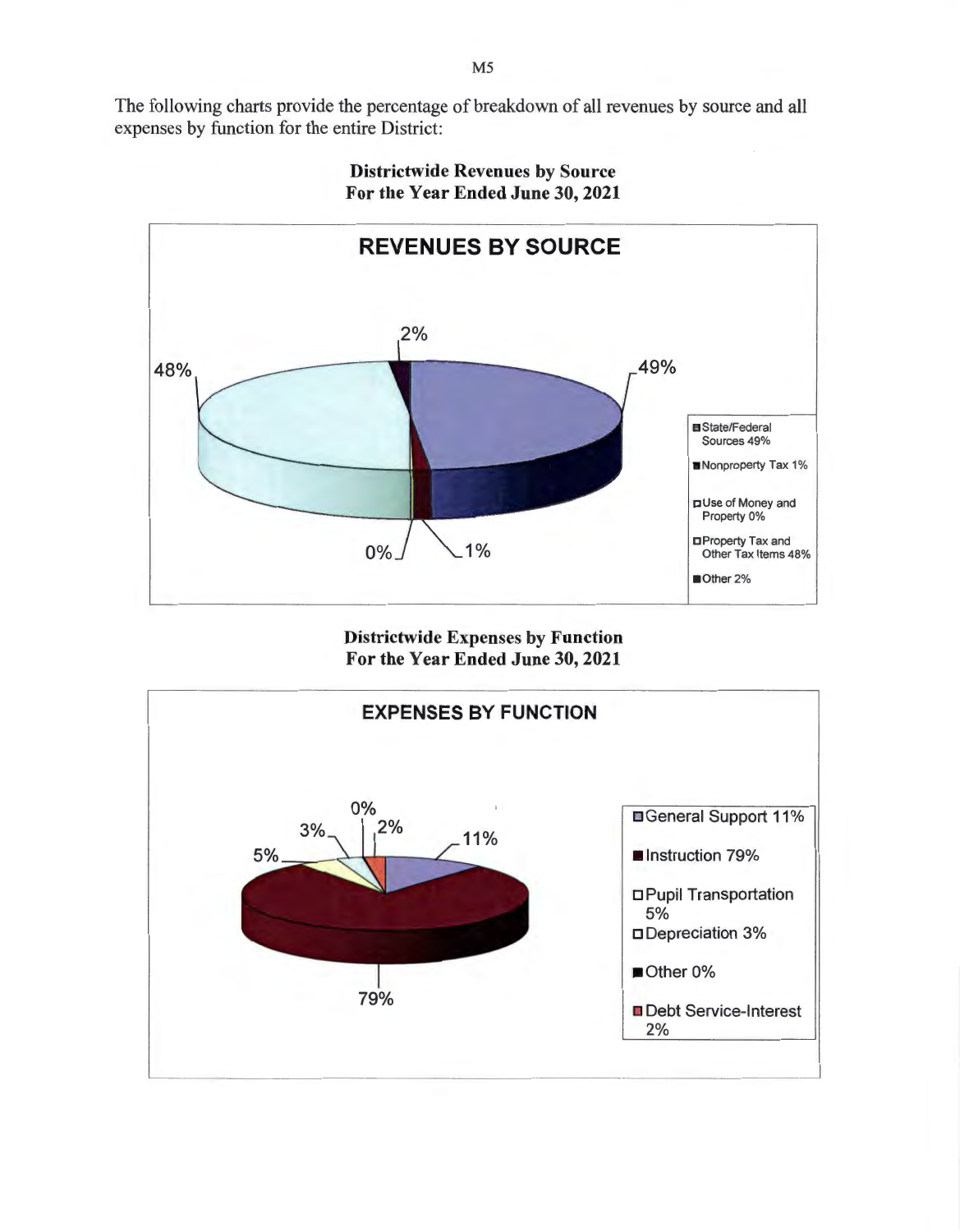The following charts provide the percentage of breakdown of all revenues by source and all expenses by function for the entire District:

**Districtwide Revenues by Source**
**For the Year Ended June 30, 2021**

**REVENUES BY SOURCE**

| Source | Percentage |
|---|---|
| State/Federal Sources | 49% |
| Nonproperty Tax | 1% |
| Use of Money and Property | 0% |
| Property Tax and Other Tax Items | 48% |
| Other | 2% |

**Districtwide Expenses by Function**
**For the Year Ended June 30, 2021**

**EXPENSES BY FUNCTION**

| Function | Percentage |
|---|---|
| General Support | 11% |
| Instruction | 79% |
| Pupil Transportation | 5% |
| Depreciation | 3% |
| Other | 0% |
| Debt Service-Interest | 2% |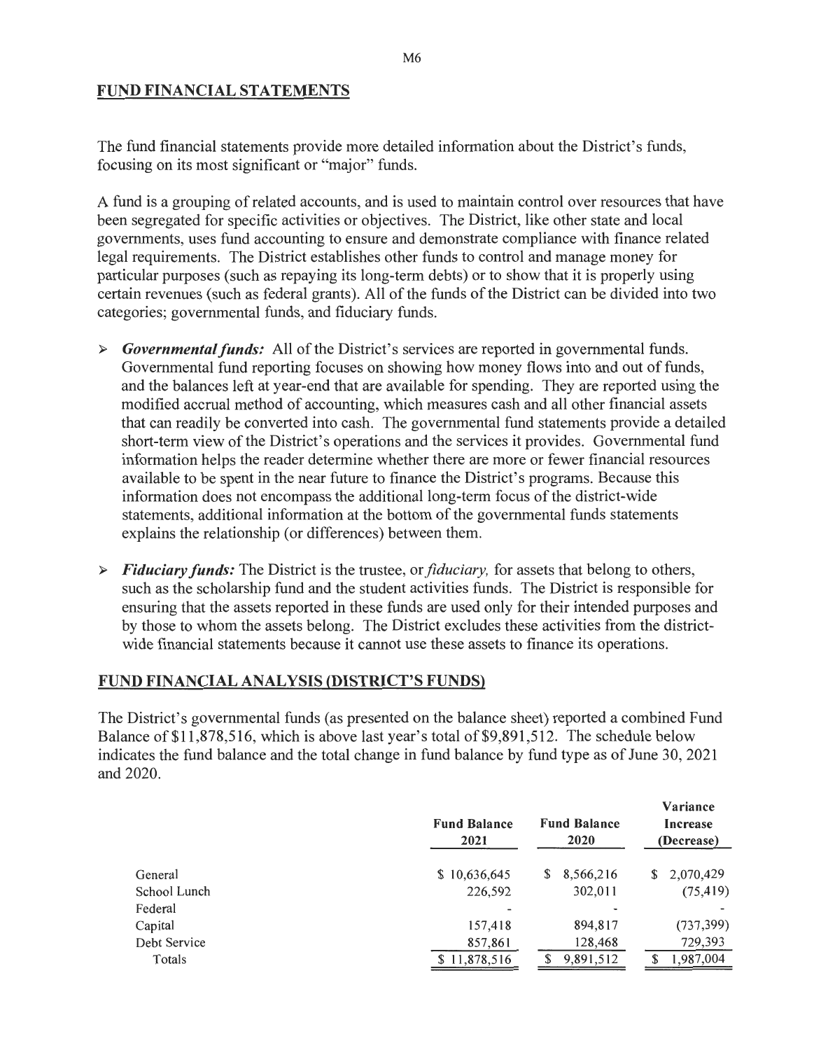## FUND FINANCIAL STATEMENTS

The fund financial statements provide more detailed information about the District's funds, focusing on its most significant or "major" funds.

A fund is a grouping of related accounts, and is used to maintain control over resources that have been segregated for specific activities or objectives. The District, like other state and local governments, uses fund accounting to ensure and demonstrate compliance with finance related legal requirements. The District establishes other funds to control and manage money for particular purposes (such as repaying its long-term debts) or to show that it is properly using certain revenues (such as federal grants). All of the funds of the District can be divided into two categories; governmental funds, and fiduciary funds.

- ***Governmental funds:*** All of the District's services are reported in governmental funds. Governmental fund reporting focuses on showing how money flows into and out of funds, and the balances left at year-end that are available for spending. They are reported using the modified accrual method of accounting, which measures cash and all other financial assets that can readily be converted into cash. The governmental fund statements provide a detailed short-term view of the District's operations and the services it provides. Governmental fund information helps the reader determine whether there are more or fewer financial resources available to be spent in the near future to finance the District's programs. Because this information does not encompass the additional long-term focus of the district-wide statements, additional information at the bottom of the governmental funds statements explains the relationship (or differences) between them.

- ***Fiduciary funds:*** The District is the trustee, or *fiduciary,* for assets that belong to others, such as the scholarship fund and the student activities funds. The District is responsible for ensuring that the assets reported in these funds are used only for their intended purposes and by those to whom the assets belong. The District excludes these activities from the district-wide financial statements because it cannot use these assets to finance its operations.

## FUND FINANCIAL ANALYSIS (DISTRICT'S FUNDS)

The District's governmental funds (as presented on the balance sheet) reported a combined Fund Balance of $11,878,516, which is above last year's total of $9,891,512. The schedule below indicates the fund balance and the total change in fund balance by fund type as of June 30, 2021 and 2020.

| | Fund Balance 2021 | Fund Balance 2020 | Variance Increase (Decrease) |
|---|---|---|---|
| General | $ 10,636,645 | $ 8,566,216 | $ 2,070,429 |
| School Lunch | 226,592 | 302,011 | (75,419) |
| Federal | - | - | - |
| Capital | 157,418 | 894,817 | (737,399) |
| Debt Service | 857,861 | 128,468 | 729,393 |
| Totals | $ 11,878,516 | $ 9,891,512 | $ 1,987,004 |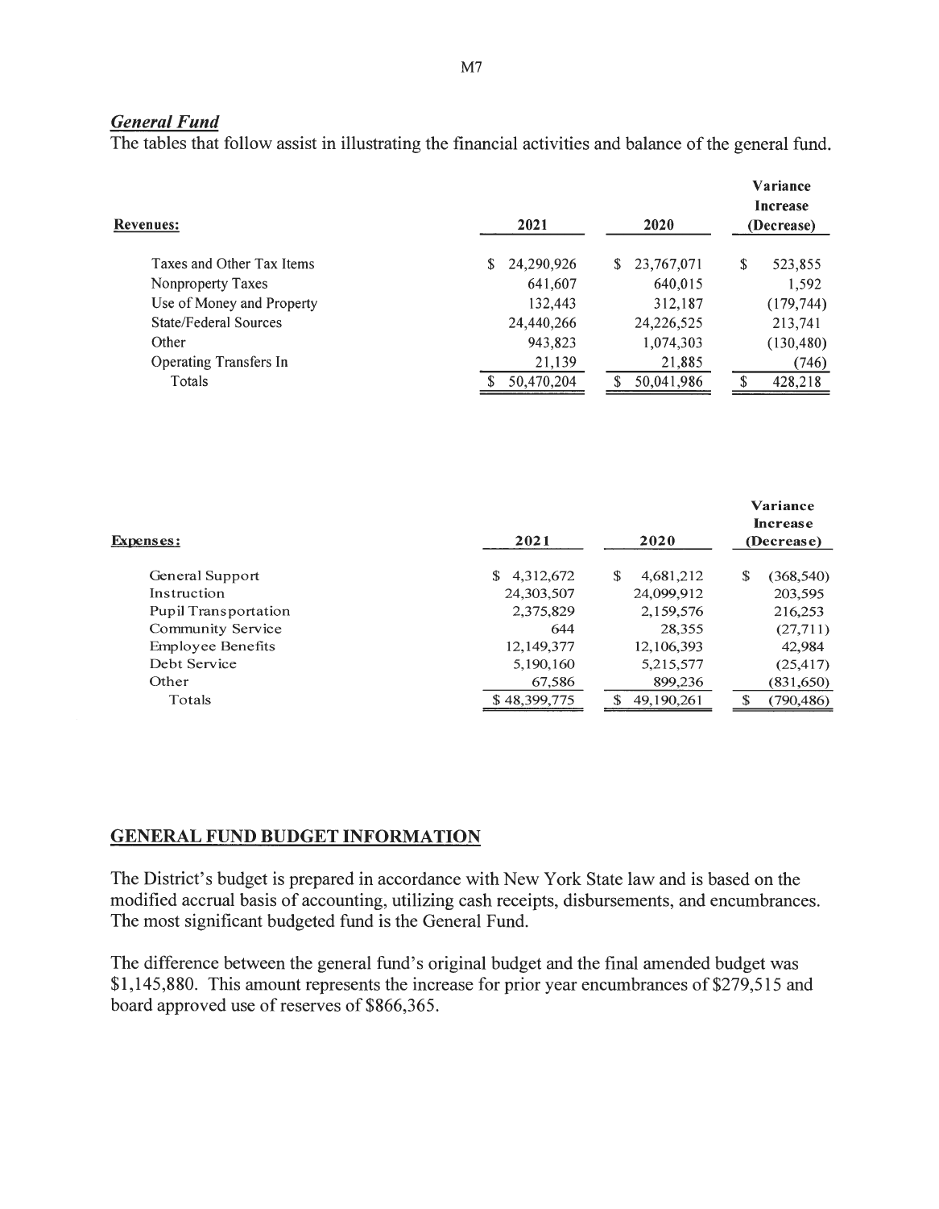### *General Fund*

The tables that follow assist in illustrating the financial activities and balance of the general fund.

| Revenues: | 2021 | 2020 | Variance Increase (Decrease) |
|---|---|---|---|
| Taxes and Other Tax Items | $ 24,290,926 | $ 23,767,071 | $ 523,855 |
| Nonproperty Taxes | 641,607 | 640,015 | 1,592 |
| Use of Money and Property | 132,443 | 312,187 | (179,744) |
| State/Federal Sources | 24,440,266 | 24,226,525 | 213,741 |
| Other | 943,823 | 1,074,303 | (130,480) |
| Operating Transfers In | 21,139 | 21,885 | (746) |
| Totals | $ 50,470,204 | $ 50,041,986 | $ 428,218 |

| Expenses: | 2021 | 2020 | Variance Increase (Decrease) |
|---|---|---|---|
| General Support | $ 4,312,672 | $ 4,681,212 | $ (368,540) |
| Instruction | 24,303,507 | 24,099,912 | 203,595 |
| Pupil Transportation | 2,375,829 | 2,159,576 | 216,253 |
| Community Service | 644 | 28,355 | (27,711) |
| Employee Benefits | 12,149,377 | 12,106,393 | 42,984 |
| Debt Service | 5,190,160 | 5,215,577 | (25,417) |
| Other | 67,586 | 899,236 | (831,650) |
| Totals | $ 48,399,775 | $ 49,190,261 | $ (790,486) |

## GENERAL FUND BUDGET INFORMATION

The District's budget is prepared in accordance with New York State law and is based on the modified accrual basis of accounting, utilizing cash receipts, disbursements, and encumbrances. The most significant budgeted fund is the General Fund.

The difference between the general fund's original budget and the final amended budget was $1,145,880. This amount represents the increase for prior year encumbrances of $279,515 and board approved use of reserves of $866,365.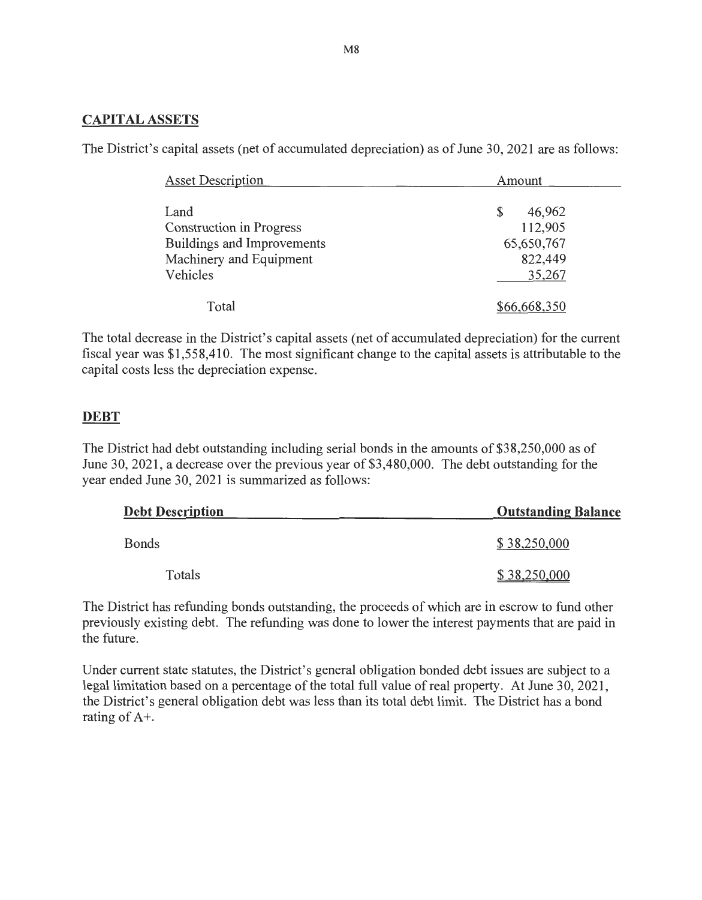## CAPITAL ASSETS

The District's capital assets (net of accumulated depreciation) as of June 30, 2021 are as follows:

| Asset Description | Amount |
|---|---|
| Land | $ 46,962 |
| Construction in Progress | 112,905 |
| Buildings and Improvements | 65,650,767 |
| Machinery and Equipment | 822,449 |
| Vehicles | 35,267 |
| Total | $66,668,350 |

The total decrease in the District's capital assets (net of accumulated depreciation) for the current fiscal year was $1,558,410. The most significant change to the capital assets is attributable to the capital costs less the depreciation expense.

## DEBT

The District had debt outstanding including serial bonds in the amounts of $38,250,000 as of June 30, 2021, a decrease over the previous year of $3,480,000. The debt outstanding for the year ended June 30, 2021 is summarized as follows:

| **Debt Description** | **Outstanding Balance** |
|---|---|
| Bonds | $ 38,250,000 |
| Totals | $ 38,250,000 |

The District has refunding bonds outstanding, the proceeds of which are in escrow to fund other previously existing debt. The refunding was done to lower the interest payments that are paid in the future.

Under current state statutes, the District's general obligation bonded debt issues are subject to a legal limitation based on a percentage of the total full value of real property. At June 30, 2021, the District's general obligation debt was less than its total debt limit. The District has a bond rating of A+.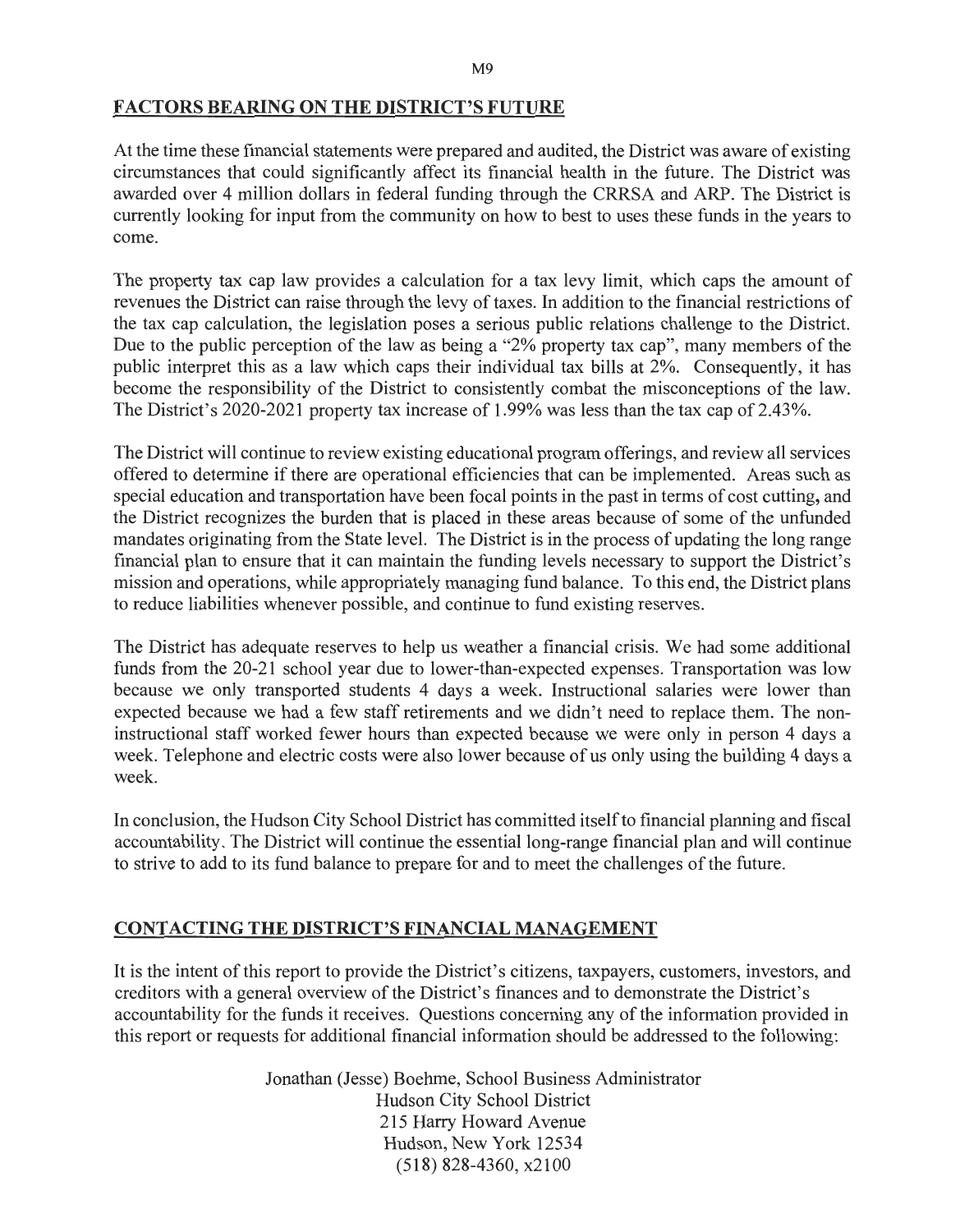## FACTORS BEARING ON THE DISTRICT'S FUTURE

At the time these financial statements were prepared and audited, the District was aware of existing circumstances that could significantly affect its financial health in the future. The District was awarded over 4 million dollars in federal funding through the CRRSA and ARP. The District is currently looking for input from the community on how to best to uses these funds in the years to come.

The property tax cap law provides a calculation for a tax levy limit, which caps the amount of revenues the District can raise through the levy of taxes. In addition to the financial restrictions of the tax cap calculation, the legislation poses a serious public relations challenge to the District. Due to the public perception of the law as being a "2% property tax cap", many members of the public interpret this as a law which caps their individual tax bills at 2%. Consequently, it has become the responsibility of the District to consistently combat the misconceptions of the law. The District's 2020-2021 property tax increase of 1.99% was less than the tax cap of 2.43%.

The District will continue to review existing educational program offerings, and review all services offered to determine if there are operational efficiencies that can be implemented. Areas such as special education and transportation have been focal points in the past in terms of cost cutting, and the District recognizes the burden that is placed in these areas because of some of the unfunded mandates originating from the State level. The District is in the process of updating the long range financial plan to ensure that it can maintain the funding levels necessary to support the District's mission and operations, while appropriately managing fund balance. To this end, the District plans to reduce liabilities whenever possible, and continue to fund existing reserves.

The District has adequate reserves to help us weather a financial crisis. We had some additional funds from the 20-21 school year due to lower-than-expected expenses. Transportation was low because we only transported students 4 days a week. Instructional salaries were lower than expected because we had a few staff retirements and we didn't need to replace them. The non-instructional staff worked fewer hours than expected because we were only in person 4 days a week. Telephone and electric costs were also lower because of us only using the building 4 days a week.

In conclusion, the Hudson City School District has committed itself to financial planning and fiscal accountability. The District will continue the essential long-range financial plan and will continue to strive to add to its fund balance to prepare for and to meet the challenges of the future.

## CONTACTING THE DISTRICT'S FINANCIAL MANAGEMENT

It is the intent of this report to provide the District's citizens, taxpayers, customers, investors, and creditors with a general overview of the District's finances and to demonstrate the District's accountability for the funds it receives. Questions concerning any of the information provided in this report or requests for additional financial information should be addressed to the following:

Jonathan (Jesse) Boehme, School Business Administrator
Hudson City School District
215 Harry Howard Avenue
Hudson, New York 12534
(518) 828-4360, x2100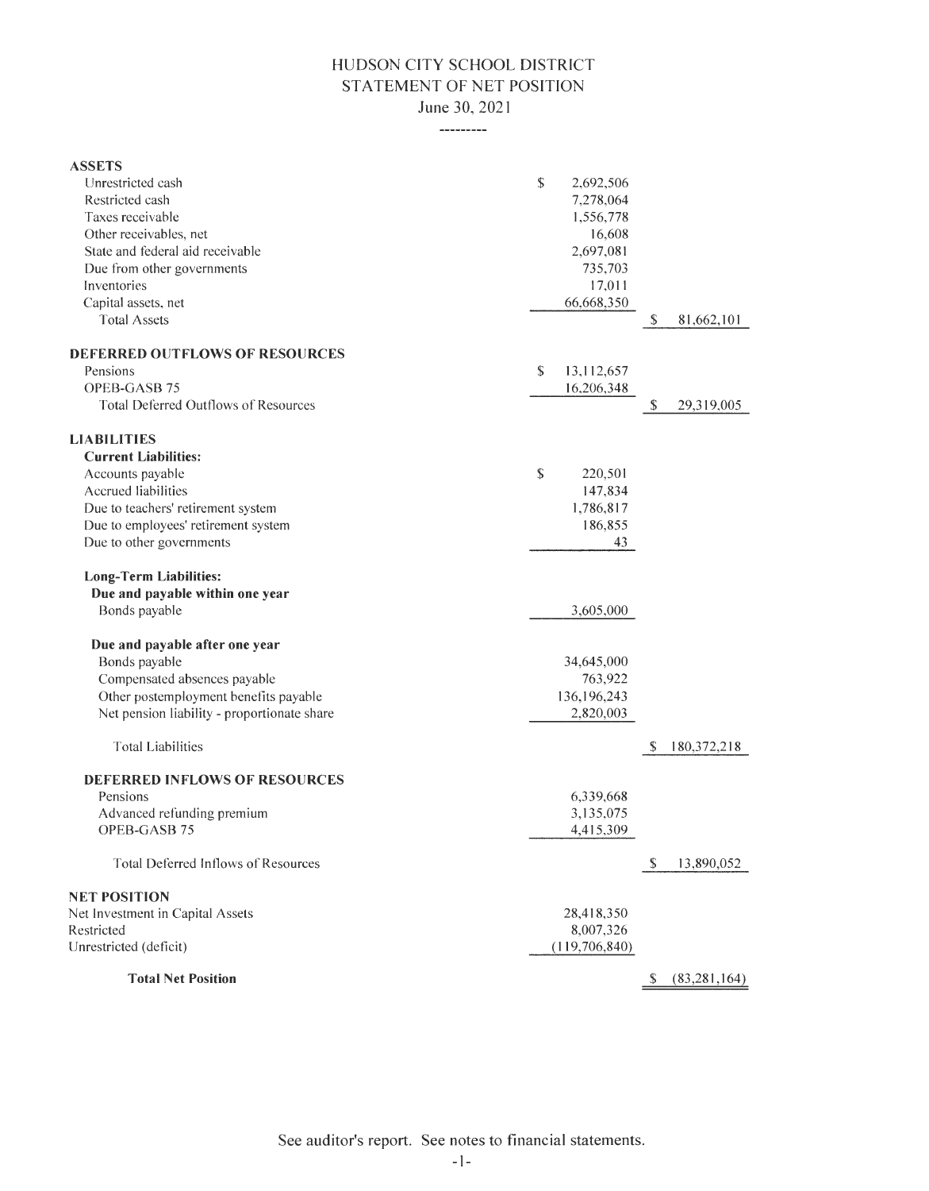# HUDSON CITY SCHOOL DISTRICT
## STATEMENT OF NET POSITION
### June 30, 2021

---------

| | | |
|---|---|---|
| **ASSETS** | | |
| Unrestricted cash | $ 2,692,506 | |
| Restricted cash | 7,278,064 | |
| Taxes receivable | 1,556,778 | |
| Other receivables, net | 16,608 | |
| State and federal aid receivable | 2,697,081 | |
| Due from other governments | 735,703 | |
| Inventories | 17,011 | |
| Capital assets, net | 66,668,350 | |
| Total Assets | | $ 81,662,101 |
| **DEFERRED OUTFLOWS OF RESOURCES** | | |
| Pensions | $ 13,112,657 | |
| OPEB-GASB 75 | 16,206,348 | |
| Total Deferred Outflows of Resources | | $ 29,319,005 |
| **LIABILITIES** | | |
| **Current Liabilities:** | | |
| Accounts payable | $ 220,501 | |
| Accrued liabilities | 147,834 | |
| Due to teachers' retirement system | 1,786,817 | |
| Due to employees' retirement system | 186,855 | |
| Due to other governments | 43 | |
| **Long-Term Liabilities:** | | |
| **Due and payable within one year** | | |
| Bonds payable | 3,605,000 | |
| **Due and payable after one year** | | |
| Bonds payable | 34,645,000 | |
| Compensated absences payable | 763,922 | |
| Other postemployment benefits payable | 136,196,243 | |
| Net pension liability - proportionate share | 2,820,003 | |
| Total Liabilities | | $ 180,372,218 |
| **DEFERRED INFLOWS OF RESOURCES** | | |
| Pensions | 6,339,668 | |
| Advanced refunding premium | 3,135,075 | |
| OPEB-GASB 75 | 4,415,309 | |
| Total Deferred Inflows of Resources | | $ 13,890,052 |
| **NET POSITION** | | |
| Net Investment in Capital Assets | 28,418,350 | |
| Restricted | 8,007,326 | |
| Unrestricted (deficit) | (119,706,840) | |
| **Total Net Position** | | $ (83,281,164) |

See auditor's report. See notes to financial statements.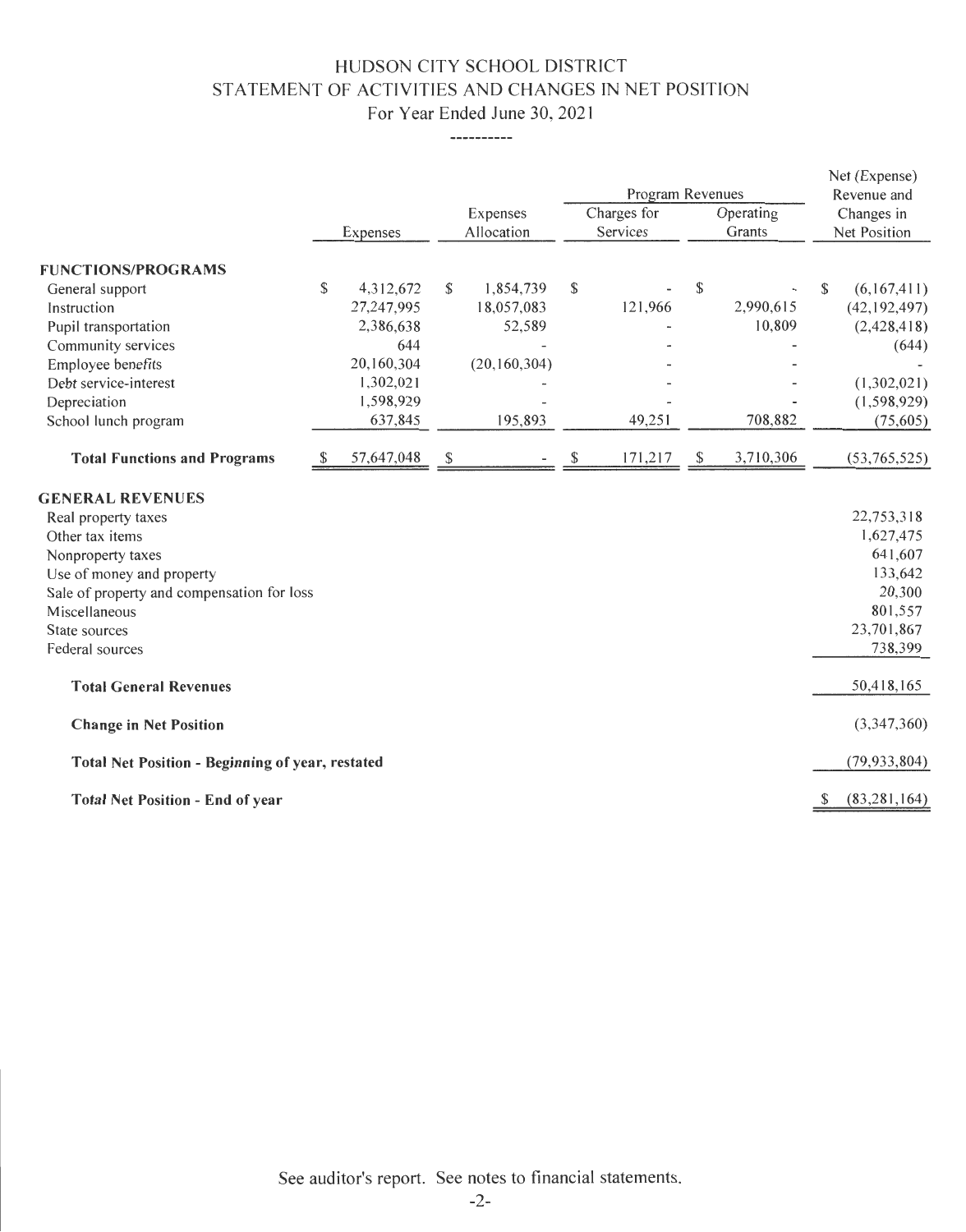# HUDSON CITY SCHOOL DISTRICT
## STATEMENT OF ACTIVITIES AND CHANGES IN NET POSITION
### For Year Ended June 30, 2021

----------

| | Expenses | Expenses Allocation | Program Revenues | | Net (Expense) Revenue and Changes in Net Position |
|---|---|---|---|---|---|
| | | | Charges for Services | Operating Grants | |
| **FUNCTIONS/PROGRAMS** | | | | | |
| General support | $ 4,312,672 | $ 1,854,739 | $ - | $ - | $ (6,167,411) |
| Instruction | 27,247,995 | 18,057,083 | 121,966 | 2,990,615 | (42,192,497) |
| Pupil transportation | 2,386,638 | 52,589 | - | 10,809 | (2,428,418) |
| Community services | 644 | - | - | - | (644) |
| Employee benefits | 20,160,304 | (20,160,304) | - | - | - |
| Debt service-interest | 1,302,021 | - | - | - | (1,302,021) |
| Depreciation | 1,598,929 | - | - | - | (1,598,929) |
| School lunch program | 637,845 | 195,893 | 49,251 | 708,882 | (75,605) |
| **Total Functions and Programs** | $ 57,647,048 | $ - | $ 171,217 | $ 3,710,306 | (53,765,525) |
| **GENERAL REVENUES** | | | | | |
| Real property taxes | | | | | 22,753,318 |
| Other tax items | | | | | 1,627,475 |
| Nonproperty taxes | | | | | 641,607 |
| Use of money and property | | | | | 133,642 |
| Sale of property and compensation for loss | | | | | 20,300 |
| Miscellaneous | | | | | 801,557 |
| State sources | | | | | 23,701,867 |
| Federal sources | | | | | 738,399 |
| **Total General Revenues** | | | | | 50,418,165 |
| **Change in Net Position** | | | | | (3,347,360) |
| **Total Net Position - Beginning of year, restated** | | | | | (79,933,804) |
| **Total Net Position - End of year** | | | | | $ (83,281,164) |

See auditor's report. See notes to financial statements.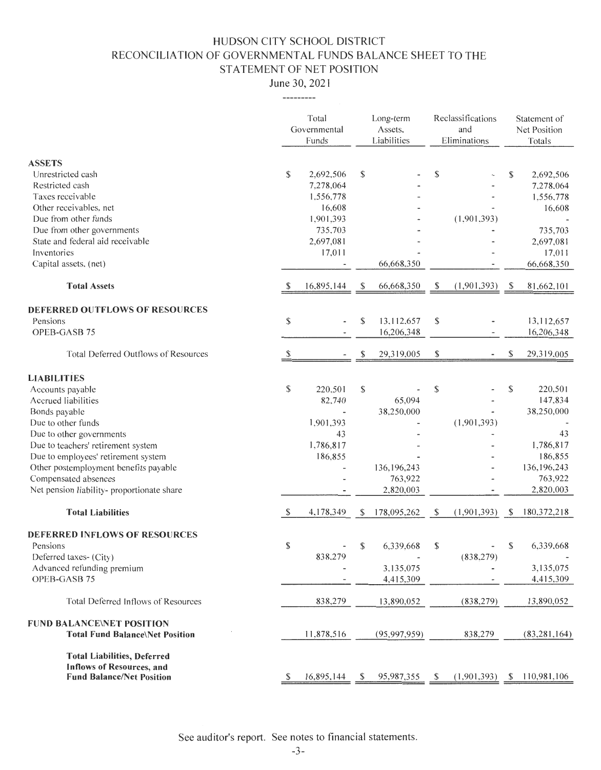# HUDSON CITY SCHOOL DISTRICT
## RECONCILIATION OF GOVERNMENTAL FUNDS BALANCE SHEET TO THE STATEMENT OF NET POSITION
### June 30, 2021

---------

| | Total Governmental Funds | Long-term Assets, Liabilities | Reclassifications and Eliminations | Statement of Net Position Totals |
|---|---|---|---|---|
| **ASSETS** | | | | |
| Unrestricted cash | $ 2,692,506 | $ - | $ - | $ 2,692,506 |
| Restricted cash | 7,278,064 | - | - | 7,278,064 |
| Taxes receivable | 1,556,778 | - | - | 1,556,778 |
| Other receivables, net | 16,608 | - | - | 16,608 |
| Due from other funds | 1,901,393 | - | (1,901,393) | - |
| Due from other governments | 735,703 | - | - | 735,703 |
| State and federal aid receivable | 2,697,081 | - | - | 2,697,081 |
| Inventories | 17,011 | - | - | 17,011 |
| Capital assets, (net) | - | 66,668,350 | - | 66,668,350 |
| **Total Assets** | $ 16,895,144 | $ 66,668,350 | $ (1,901,393) | $ 81,662,101 |
| **DEFERRED OUTFLOWS OF RESOURCES** | | | | |
| Pensions | $ - | $ 13,112,657 | $ - | 13,112,657 |
| OPEB-GASB 75 | - | 16,206,348 | - | 16,206,348 |
| Total Deferred Outflows of Resources | $ - | $ 29,319,005 | $ - | $ 29,319,005 |
| **LIABILITIES** | | | | |
| Accounts payable | $ 220,501 | $ - | $ - | $ 220,501 |
| Accrued liabilities | 82,740 | 65,094 | - | 147,834 |
| Bonds payable | - | 38,250,000 | - | 38,250,000 |
| Due to other funds | 1,901,393 | - | (1,901,393) | - |
| Due to other governments | 43 | - | - | 43 |
| Due to teachers' retirement system | 1,786,817 | - | - | 1,786,817 |
| Due to employees' retirement system | 186,855 | - | - | 186,855 |
| Other postemployment benefits payable | - | 136,196,243 | - | 136,196,243 |
| Compensated absences | - | 763,922 | - | 763,922 |
| Net pension liability- proportionate share | - | 2,820,003 | - | 2,820,003 |
| **Total Liabilities** | $ 4,178,349 | $ 178,095,262 | $ (1,901,393) | $ 180,372,218 |
| **DEFERRED INFLOWS OF RESOURCES** | | | | |
| Pensions | $ - | $ 6,339,668 | $ - | $ 6,339,668 |
| Deferred taxes- (City) | 838,279 | - | (838,279) | - |
| Advanced refunding premium | - | 3,135,075 | - | 3,135,075 |
| OPEB-GASB 75 | - | 4,415,309 | - | 4,415,309 |
| Total Deferred Inflows of Resources | 838,279 | 13,890,052 | (838,279) | 13,890,052 |
| **FUND BALANCE\NET POSITION** | | | | |
| **Total Fund Balance\Net Position** | 11,878,516 | (95,997,959) | 838,279 | (83,281,164) |
| **Total Liabilities, Deferred Inflows of Resources, and Fund Balance/Net Position** | $ 16,895,144 | $ 95,987,355 | $ (1,901,393) | $ 110,981,106 |

See auditor's report. See notes to financial statements.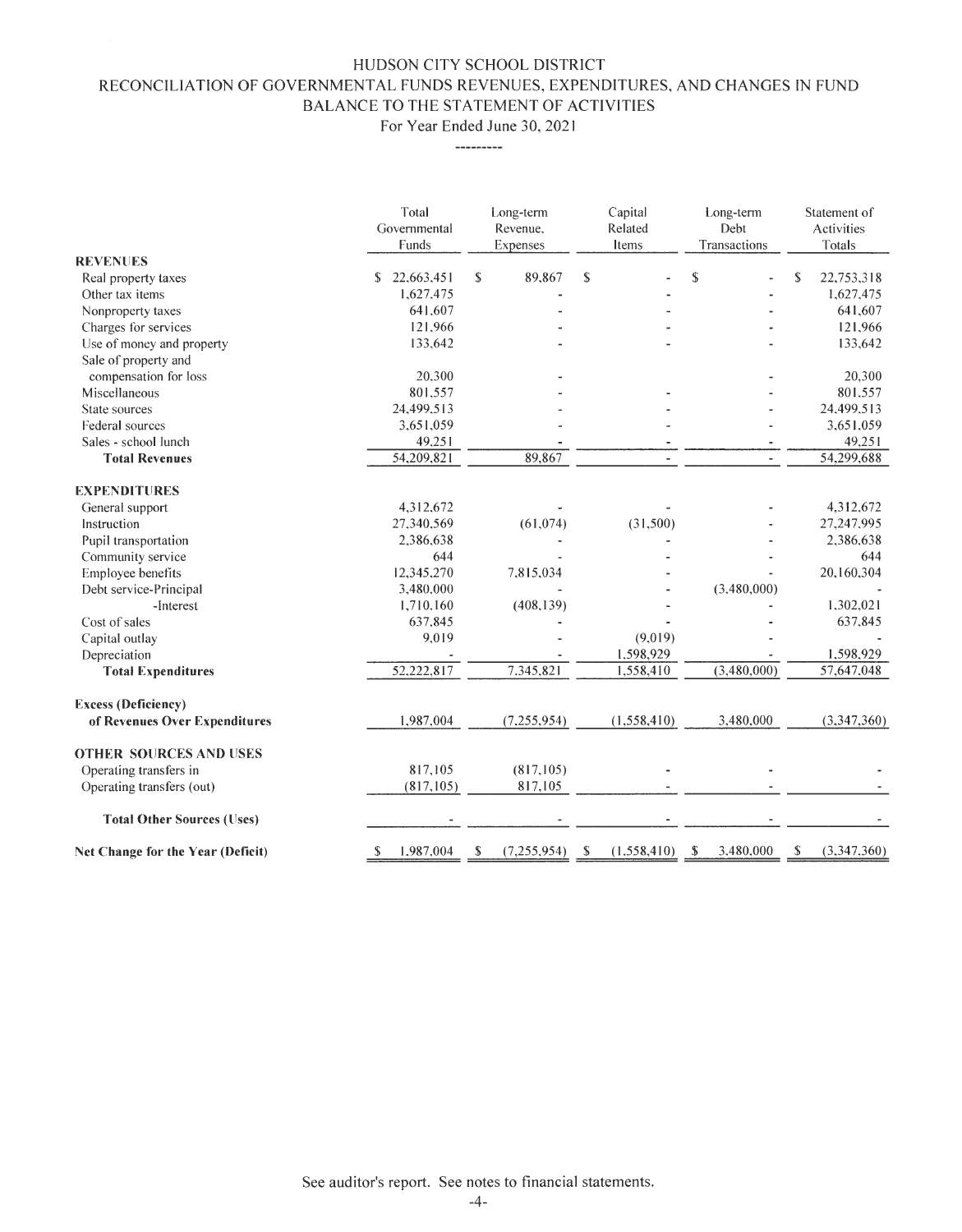# HUDSON CITY SCHOOL DISTRICT

## RECONCILIATION OF GOVERNMENTAL FUNDS REVENUES, EXPENDITURES, AND CHANGES IN FUND BALANCE TO THE STATEMENT OF ACTIVITIES

For Year Ended June 30, 2021

---------

| | Total Governmental Funds | Long-term Revenue, Expenses | Capital Related Items | Long-term Debt Transactions | Statement of Activities Totals |
|---|---|---|---|---|---|
| **REVENUES** | | | | | |
| Real property taxes | $ 22,663,451 | $ 89,867 | $ - | $ - | $ 22,753,318 |
| Other tax items | 1,627,475 | - | - | - | 1,627,475 |
| Nonproperty taxes | 641,607 | - | - | - | 641,607 |
| Charges for services | 121,966 | - | - | - | 121,966 |
| Use of money and property | 133,642 | - | - | - | 133,642 |
| Sale of property and compensation for loss | 20,300 | - | | - | 20,300 |
| Miscellaneous | 801,557 | - | - | - | 801,557 |
| State sources | 24,499,513 | - | - | - | 24,499,513 |
| Federal sources | 3,651,059 | - | - | - | 3,651,059 |
| Sales - school lunch | 49,251 | - | - | - | 49,251 |
| **Total Revenues** | 54,209,821 | 89,867 | - | - | 54,299,688 |
| **EXPENDITURES** | | | | | |
| General support | 4,312,672 | - | - | - | 4,312,672 |
| Instruction | 27,340,569 | (61,074) | (31,500) | - | 27,247,995 |
| Pupil transportation | 2,386,638 | - | - | - | 2,386,638 |
| Community service | 644 | - | - | - | 644 |
| Employee benefits | 12,345,270 | 7,815,034 | - | - | 20,160,304 |
| Debt service-Principal | 3,480,000 | - | - | (3,480,000) | - |
| -Interest | 1,710,160 | (408,139) | - | - | 1,302,021 |
| Cost of sales | 637,845 | - | - | - | 637,845 |
| Capital outlay | 9,019 | - | (9,019) | - | - |
| Depreciation | - | - | 1,598,929 | - | 1,598,929 |
| **Total Expenditures** | 52,222,817 | 7,345,821 | 1,558,410 | (3,480,000) | 57,647,048 |
| **Excess (Deficiency) of Revenues Over Expenditures** | 1,987,004 | (7,255,954) | (1,558,410) | 3,480,000 | (3,347,360) |
| **OTHER SOURCES AND USES** | | | | | |
| Operating transfers in | 817,105 | (817,105) | - | - | - |
| Operating transfers (out) | (817,105) | 817,105 | - | - | - |
| **Total Other Sources (Uses)** | - | - | - | - | - |
| **Net Change for the Year (Deficit)** | $ 1,987,004 | $ (7,255,954) | $ (1,558,410) | $ 3,480,000 | $ (3,347,360) |

See auditor's report. See notes to financial statements.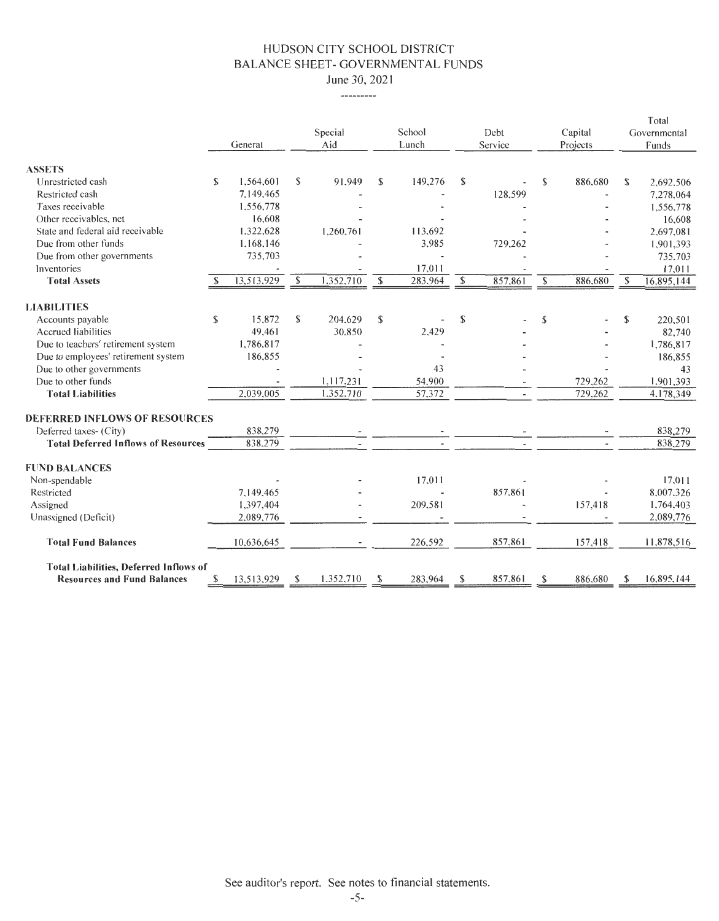# HUDSON CITY SCHOOL DISTRICT
## BALANCE SHEET- GOVERNMENTAL FUNDS
### June 30, 2021

---------

| | General | Special Aid | School Lunch | Debt Service | Capital Projects | Total Governmental Funds |
|---|---|---|---|---|---|---|
| **ASSETS** | | | | | | |
| Unrestricted cash | $ 1,564,601 | $ 91,949 | $ 149,276 | $ - | $ 886,680 | $ 2,692,506 |
| Restricted cash | 7,149,465 | - | - | 128,599 | - | 7,278,064 |
| Taxes receivable | 1,556,778 | - | - | - | - | 1,556,778 |
| Other receivables, net | 16,608 | - | - | - | - | 16,608 |
| State and federal aid receivable | 1,322,628 | 1,260,761 | 113,692 | - | - | 2,697,081 |
| Due from other funds | 1,168,146 | - | 3,985 | 729,262 | - | 1,901,393 |
| Due from other governments | 735,703 | - | - | - | - | 735,703 |
| Inventories | - | - | 17,011 | - | - | 17,011 |
| **Total Assets** | $ 13,513,929 | $ 1,352,710 | $ 283,964 | $ 857,861 | $ 886,680 | $ 16,895,144 |
| **LIABILITIES** | | | | | | |
| Accounts payable | $ 15,872 | $ 204,629 | $ - | $ - | $ - | $ 220,501 |
| Accrued liabilities | 49,461 | 30,850 | 2,429 | - | - | 82,740 |
| Due to teachers' retirement system | 1,786,817 | - | - | - | - | 1,786,817 |
| Due to employees' retirement system | 186,855 | - | - | - | - | 186,855 |
| Due to other governments | - | - | 43 | - | - | 43 |
| Due to other funds | - | 1,117,231 | 54,900 | - | 729,262 | 1,901,393 |
| **Total Liabilities** | 2,039,005 | 1,352,710 | 57,372 | - | 729,262 | 4,178,349 |
| **DEFERRED INFLOWS OF RESOURCES** | | | | | | |
| Deferred taxes- (City) | 838,279 | - | - | - | - | 838,279 |
| **Total Deferred Inflows of Resources** | 838,279 | - | - | - | - | 838,279 |
| **FUND BALANCES** | | | | | | |
| Non-spendable | - | - | 17,011 | - | - | 17,011 |
| Restricted | 7,149,465 | - | - | 857,861 | - | 8,007,326 |
| Assigned | 1,397,404 | - | 209,581 | - | 157,418 | 1,764,403 |
| Unassigned (Deficit) | 2,089,776 | - | - | - | - | 2,089,776 |
| **Total Fund Balances** | 10,636,645 | - | 226,592 | 857,861 | 157,418 | 11,878,516 |
| **Total Liabilities, Deferred Inflows of Resources and Fund Balances** | $ 13,513,929 | $ 1,352,710 | $ 283,964 | $ 857,861 | $ 886,680 | $ 16,895,144 |

See auditor's report. See notes to financial statements.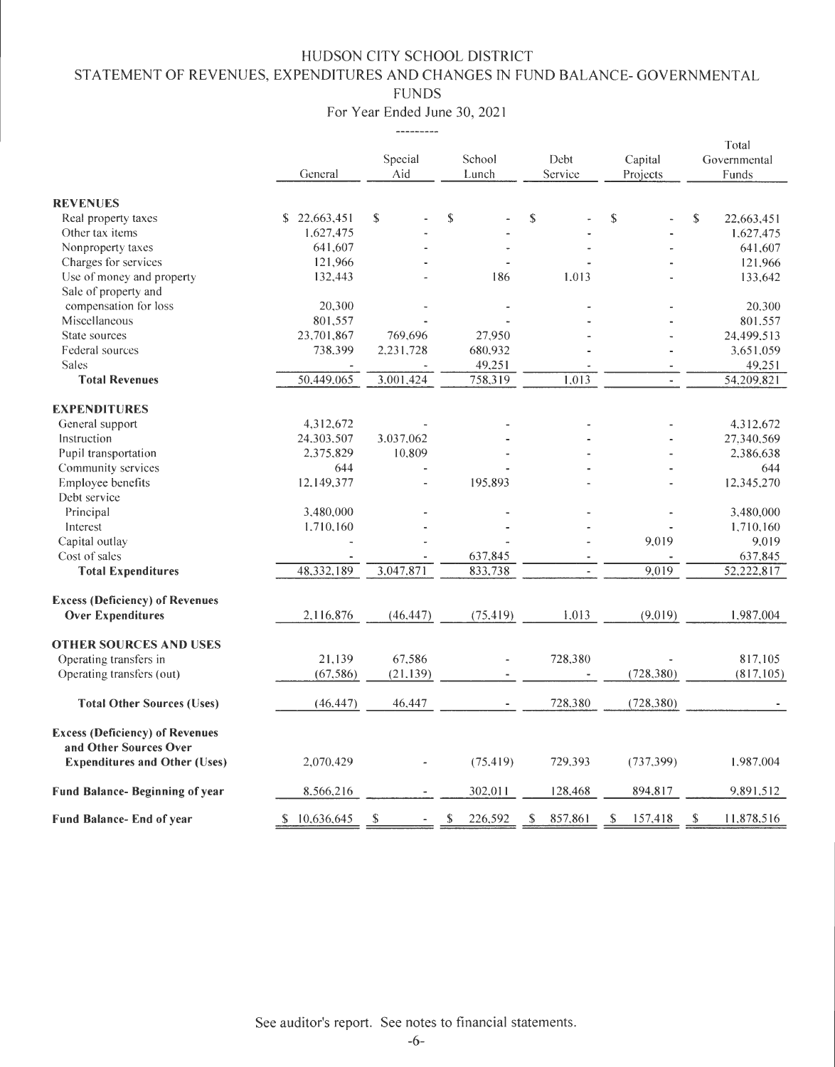# HUDSON CITY SCHOOL DISTRICT

## STATEMENT OF REVENUES, EXPENDITURES AND CHANGES IN FUND BALANCE- GOVERNMENTAL FUNDS

For Year Ended June 30, 2021

---------

| | General | Special Aid | School Lunch | Debt Service | Capital Projects | Total Governmental Funds |
|---|---|---|---|---|---|---|
| **REVENUES** | | | | | | |
| Real property taxes | $ 22,663,451 | $ - | $ - | $ - | $ - | $ 22,663,451 |
| Other tax items | 1,627,475 | - | - | - | - | 1,627,475 |
| Nonproperty taxes | 641,607 | - | - | - | - | 641,607 |
| Charges for services | 121,966 | - | - | - | - | 121,966 |
| Use of money and property | 132,443 | - | 186 | 1,013 | - | 133,642 |
| Sale of property and compensation for loss | 20,300 | - | - | - | - | 20,300 |
| Miscellaneous | 801,557 | - | - | - | - | 801,557 |
| State sources | 23,701,867 | 769,696 | 27,950 | - | - | 24,499,513 |
| Federal sources | 738,399 | 2,231,728 | 680,932 | - | - | 3,651,059 |
| Sales | - | - | 49,251 | - | - | 49,251 |
| **Total Revenues** | 50,449,065 | 3,001,424 | 758,319 | 1,013 | - | 54,209,821 |
| **EXPENDITURES** | | | | | | |
| General support | 4,312,672 | - | - | - | - | 4,312,672 |
| Instruction | 24,303,507 | 3,037,062 | - | - | - | 27,340,569 |
| Pupil transportation | 2,375,829 | 10,809 | - | - | - | 2,386,638 |
| Community services | 644 | - | - | - | - | 644 |
| Employee benefits | 12,149,377 | - | 195,893 | - | - | 12,345,270 |
| Debt service | | | | | | |
| Principal | 3,480,000 | - | - | - | - | 3,480,000 |
| Interest | 1,710,160 | - | - | - | - | 1,710,160 |
| Capital outlay | - | - | - | - | 9,019 | 9,019 |
| Cost of sales | - | - | 637,845 | - | - | 637,845 |
| **Total Expenditures** | 48,332,189 | 3,047,871 | 833,738 | - | 9,019 | 52,222,817 |
| **Excess (Deficiency) of Revenues Over Expenditures** | 2,116,876 | (46,447) | (75,419) | 1,013 | (9,019) | 1,987,004 |
| **OTHER SOURCES AND USES** | | | | | | |
| Operating transfers in | 21,139 | 67,586 | - | 728,380 | - | 817,105 |
| Operating transfers (out) | (67,586) | (21,139) | - | - | (728,380) | (817,105) |
| **Total Other Sources (Uses)** | (46,447) | 46,447 | - | 728,380 | (728,380) | - |
| **Excess (Deficiency) of Revenues and Other Sources Over Expenditures and Other (Uses)** | 2,070,429 | - | (75,419) | 729,393 | (737,399) | 1,987,004 |
| **Fund Balance- Beginning of year** | 8,566,216 | - | 302,011 | 128,468 | 894,817 | 9,891,512 |
| **Fund Balance- End of year** | $ 10,636,645 | $ - | $ 226,592 | $ 857,861 | $ 157,418 | $ 11,878,516 |

See auditor's report. See notes to financial statements.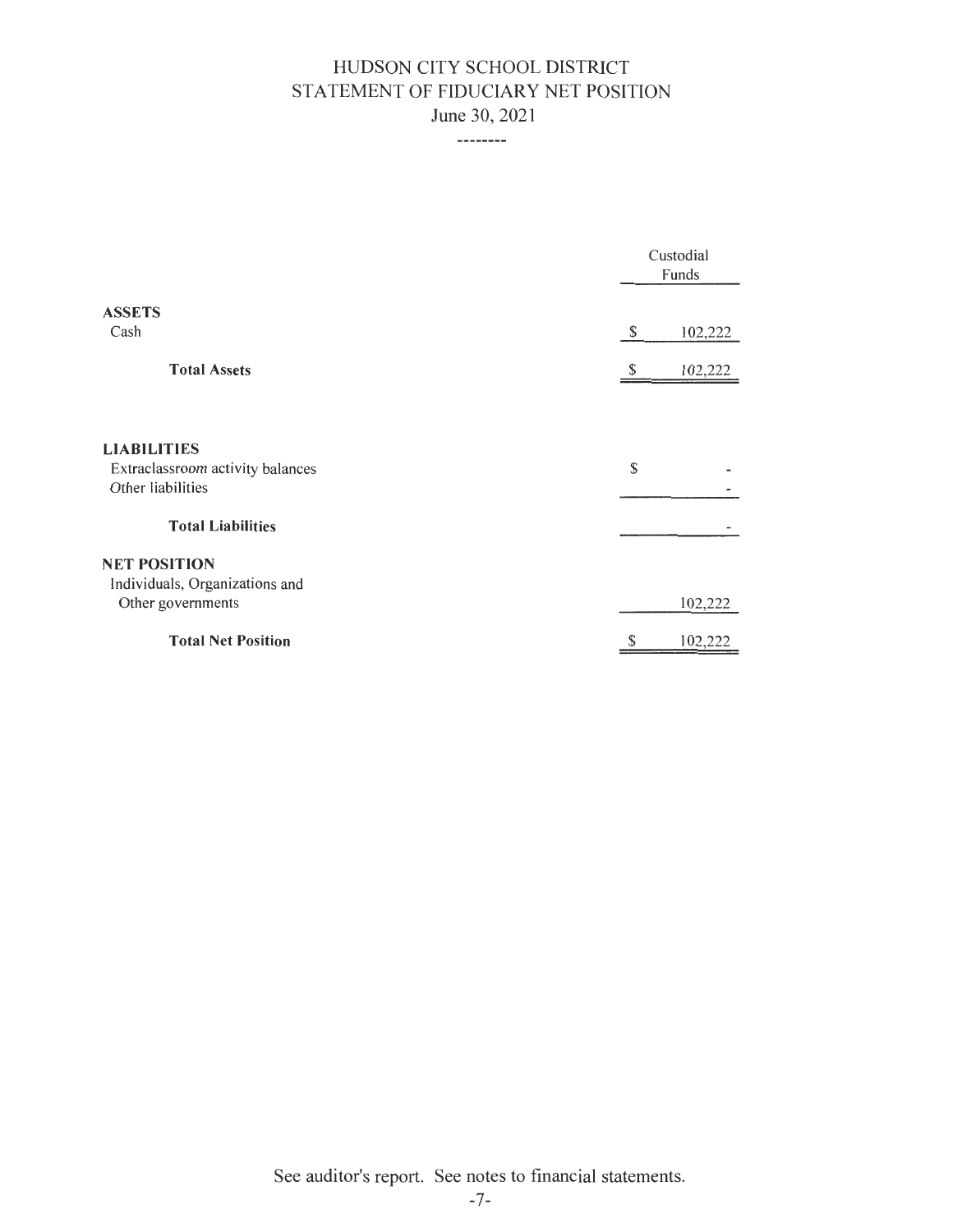# HUDSON CITY SCHOOL DISTRICT
## STATEMENT OF FIDUCIARY NET POSITION
### June 30, 2021

--------

| | Custodial Funds |
|---|---|
| **ASSETS** | |
| Cash | $ 102,222 |
| **Total Assets** | $ 102,222 |
| | |
| **LIABILITIES** | |
| Extraclassroom activity balances | $ - |
| Other liabilities | - |
| **Total Liabilities** | - |
| | |
| **NET POSITION** | |
| Individuals, Organizations and Other governments | 102,222 |
| **Total Net Position** | $ 102,222 |

See auditor's report. See notes to financial statements.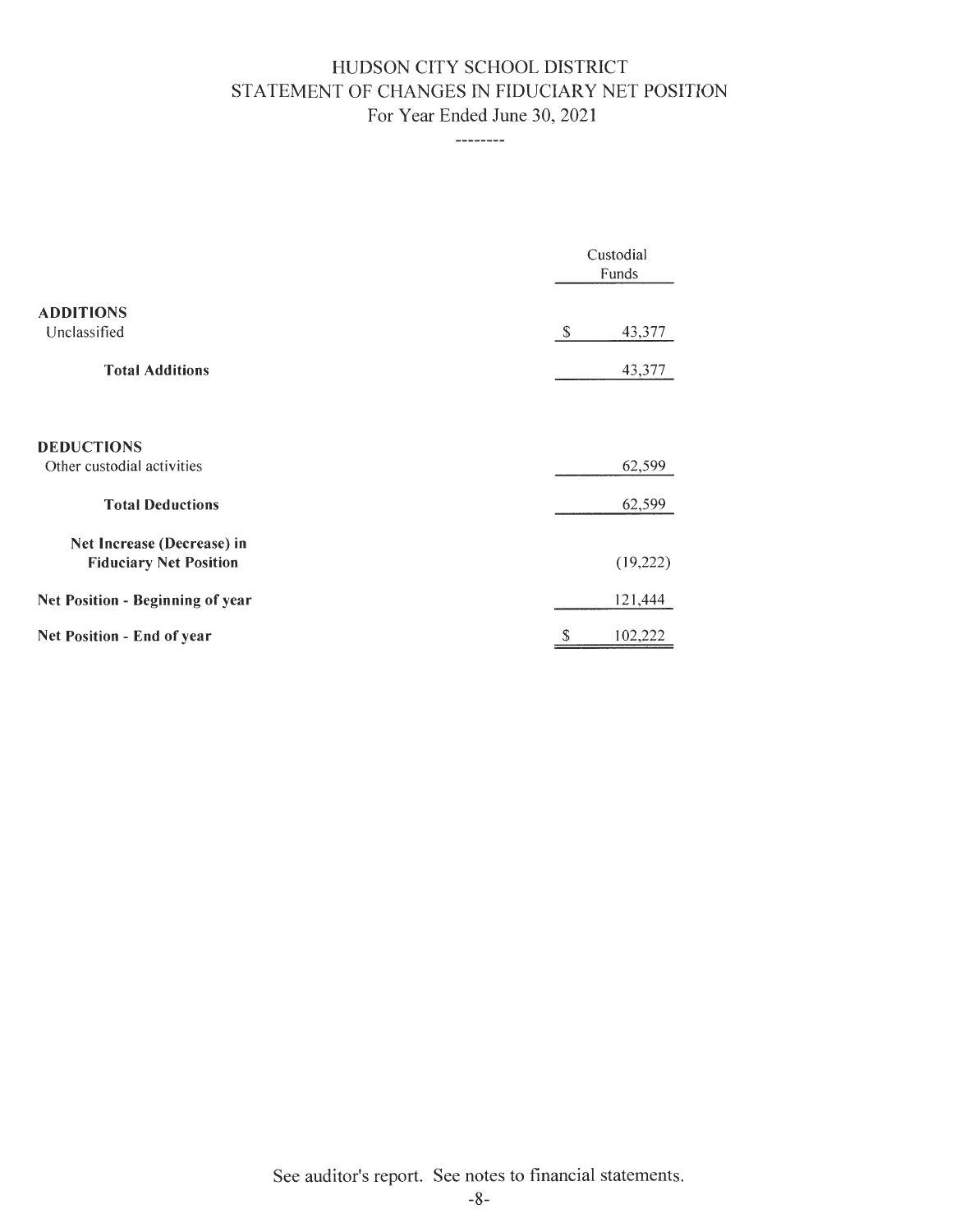# HUDSON CITY SCHOOL DISTRICT
## STATEMENT OF CHANGES IN FIDUCIARY NET POSITION
### For Year Ended June 30, 2021

--------

| | Custodial Funds |
|---|---|
| **ADDITIONS** | |
| Unclassified | $ 43,377 |
| **Total Additions** | 43,377 |
| | |
| **DEDUCTIONS** | |
| Other custodial activities | 62,599 |
| **Total Deductions** | 62,599 |
| **Net Increase (Decrease) in Fiduciary Net Position** | (19,222) |
| **Net Position - Beginning of year** | 121,444 |
| **Net Position - End of year** | $ 102,222 |

See auditor's report. See notes to financial statements.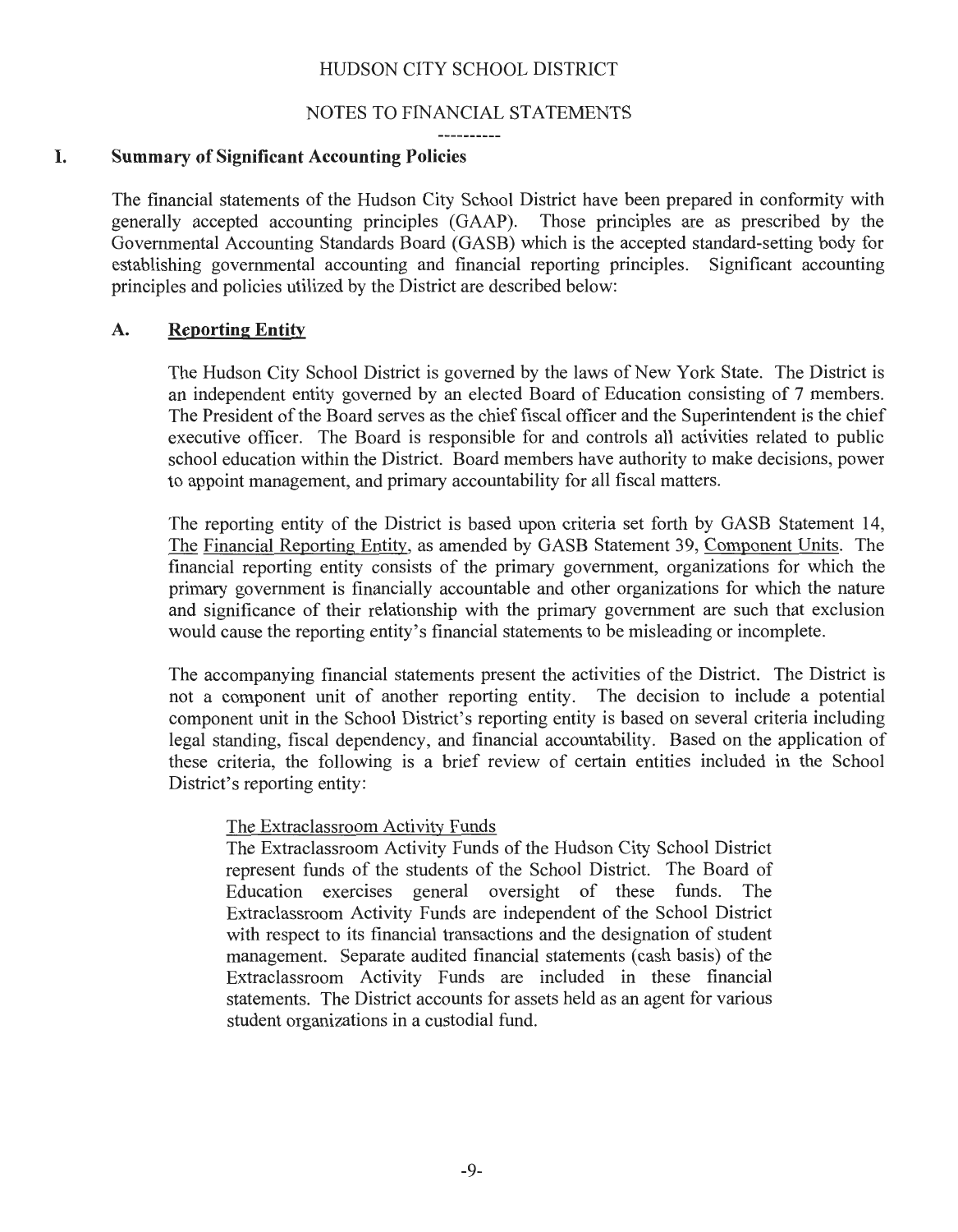# HUDSON CITY SCHOOL DISTRICT

## NOTES TO FINANCIAL STATEMENTS

----------

## I. Summary of Significant Accounting Policies

The financial statements of the Hudson City School District have been prepared in conformity with generally accepted accounting principles (GAAP). Those principles are as prescribed by the Governmental Accounting Standards Board (GASB) which is the accepted standard-setting body for establishing governmental accounting and financial reporting principles. Significant accounting principles and policies utilized by the District are described below:

### A. Reporting Entity

The Hudson City School District is governed by the laws of New York State. The District is an independent entity governed by an elected Board of Education consisting of 7 members. The President of the Board serves as the chief fiscal officer and the Superintendent is the chief executive officer. The Board is responsible for and controls all activities related to public school education within the District. Board members have authority to make decisions, power to appoint management, and primary accountability for all fiscal matters.

The reporting entity of the District is based upon criteria set forth by GASB Statement 14, The Financial Reporting Entity, as amended by GASB Statement 39, Component Units. The financial reporting entity consists of the primary government, organizations for which the primary government is financially accountable and other organizations for which the nature and significance of their relationship with the primary government are such that exclusion would cause the reporting entity's financial statements to be misleading or incomplete.

The accompanying financial statements present the activities of the District. The District is not a component unit of another reporting entity. The decision to include a potential component unit in the School District's reporting entity is based on several criteria including legal standing, fiscal dependency, and financial accountability. Based on the application of these criteria, the following is a brief review of certain entities included in the School District's reporting entity:

The Extraclassroom Activity Funds

The Extraclassroom Activity Funds of the Hudson City School District represent funds of the students of the School District. The Board of Education exercises general oversight of these funds. The Extraclassroom Activity Funds are independent of the School District with respect to its financial transactions and the designation of student management. Separate audited financial statements (cash basis) of the Extraclassroom Activity Funds are included in these financial statements. The District accounts for assets held as an agent for various student organizations in a custodial fund.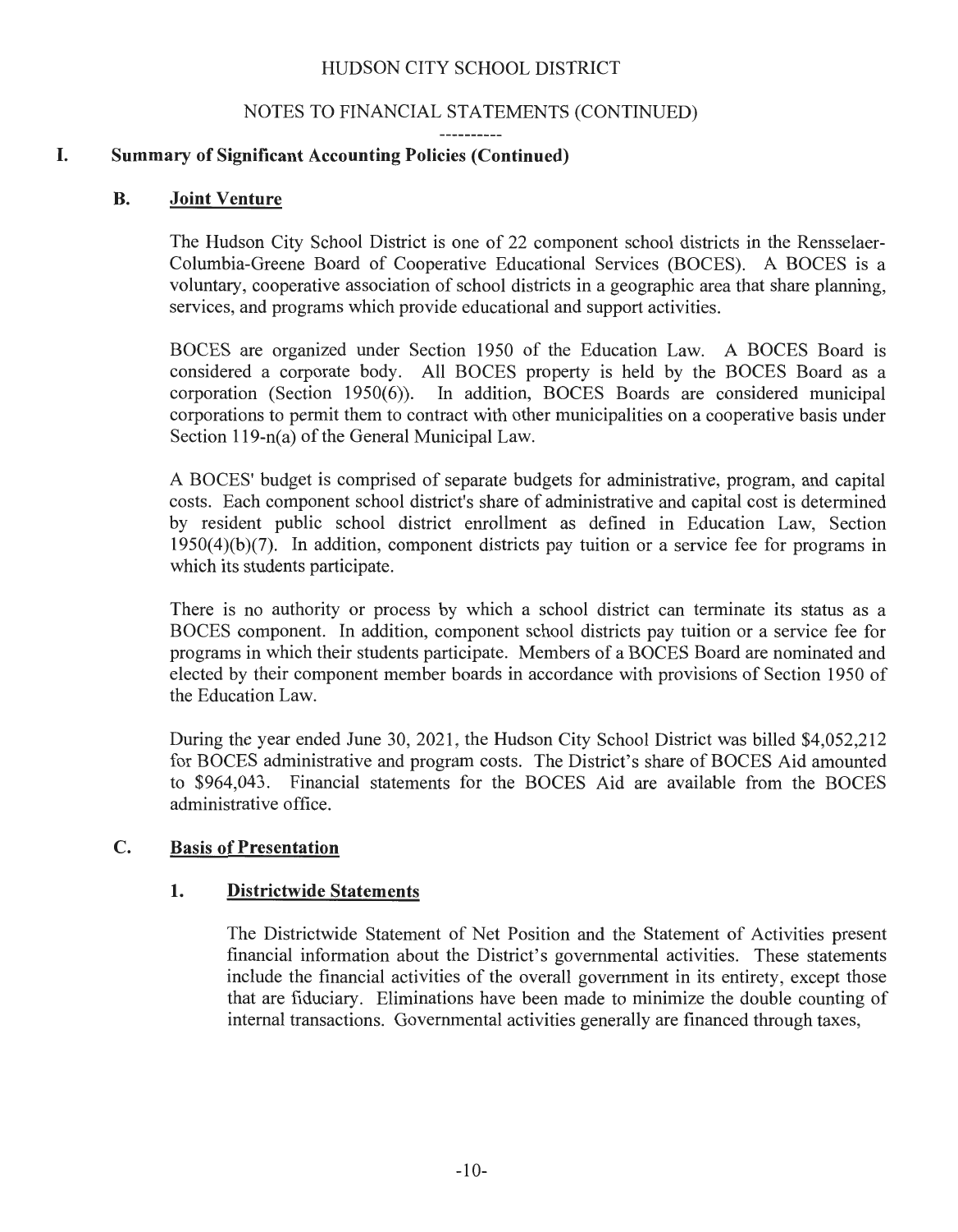## I. Summary of Significant Accounting Policies (Continued)

### B. Joint Venture

The Hudson City School District is one of 22 component school districts in the Rensselaer-Columbia-Greene Board of Cooperative Educational Services (BOCES). A BOCES is a voluntary, cooperative association of school districts in a geographic area that share planning, services, and programs which provide educational and support activities.

BOCES are organized under Section 1950 of the Education Law. A BOCES Board is considered a corporate body. All BOCES property is held by the BOCES Board as a corporation (Section 1950(6)). In addition, BOCES Boards are considered municipal corporations to permit them to contract with other municipalities on a cooperative basis under Section 119-n(a) of the General Municipal Law.

A BOCES' budget is comprised of separate budgets for administrative, program, and capital costs. Each component school district's share of administrative and capital cost is determined by resident public school district enrollment as defined in Education Law, Section 1950(4)(b)(7). In addition, component districts pay tuition or a service fee for programs in which its students participate.

There is no authority or process by which a school district can terminate its status as a BOCES component. In addition, component school districts pay tuition or a service fee for programs in which their students participate. Members of a BOCES Board are nominated and elected by their component member boards in accordance with provisions of Section 1950 of the Education Law.

During the year ended June 30, 2021, the Hudson City School District was billed $4,052,212 for BOCES administrative and program costs. The District's share of BOCES Aid amounted to $964,043. Financial statements for the BOCES Aid are available from the BOCES administrative office.

### C. Basis of Presentation

#### 1. Districtwide Statements

The Districtwide Statement of Net Position and the Statement of Activities present financial information about the District's governmental activities. These statements include the financial activities of the overall government in its entirety, except those that are fiduciary. Eliminations have been made to minimize the double counting of internal transactions. Governmental activities generally are financed through taxes,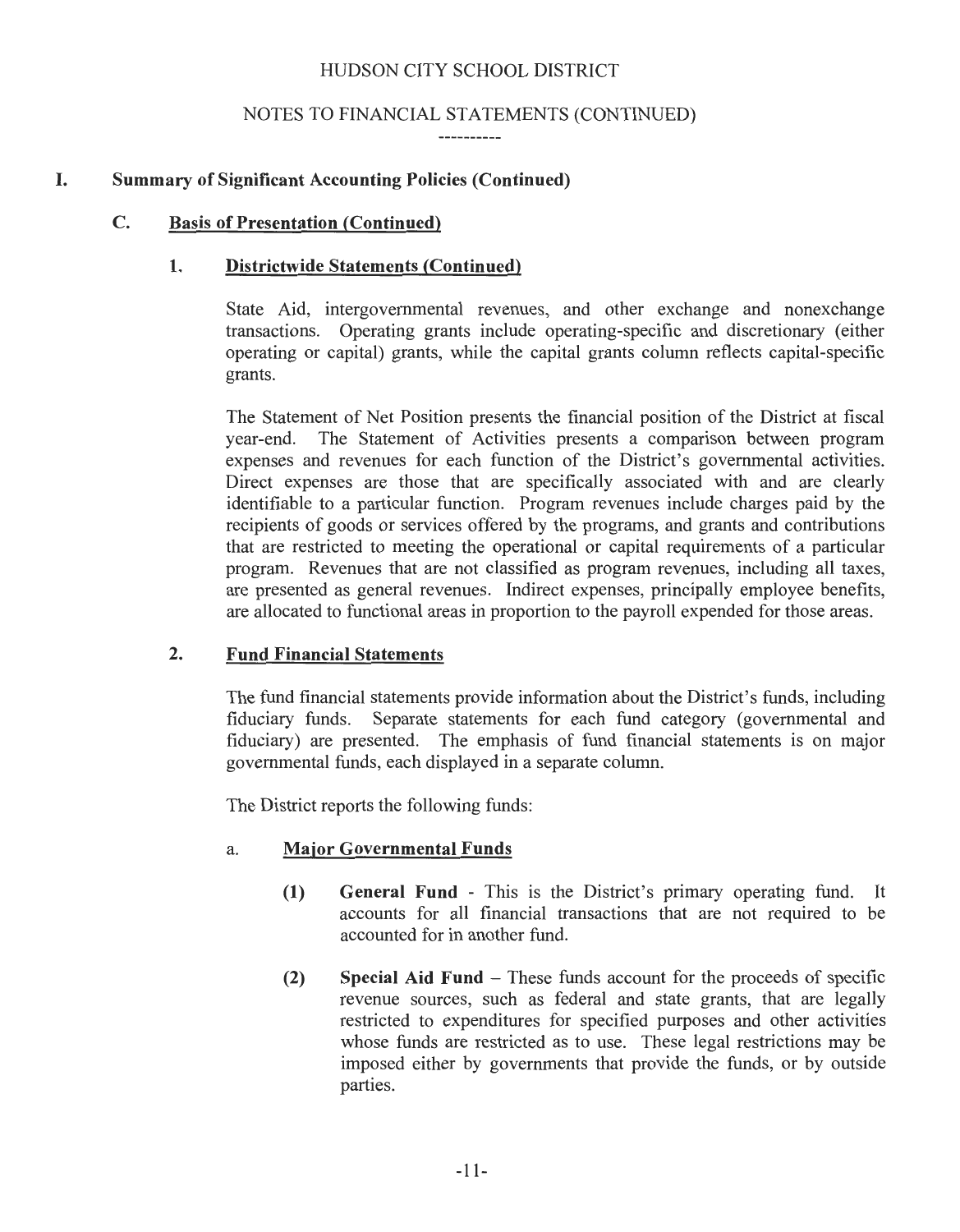## I. Summary of Significant Accounting Policies (Continued)

### C. Basis of Presentation (Continued)

#### 1. Districtwide Statements (Continued)

State Aid, intergovernmental revenues, and other exchange and nonexchange transactions. Operating grants include operating-specific and discretionary (either operating or capital) grants, while the capital grants column reflects capital-specific grants.

The Statement of Net Position presents the financial position of the District at fiscal year-end. The Statement of Activities presents a comparison between program expenses and revenues for each function of the District's governmental activities. Direct expenses are those that are specifically associated with and are clearly identifiable to a particular function. Program revenues include charges paid by the recipients of goods or services offered by the programs, and grants and contributions that are restricted to meeting the operational or capital requirements of a particular program. Revenues that are not classified as program revenues, including all taxes, are presented as general revenues. Indirect expenses, principally employee benefits, are allocated to functional areas in proportion to the payroll expended for those areas.

#### 2. Fund Financial Statements

The fund financial statements provide information about the District's funds, including fiduciary funds. Separate statements for each fund category (governmental and fiduciary) are presented. The emphasis of fund financial statements is on major governmental funds, each displayed in a separate column.

The District reports the following funds:

a. **Major Governmental Funds**

(1) **General Fund** - This is the District's primary operating fund. It accounts for all financial transactions that are not required to be accounted for in another fund.

(2) **Special Aid Fund** – These funds account for the proceeds of specific revenue sources, such as federal and state grants, that are legally restricted to expenditures for specified purposes and other activities whose funds are restricted as to use. These legal restrictions may be imposed either by governments that provide the funds, or by outside parties.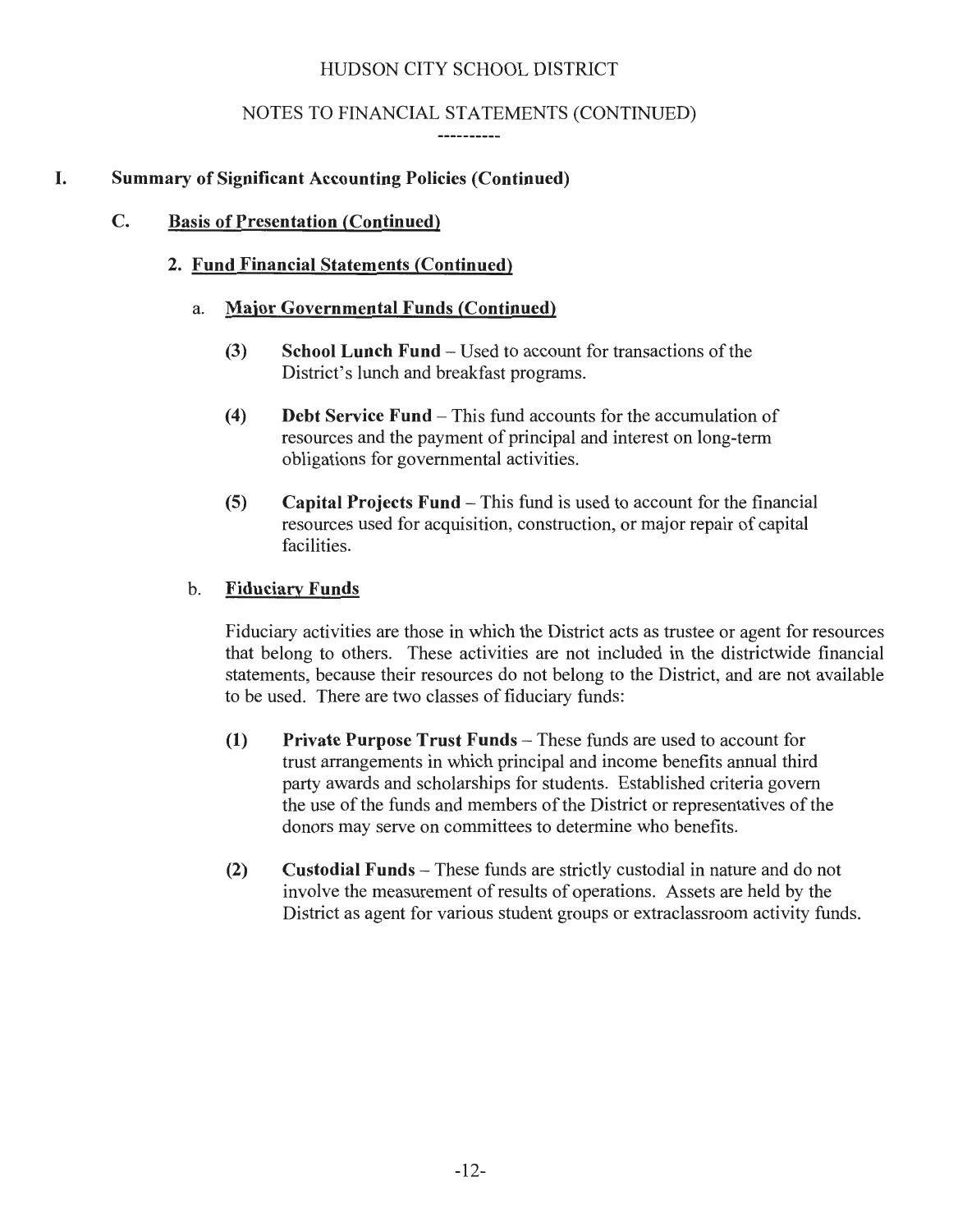# HUDSON CITY SCHOOL DISTRICT

## NOTES TO FINANCIAL STATEMENTS (CONTINUED)

## I. Summary of Significant Accounting Policies (Continued)

### C. Basis of Presentation (Continued)

#### 2. Fund Financial Statements (Continued)

a. **Major Governmental Funds (Continued)**

**(3) School Lunch Fund** – Used to account for transactions of the District's lunch and breakfast programs.

**(4) Debt Service Fund** – This fund accounts for the accumulation of resources and the payment of principal and interest on long-term obligations for governmental activities.

**(5) Capital Projects Fund** – This fund is used to account for the financial resources used for acquisition, construction, or major repair of capital facilities.

b. **Fiduciary Funds**

Fiduciary activities are those in which the District acts as trustee or agent for resources that belong to others. These activities are not included in the districtwide financial statements, because their resources do not belong to the District, and are not available to be used. There are two classes of fiduciary funds:

**(1) Private Purpose Trust Funds** – These funds are used to account for trust arrangements in which principal and income benefits annual third party awards and scholarships for students. Established criteria govern the use of the funds and members of the District or representatives of the donors may serve on committees to determine who benefits.

**(2) Custodial Funds** – These funds are strictly custodial in nature and do not involve the measurement of results of operations. Assets are held by the District as agent for various student groups or extraclassroom activity funds.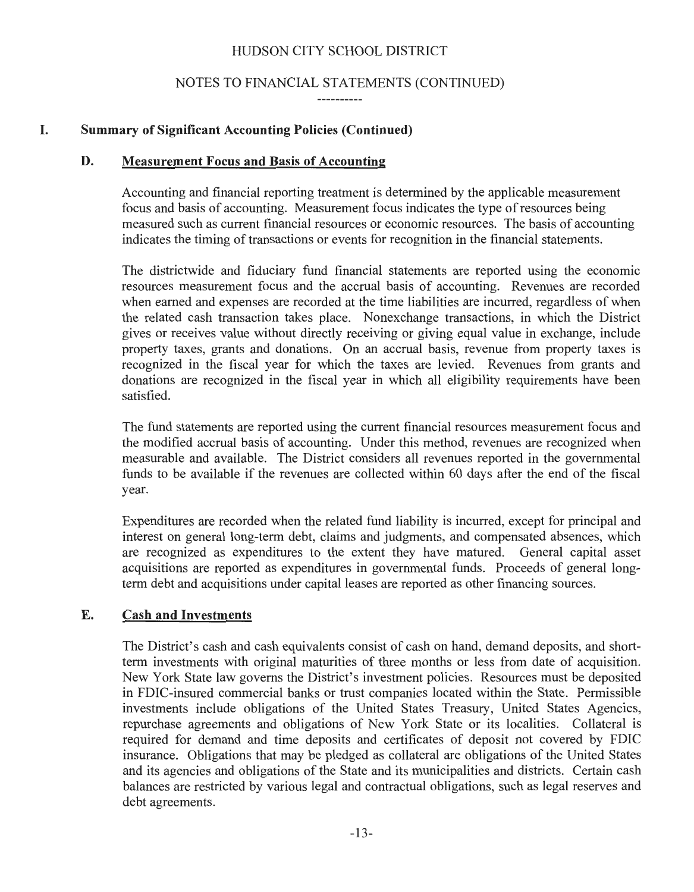## I. Summary of Significant Accounting Policies (Continued)

### D. Measurement Focus and Basis of Accounting

Accounting and financial reporting treatment is determined by the applicable measurement focus and basis of accounting. Measurement focus indicates the type of resources being measured such as current financial resources or economic resources. The basis of accounting indicates the timing of transactions or events for recognition in the financial statements.

The districtwide and fiduciary fund financial statements are reported using the economic resources measurement focus and the accrual basis of accounting. Revenues are recorded when earned and expenses are recorded at the time liabilities are incurred, regardless of when the related cash transaction takes place. Nonexchange transactions, in which the District gives or receives value without directly receiving or giving equal value in exchange, include property taxes, grants and donations. On an accrual basis, revenue from property taxes is recognized in the fiscal year for which the taxes are levied. Revenues from grants and donations are recognized in the fiscal year in which all eligibility requirements have been satisfied.

The fund statements are reported using the current financial resources measurement focus and the modified accrual basis of accounting. Under this method, revenues are recognized when measurable and available. The District considers all revenues reported in the governmental funds to be available if the revenues are collected within 60 days after the end of the fiscal year.

Expenditures are recorded when the related fund liability is incurred, except for principal and interest on general long-term debt, claims and judgments, and compensated absences, which are recognized as expenditures to the extent they have matured. General capital asset acquisitions are reported as expenditures in governmental funds. Proceeds of general long-term debt and acquisitions under capital leases are reported as other financing sources.

### E. Cash and Investments

The District's cash and cash equivalents consist of cash on hand, demand deposits, and short-term investments with original maturities of three months or less from date of acquisition. New York State law governs the District's investment policies. Resources must be deposited in FDIC-insured commercial banks or trust companies located within the State. Permissible investments include obligations of the United States Treasury, United States Agencies, repurchase agreements and obligations of New York State or its localities. Collateral is required for demand and time deposits and certificates of deposit not covered by FDIC insurance. Obligations that may be pledged as collateral are obligations of the United States and its agencies and obligations of the State and its municipalities and districts. Certain cash balances are restricted by various legal and contractual obligations, such as legal reserves and debt agreements.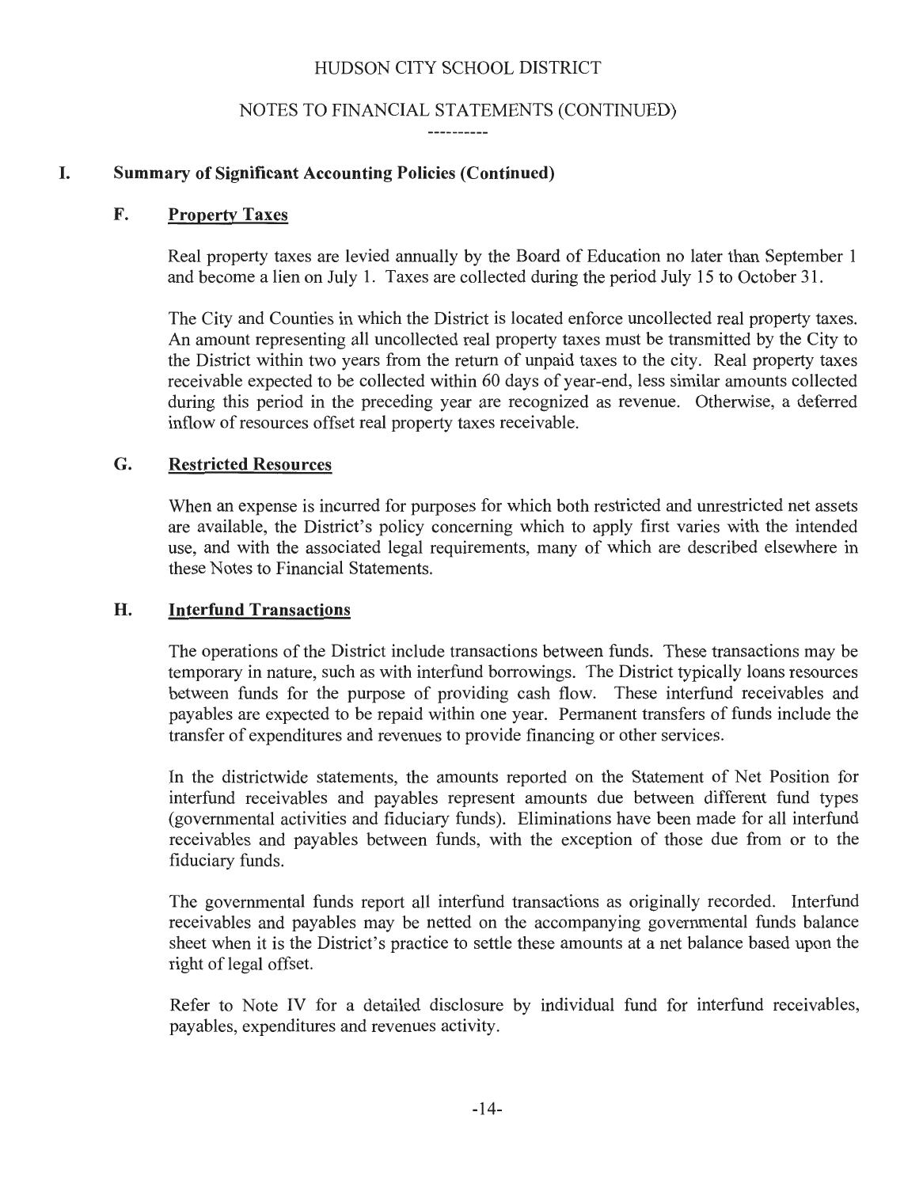HUDSON CITY SCHOOL DISTRICT

NOTES TO FINANCIAL STATEMENTS (CONTINUED)

----------

## I. Summary of Significant Accounting Policies (Continued)

### F. Property Taxes

Real property taxes are levied annually by the Board of Education no later than September 1 and become a lien on July 1. Taxes are collected during the period July 15 to October 31.

The City and Counties in which the District is located enforce uncollected real property taxes. An amount representing all uncollected real property taxes must be transmitted by the City to the District within two years from the return of unpaid taxes to the city. Real property taxes receivable expected to be collected within 60 days of year-end, less similar amounts collected during this period in the preceding year are recognized as revenue. Otherwise, a deferred inflow of resources offset real property taxes receivable.

### G. Restricted Resources

When an expense is incurred for purposes for which both restricted and unrestricted net assets are available, the District's policy concerning which to apply first varies with the intended use, and with the associated legal requirements, many of which are described elsewhere in these Notes to Financial Statements.

### H. Interfund Transactions

The operations of the District include transactions between funds. These transactions may be temporary in nature, such as with interfund borrowings. The District typically loans resources between funds for the purpose of providing cash flow. These interfund receivables and payables are expected to be repaid within one year. Permanent transfers of funds include the transfer of expenditures and revenues to provide financing or other services.

In the districtwide statements, the amounts reported on the Statement of Net Position for interfund receivables and payables represent amounts due between different fund types (governmental activities and fiduciary funds). Eliminations have been made for all interfund receivables and payables between funds, with the exception of those due from or to the fiduciary funds.

The governmental funds report all interfund transactions as originally recorded. Interfund receivables and payables may be netted on the accompanying governmental funds balance sheet when it is the District's practice to settle these amounts at a net balance based upon the right of legal offset.

Refer to Note IV for a detailed disclosure by individual fund for interfund receivables, payables, expenditures and revenues activity.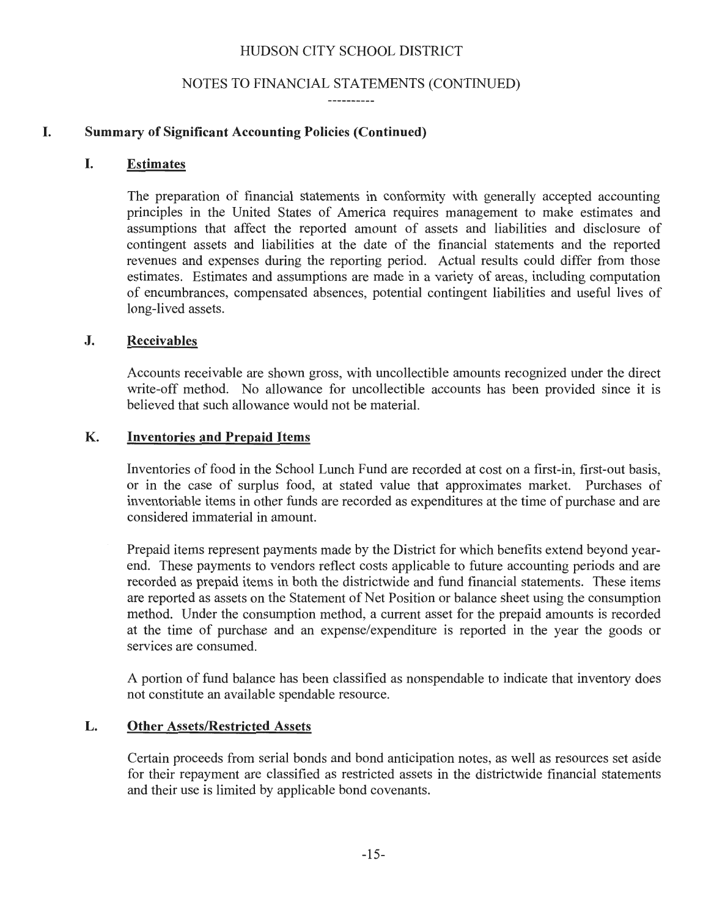HUDSON CITY SCHOOL DISTRICT

NOTES TO FINANCIAL STATEMENTS (CONTINUED)

## I. Summary of Significant Accounting Policies (Continued)

### I. Estimates

The preparation of financial statements in conformity with generally accepted accounting principles in the United States of America requires management to make estimates and assumptions that affect the reported amount of assets and liabilities and disclosure of contingent assets and liabilities at the date of the financial statements and the reported revenues and expenses during the reporting period. Actual results could differ from those estimates. Estimates and assumptions are made in a variety of areas, including computation of encumbrances, compensated absences, potential contingent liabilities and useful lives of long-lived assets.

### J. Receivables

Accounts receivable are shown gross, with uncollectible amounts recognized under the direct write-off method. No allowance for uncollectible accounts has been provided since it is believed that such allowance would not be material.

### K. Inventories and Prepaid Items

Inventories of food in the School Lunch Fund are recorded at cost on a first-in, first-out basis, or in the case of surplus food, at stated value that approximates market. Purchases of inventoriable items in other funds are recorded as expenditures at the time of purchase and are considered immaterial in amount.

Prepaid items represent payments made by the District for which benefits extend beyond year-end. These payments to vendors reflect costs applicable to future accounting periods and are recorded as prepaid items in both the districtwide and fund financial statements. These items are reported as assets on the Statement of Net Position or balance sheet using the consumption method. Under the consumption method, a current asset for the prepaid amounts is recorded at the time of purchase and an expense/expenditure is reported in the year the goods or services are consumed.

A portion of fund balance has been classified as nonspendable to indicate that inventory does not constitute an available spendable resource.

### L. Other Assets/Restricted Assets

Certain proceeds from serial bonds and bond anticipation notes, as well as resources set aside for their repayment are classified as restricted assets in the districtwide financial statements and their use is limited by applicable bond covenants.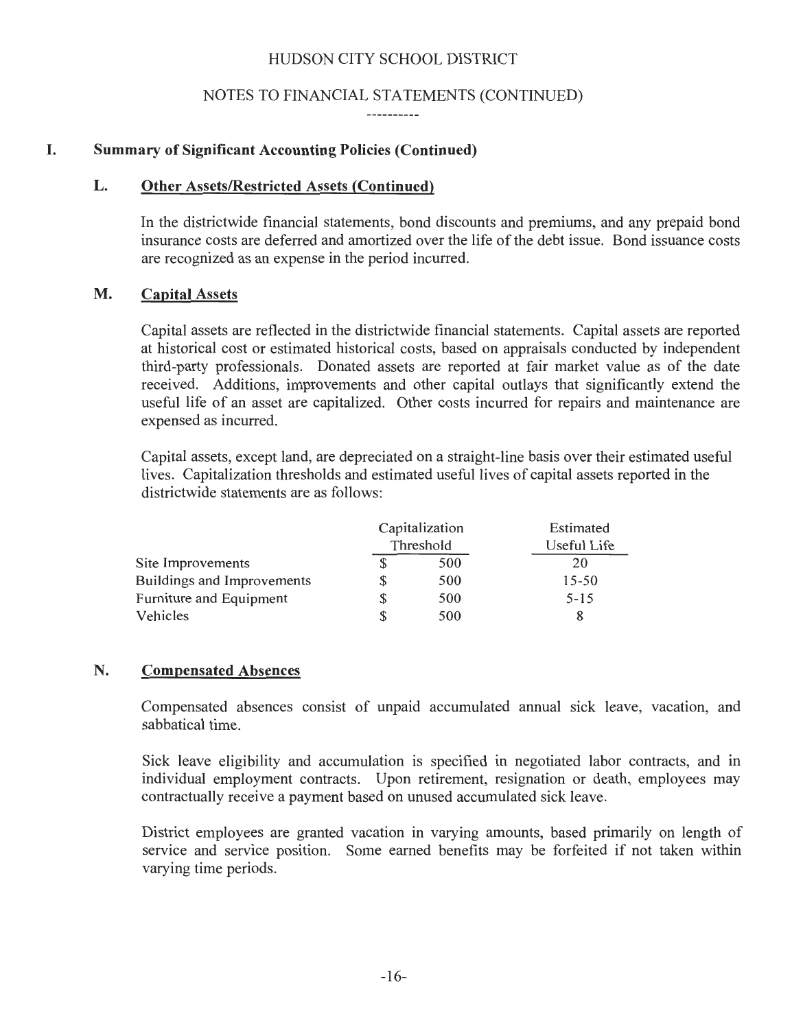# HUDSON CITY SCHOOL DISTRICT

## NOTES TO FINANCIAL STATEMENTS (CONTINUED)

## I. Summary of Significant Accounting Policies (Continued)

### L. Other Assets/Restricted Assets (Continued)

In the districtwide financial statements, bond discounts and premiums, and any prepaid bond insurance costs are deferred and amortized over the life of the debt issue. Bond issuance costs are recognized as an expense in the period incurred.

### M. Capital Assets

Capital assets are reflected in the districtwide financial statements. Capital assets are reported at historical cost or estimated historical costs, based on appraisals conducted by independent third-party professionals. Donated assets are reported at fair market value as of the date received. Additions, improvements and other capital outlays that significantly extend the useful life of an asset are capitalized. Other costs incurred for repairs and maintenance are expensed as incurred.

Capital assets, except land, are depreciated on a straight-line basis over their estimated useful lives. Capitalization thresholds and estimated useful lives of capital assets reported in the districtwide statements are as follows:

| | Capitalization Threshold | Estimated Useful Life |
|---|---|---|
| Site Improvements | $ 500 | 20 |
| Buildings and Improvements | $ 500 | 15-50 |
| Furniture and Equipment | $ 500 | 5-15 |
| Vehicles | $ 500 | 8 |

### N. Compensated Absences

Compensated absences consist of unpaid accumulated annual sick leave, vacation, and sabbatical time.

Sick leave eligibility and accumulation is specified in negotiated labor contracts, and in individual employment contracts. Upon retirement, resignation or death, employees may contractually receive a payment based on unused accumulated sick leave.

District employees are granted vacation in varying amounts, based primarily on length of service and service position. Some earned benefits may be forfeited if not taken within varying time periods.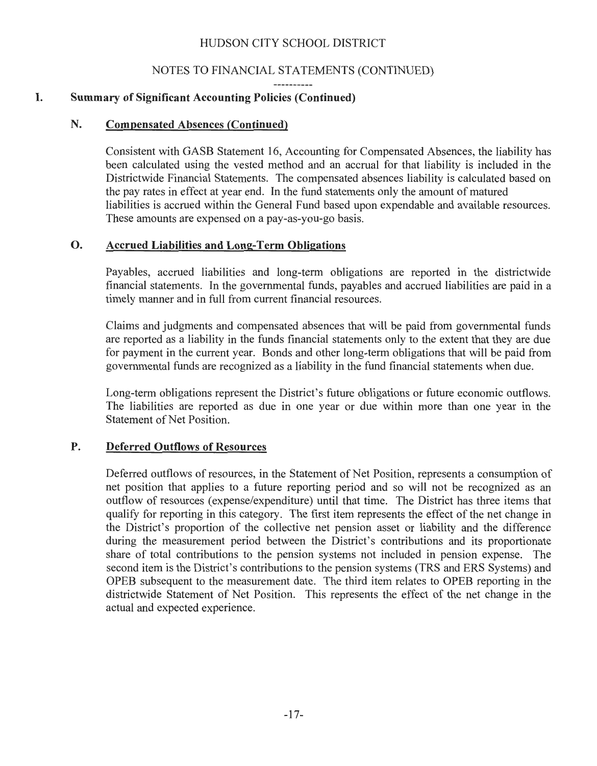## I. Summary of Significant Accounting Policies (Continued)

### N. Compensated Absences (Continued)

Consistent with GASB Statement 16, Accounting for Compensated Absences, the liability has been calculated using the vested method and an accrual for that liability is included in the Districtwide Financial Statements. The compensated absences liability is calculated based on the pay rates in effect at year end. In the fund statements only the amount of matured liabilities is accrued within the General Fund based upon expendable and available resources. These amounts are expensed on a pay-as-you-go basis.

### O. Accrued Liabilities and Long-Term Obligations

Payables, accrued liabilities and long-term obligations are reported in the districtwide financial statements. In the governmental funds, payables and accrued liabilities are paid in a timely manner and in full from current financial resources.

Claims and judgments and compensated absences that will be paid from governmental funds are reported as a liability in the funds financial statements only to the extent that they are due for payment in the current year. Bonds and other long-term obligations that will be paid from governmental funds are recognized as a liability in the fund financial statements when due.

Long-term obligations represent the District's future obligations or future economic outflows. The liabilities are reported as due in one year or due within more than one year in the Statement of Net Position.

### P. Deferred Outflows of Resources

Deferred outflows of resources, in the Statement of Net Position, represents a consumption of net position that applies to a future reporting period and so will not be recognized as an outflow of resources (expense/expenditure) until that time. The District has three items that qualify for reporting in this category. The first item represents the effect of the net change in the District's proportion of the collective net pension asset or liability and the difference during the measurement period between the District's contributions and its proportionate share of total contributions to the pension systems not included in pension expense. The second item is the District's contributions to the pension systems (TRS and ERS Systems) and OPEB subsequent to the measurement date. The third item relates to OPEB reporting in the districtwide Statement of Net Position. This represents the effect of the net change in the actual and expected experience.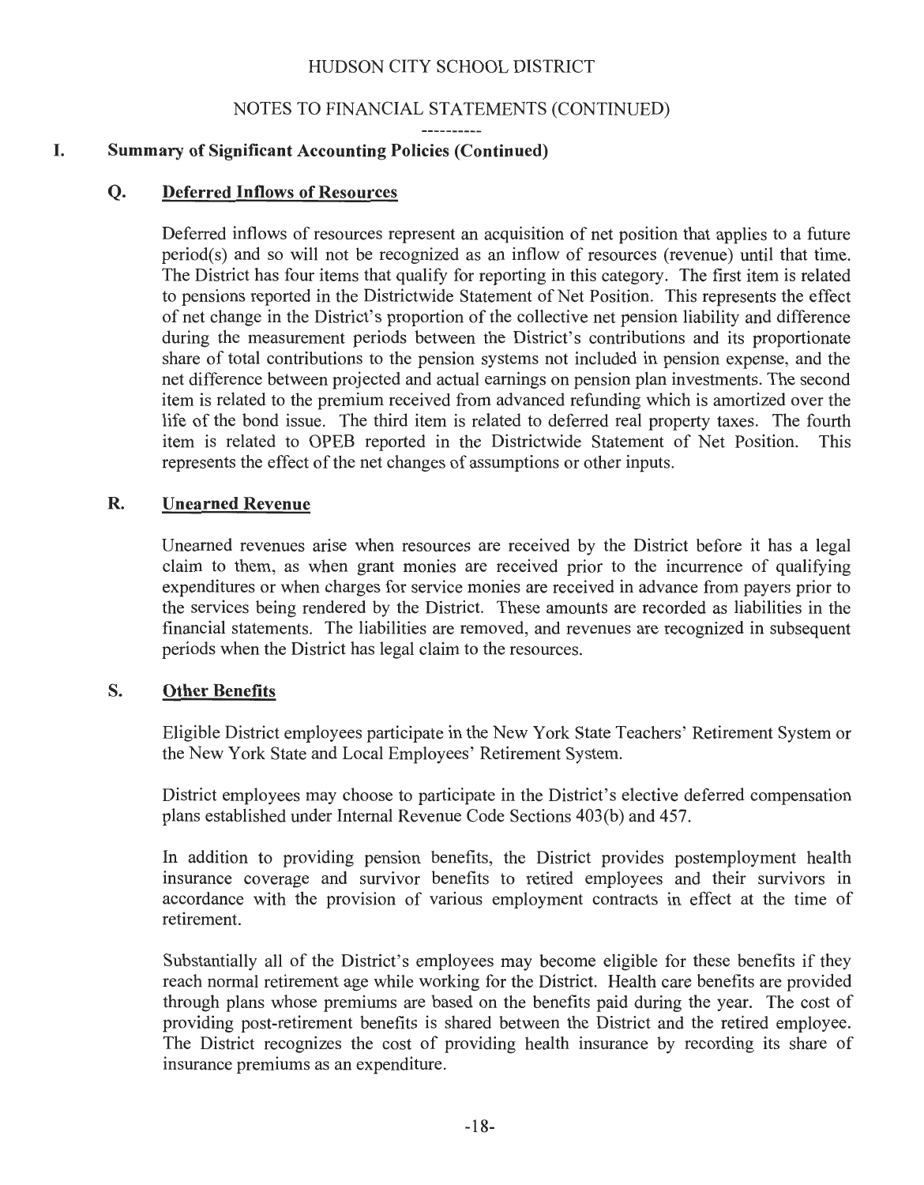## I. Summary of Significant Accounting Policies (Continued)

### Q. Deferred Inflows of Resources

Deferred inflows of resources represent an acquisition of net position that applies to a future period(s) and so will not be recognized as an inflow of resources (revenue) until that time. The District has four items that qualify for reporting in this category. The first item is related to pensions reported in the Districtwide Statement of Net Position. This represents the effect of net change in the District's proportion of the collective net pension liability and difference during the measurement periods between the District's contributions and its proportionate share of total contributions to the pension systems not included in pension expense, and the net difference between projected and actual earnings on pension plan investments. The second item is related to the premium received from advanced refunding which is amortized over the life of the bond issue. The third item is related to deferred real property taxes. The fourth item is related to OPEB reported in the Districtwide Statement of Net Position. This represents the effect of the net changes of assumptions or other inputs.

### R. Unearned Revenue

Unearned revenues arise when resources are received by the District before it has a legal claim to them, as when grant monies are received prior to the incurrence of qualifying expenditures or when charges for service monies are received in advance from payers prior to the services being rendered by the District. These amounts are recorded as liabilities in the financial statements. The liabilities are removed, and revenues are recognized in subsequent periods when the District has legal claim to the resources.

### S. Other Benefits

Eligible District employees participate in the New York State Teachers' Retirement System or the New York State and Local Employees' Retirement System.

District employees may choose to participate in the District's elective deferred compensation plans established under Internal Revenue Code Sections 403(b) and 457.

In addition to providing pension benefits, the District provides postemployment health insurance coverage and survivor benefits to retired employees and their survivors in accordance with the provision of various employment contracts in effect at the time of retirement.

Substantially all of the District's employees may become eligible for these benefits if they reach normal retirement age while working for the District. Health care benefits are provided through plans whose premiums are based on the benefits paid during the year. The cost of providing post-retirement benefits is shared between the District and the retired employee. The District recognizes the cost of providing health insurance by recording its share of insurance premiums as an expenditure.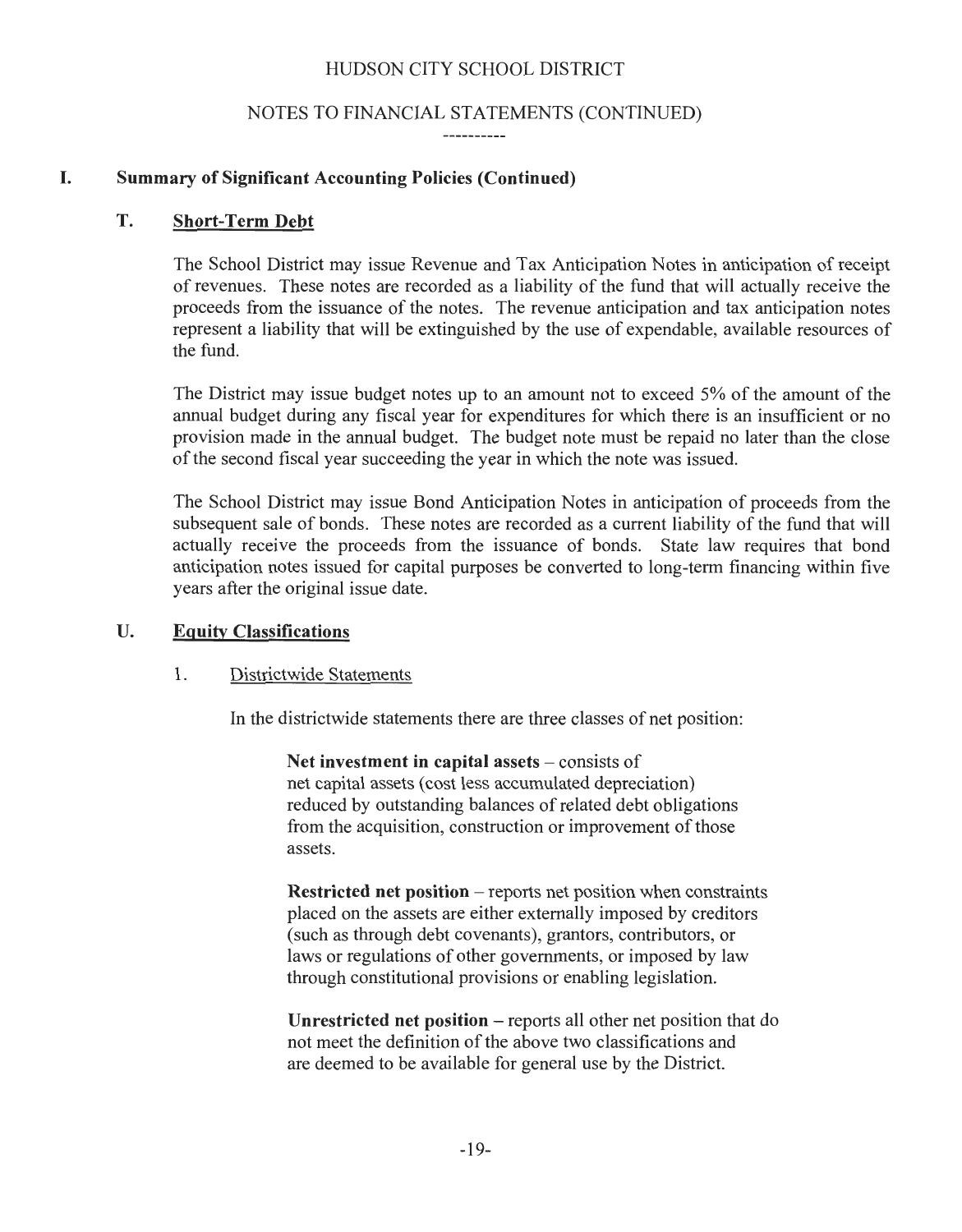## I. Summary of Significant Accounting Policies (Continued)

### T. Short-Term Debt

The School District may issue Revenue and Tax Anticipation Notes in anticipation of receipt of revenues. These notes are recorded as a liability of the fund that will actually receive the proceeds from the issuance of the notes. The revenue anticipation and tax anticipation notes represent a liability that will be extinguished by the use of expendable, available resources of the fund.

The District may issue budget notes up to an amount not to exceed 5% of the amount of the annual budget during any fiscal year for expenditures for which there is an insufficient or no provision made in the annual budget. The budget note must be repaid no later than the close of the second fiscal year succeeding the year in which the note was issued.

The School District may issue Bond Anticipation Notes in anticipation of proceeds from the subsequent sale of bonds. These notes are recorded as a current liability of the fund that will actually receive the proceeds from the issuance of bonds. State law requires that bond anticipation notes issued for capital purposes be converted to long-term financing within five years after the original issue date.

### U. Equity Classifications

#### 1. Districtwide Statements

In the districtwide statements there are three classes of net position:

**Net investment in capital assets** – consists of net capital assets (cost less accumulated depreciation) reduced by outstanding balances of related debt obligations from the acquisition, construction or improvement of those assets.

**Restricted net position** – reports net position when constraints placed on the assets are either externally imposed by creditors (such as through debt covenants), grantors, contributors, or laws or regulations of other governments, or imposed by law through constitutional provisions or enabling legislation.

**Unrestricted net position** – reports all other net position that do not meet the definition of the above two classifications and are deemed to be available for general use by the District.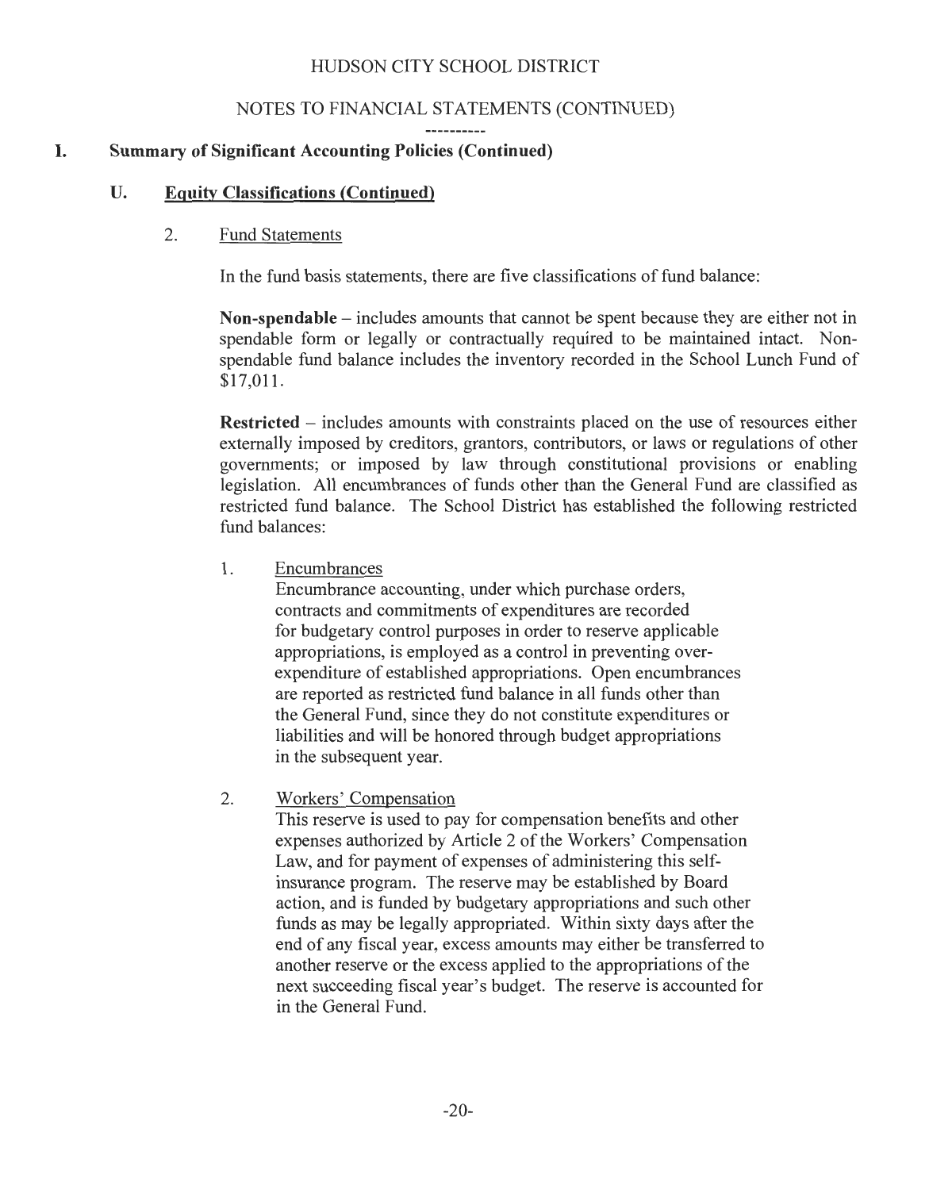HUDSON CITY SCHOOL DISTRICT

NOTES TO FINANCIAL STATEMENTS (CONTINUED)

## I. Summary of Significant Accounting Policies (Continued)

### U. Equity Classifications (Continued)

#### 2. Fund Statements

In the fund basis statements, there are five classifications of fund balance:

**Non-spendable** – includes amounts that cannot be spent because they are either not in spendable form or legally or contractually required to be maintained intact. Non-spendable fund balance includes the inventory recorded in the School Lunch Fund of $17,011.

**Restricted** – includes amounts with constraints placed on the use of resources either externally imposed by creditors, grantors, contributors, or laws or regulations of other governments; or imposed by law through constitutional provisions or enabling legislation. All encumbrances of funds other than the General Fund are classified as restricted fund balance. The School District has established the following restricted fund balances:

1. Encumbrances
   Encumbrance accounting, under which purchase orders, contracts and commitments of expenditures are recorded for budgetary control purposes in order to reserve applicable appropriations, is employed as a control in preventing over-expenditure of established appropriations. Open encumbrances are reported as restricted fund balance in all funds other than the General Fund, since they do not constitute expenditures or liabilities and will be honored through budget appropriations in the subsequent year.

2. Workers' Compensation
   This reserve is used to pay for compensation benefits and other expenses authorized by Article 2 of the Workers' Compensation Law, and for payment of expenses of administering this self-insurance program. The reserve may be established by Board action, and is funded by budgetary appropriations and such other funds as may be legally appropriated. Within sixty days after the end of any fiscal year, excess amounts may either be transferred to another reserve or the excess applied to the appropriations of the next succeeding fiscal year's budget. The reserve is accounted for in the General Fund.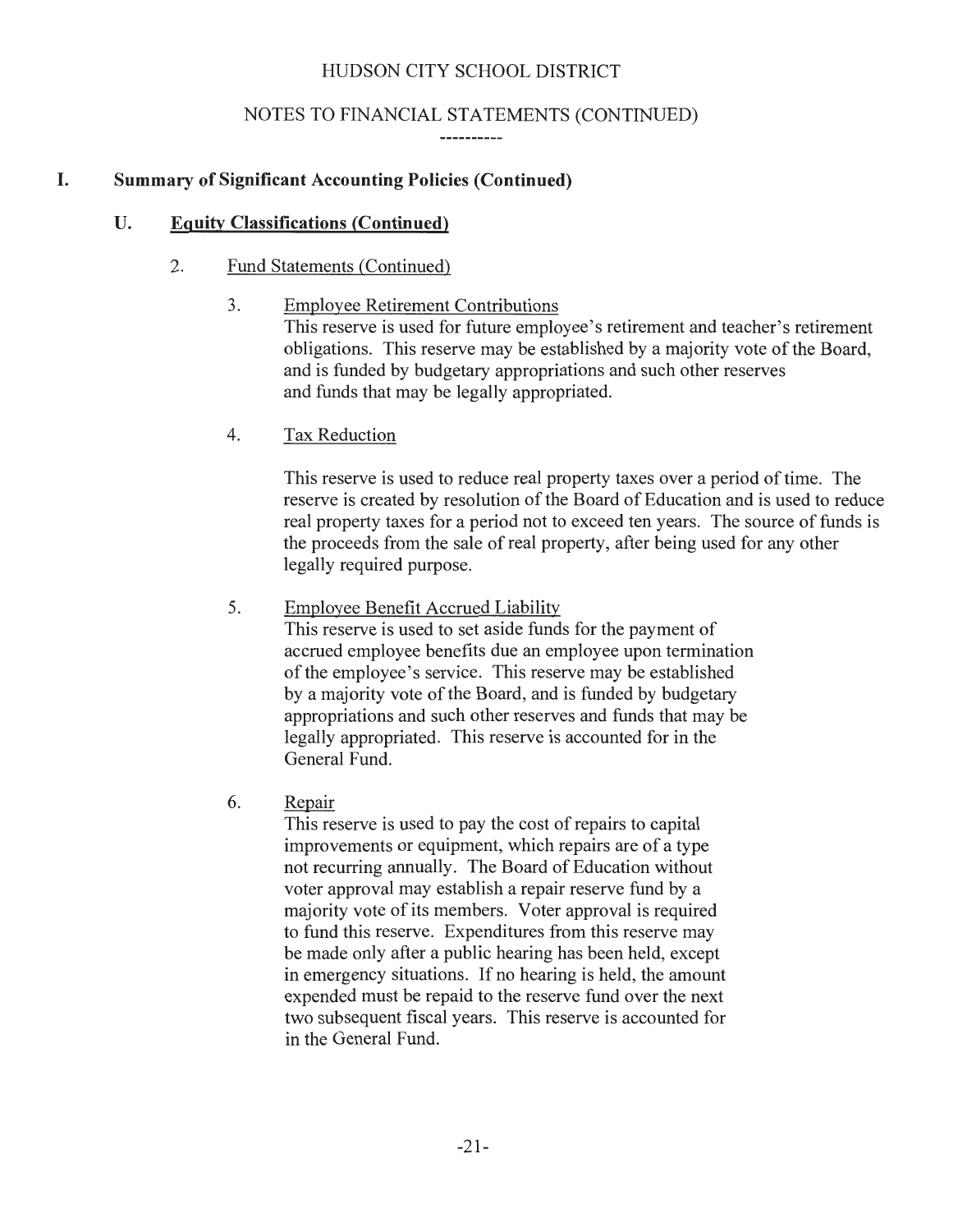# HUDSON CITY SCHOOL DISTRICT

## NOTES TO FINANCIAL STATEMENTS (CONTINUED)

----------

## I. Summary of Significant Accounting Policies (Continued)

### U. Equity Classifications (Continued)

2. Fund Statements (Continued)

3. Employee Retirement Contributions

This reserve is used for future employee's retirement and teacher's retirement obligations. This reserve may be established by a majority vote of the Board, and is funded by budgetary appropriations and such other reserves and funds that may be legally appropriated.

4. Tax Reduction

This reserve is used to reduce real property taxes over a period of time. The reserve is created by resolution of the Board of Education and is used to reduce real property taxes for a period not to exceed ten years. The source of funds is the proceeds from the sale of real property, after being used for any other legally required purpose.

5. Employee Benefit Accrued Liability

This reserve is used to set aside funds for the payment of accrued employee benefits due an employee upon termination of the employee's service. This reserve may be established by a majority vote of the Board, and is funded by budgetary appropriations and such other reserves and funds that may be legally appropriated. This reserve is accounted for in the General Fund.

6. Repair

This reserve is used to pay the cost of repairs to capital improvements or equipment, which repairs are of a type not recurring annually. The Board of Education without voter approval may establish a repair reserve fund by a majority vote of its members. Voter approval is required to fund this reserve. Expenditures from this reserve may be made only after a public hearing has been held, except in emergency situations. If no hearing is held, the amount expended must be repaid to the reserve fund over the next two subsequent fiscal years. This reserve is accounted for in the General Fund.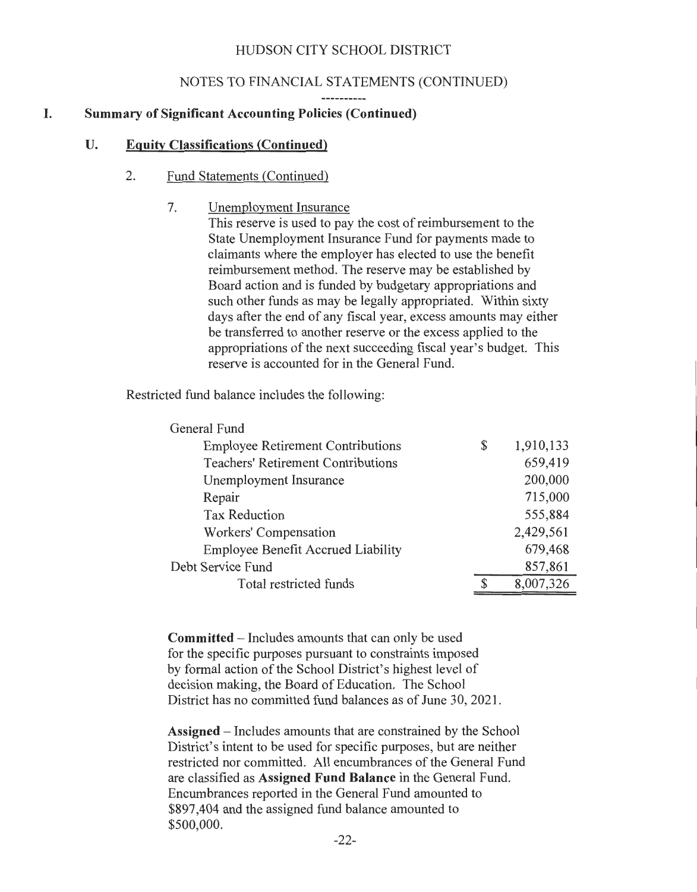HUDSON CITY SCHOOL DISTRICT

NOTES TO FINANCIAL STATEMENTS (CONTINUED)

## I. Summary of Significant Accounting Policies (Continued)

### U. Equity Classifications (Continued)

#### 2. Fund Statements (Continued)

7. Unemployment Insurance

This reserve is used to pay the cost of reimbursement to the State Unemployment Insurance Fund for payments made to claimants where the employer has elected to use the benefit reimbursement method. The reserve may be established by Board action and is funded by budgetary appropriations and such other funds as may be legally appropriated. Within sixty days after the end of any fiscal year, excess amounts may either be transferred to another reserve or the excess applied to the appropriations of the next succeeding fiscal year's budget. This reserve is accounted for in the General Fund.

Restricted fund balance includes the following:

| | | |
|---|---|---|
| General Fund | | |
| Employee Retirement Contributions | $ | 1,910,133 |
| Teachers' Retirement Contributions | | 659,419 |
| Unemployment Insurance | | 200,000 |
| Repair | | 715,000 |
| Tax Reduction | | 555,884 |
| Workers' Compensation | | 2,429,561 |
| Employee Benefit Accrued Liability | | 679,468 |
| Debt Service Fund | | 857,861 |
| Total restricted funds | $ | 8,007,326 |

**Committed** – Includes amounts that can only be used for the specific purposes pursuant to constraints imposed by formal action of the School District's highest level of decision making, the Board of Education. The School District has no committed fund balances as of June 30, 2021.

**Assigned** – Includes amounts that are constrained by the School District's intent to be used for specific purposes, but are neither restricted nor committed. All encumbrances of the General Fund are classified as **Assigned Fund Balance** in the General Fund. Encumbrances reported in the General Fund amounted to $897,404 and the assigned fund balance amounted to $500,000.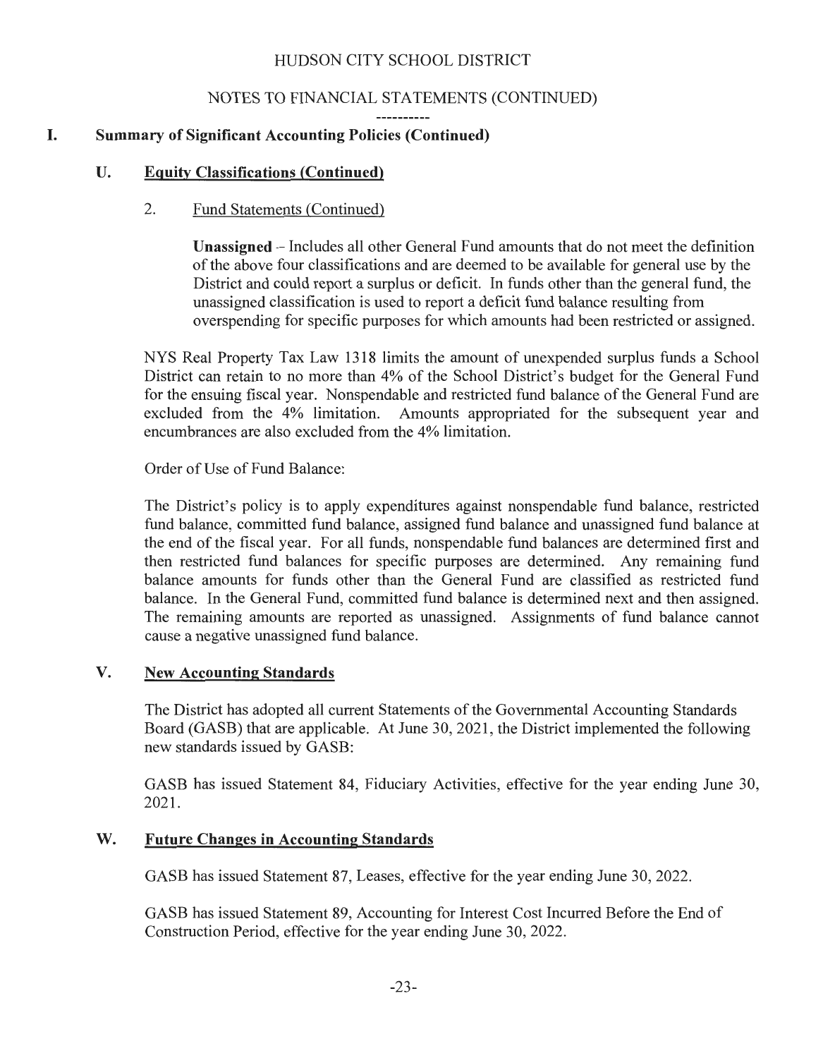# I. Summary of Significant Accounting Policies (Continued)

## U. Equity Classifications (Continued)

### 2. Fund Statements (Continued)

**Unassigned** – Includes all other General Fund amounts that do not meet the definition of the above four classifications and are deemed to be available for general use by the District and could report a surplus or deficit. In funds other than the general fund, the unassigned classification is used to report a deficit fund balance resulting from overspending for specific purposes for which amounts had been restricted or assigned.

NYS Real Property Tax Law 1318 limits the amount of unexpended surplus funds a School District can retain to no more than 4% of the School District's budget for the General Fund for the ensuing fiscal year. Nonspendable and restricted fund balance of the General Fund are excluded from the 4% limitation. Amounts appropriated for the subsequent year and encumbrances are also excluded from the 4% limitation.

Order of Use of Fund Balance:

The District's policy is to apply expenditures against nonspendable fund balance, restricted fund balance, committed fund balance, assigned fund balance and unassigned fund balance at the end of the fiscal year. For all funds, nonspendable fund balances are determined first and then restricted fund balances for specific purposes are determined. Any remaining fund balance amounts for funds other than the General Fund are classified as restricted fund balance. In the General Fund, committed fund balance is determined next and then assigned. The remaining amounts are reported as unassigned. Assignments of fund balance cannot cause a negative unassigned fund balance.

## V. New Accounting Standards

The District has adopted all current Statements of the Governmental Accounting Standards Board (GASB) that are applicable. At June 30, 2021, the District implemented the following new standards issued by GASB:

GASB has issued Statement 84, Fiduciary Activities, effective for the year ending June 30, 2021.

## W. Future Changes in Accounting Standards

GASB has issued Statement 87, Leases, effective for the year ending June 30, 2022.

GASB has issued Statement 89, Accounting for Interest Cost Incurred Before the End of Construction Period, effective for the year ending June 30, 2022.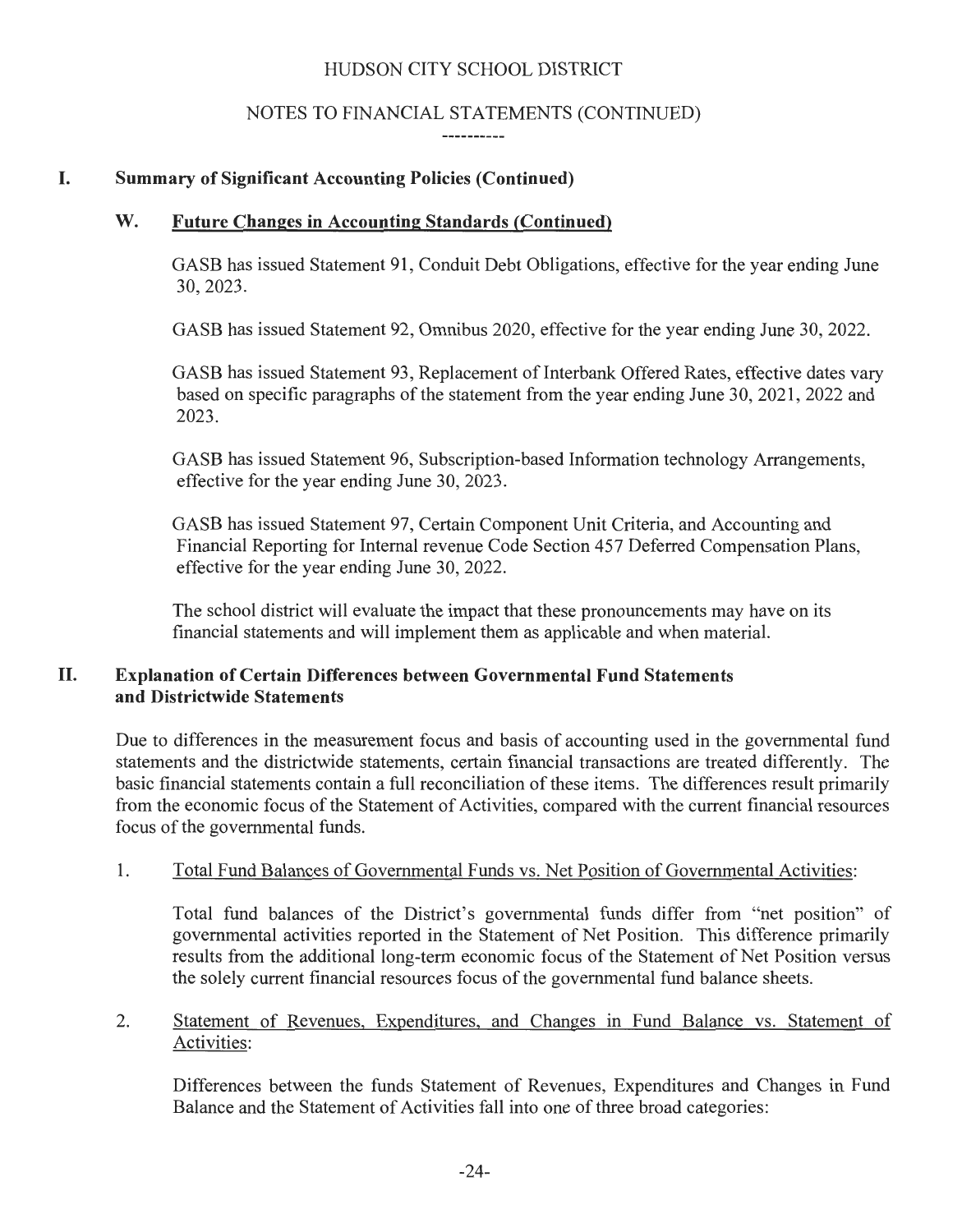## I. Summary of Significant Accounting Policies (Continued)

### W. Future Changes in Accounting Standards (Continued)

GASB has issued Statement 91, Conduit Debt Obligations, effective for the year ending June 30, 2023.

GASB has issued Statement 92, Omnibus 2020, effective for the year ending June 30, 2022.

GASB has issued Statement 93, Replacement of Interbank Offered Rates, effective dates vary based on specific paragraphs of the statement from the year ending June 30, 2021, 2022 and 2023.

GASB has issued Statement 96, Subscription-based Information technology Arrangements, effective for the year ending June 30, 2023.

GASB has issued Statement 97, Certain Component Unit Criteria, and Accounting and Financial Reporting for Internal revenue Code Section 457 Deferred Compensation Plans, effective for the year ending June 30, 2022.

The school district will evaluate the impact that these pronouncements may have on its financial statements and will implement them as applicable and when material.

## II. Explanation of Certain Differences between Governmental Fund Statements and Districtwide Statements

Due to differences in the measurement focus and basis of accounting used in the governmental fund statements and the districtwide statements, certain financial transactions are treated differently. The basic financial statements contain a full reconciliation of these items. The differences result primarily from the economic focus of the Statement of Activities, compared with the current financial resources focus of the governmental funds.

1. Total Fund Balances of Governmental Funds vs. Net Position of Governmental Activities:

   Total fund balances of the District's governmental funds differ from "net position" of governmental activities reported in the Statement of Net Position. This difference primarily results from the additional long-term economic focus of the Statement of Net Position versus the solely current financial resources focus of the governmental fund balance sheets.

2. Statement of Revenues, Expenditures, and Changes in Fund Balance vs. Statement of Activities:

   Differences between the funds Statement of Revenues, Expenditures and Changes in Fund Balance and the Statement of Activities fall into one of three broad categories: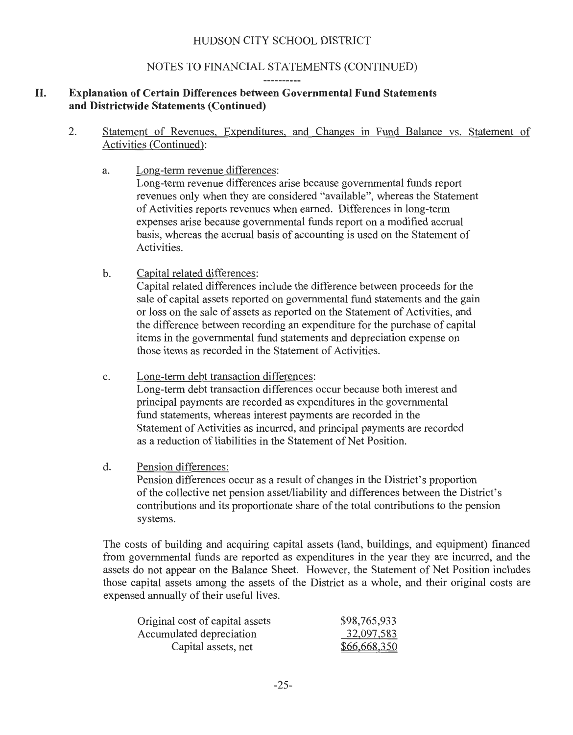HUDSON CITY SCHOOL DISTRICT

NOTES TO FINANCIAL STATEMENTS (CONTINUED)

----------

## II. Explanation of Certain Differences between Governmental Fund Statements and Districtwide Statements (Continued)

2. Statement of Revenues, Expenditures, and Changes in Fund Balance vs. Statement of Activities (Continued):

   a. Long-term revenue differences:
   Long-term revenue differences arise because governmental funds report revenues only when they are considered "available", whereas the Statement of Activities reports revenues when earned. Differences in long-term expenses arise because governmental funds report on a modified accrual basis, whereas the accrual basis of accounting is used on the Statement of Activities.

   b. Capital related differences:
   Capital related differences include the difference between proceeds for the sale of capital assets reported on governmental fund statements and the gain or loss on the sale of assets as reported on the Statement of Activities, and the difference between recording an expenditure for the purchase of capital items in the governmental fund statements and depreciation expense on those items as recorded in the Statement of Activities.

   c. Long-term debt transaction differences:
   Long-term debt transaction differences occur because both interest and principal payments are recorded as expenditures in the governmental fund statements, whereas interest payments are recorded in the Statement of Activities as incurred, and principal payments are recorded as a reduction of liabilities in the Statement of Net Position.

   d. Pension differences:
   Pension differences occur as a result of changes in the District's proportion of the collective net pension asset/liability and differences between the District's contributions and its proportionate share of the total contributions to the pension systems.

The costs of building and acquiring capital assets (land, buildings, and equipment) financed from governmental funds are reported as expenditures in the year they are incurred, and the assets do not appear on the Balance Sheet. However, the Statement of Net Position includes those capital assets among the assets of the District as a whole, and their original costs are expensed annually of their useful lives.

| | |
|---|---|
| Original cost of capital assets | $98,765,933 |
| Accumulated depreciation | 32,097,583 |
| Capital assets, net | $66,668,350 |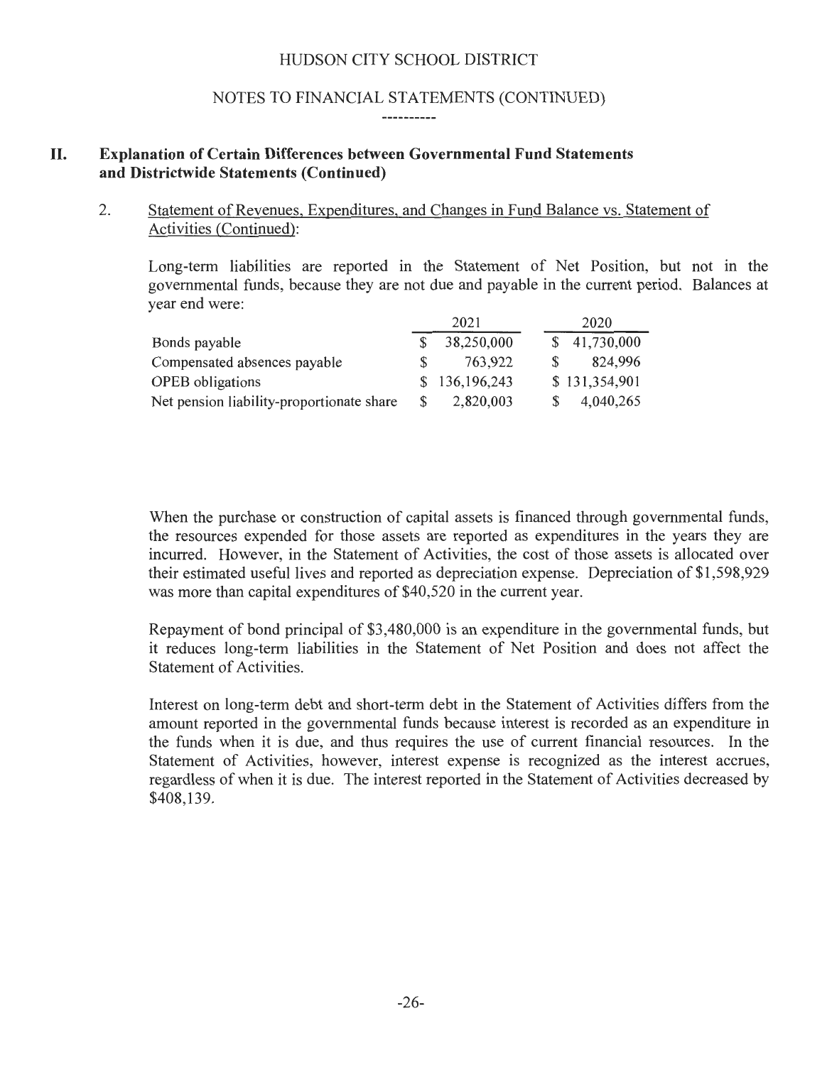# HUDSON CITY SCHOOL DISTRICT

## NOTES TO FINANCIAL STATEMENTS (CONTINUED)

----------

## II. Explanation of Certain Differences between Governmental Fund Statements and Districtwide Statements (Continued)

2. Statement of Revenues, Expenditures, and Changes in Fund Balance vs. Statement of Activities (Continued):

Long-term liabilities are reported in the Statement of Net Position, but not in the governmental funds, because they are not due and payable in the current period. Balances at year end were:

| | 2021 | 2020 |
|---|---|---|
| Bonds payable | $ 38,250,000 | $ 41,730,000 |
| Compensated absences payable | $ 763,922 | $ 824,996 |
| OPEB obligations | $ 136,196,243 | $ 131,354,901 |
| Net pension liability-proportionate share | $ 2,820,003 | $ 4,040,265 |

When the purchase or construction of capital assets is financed through governmental funds, the resources expended for those assets are reported as expenditures in the years they are incurred. However, in the Statement of Activities, the cost of those assets is allocated over their estimated useful lives and reported as depreciation expense. Depreciation of $1,598,929 was more than capital expenditures of $40,520 in the current year.

Repayment of bond principal of $3,480,000 is an expenditure in the governmental funds, but it reduces long-term liabilities in the Statement of Net Position and does not affect the Statement of Activities.

Interest on long-term debt and short-term debt in the Statement of Activities differs from the amount reported in the governmental funds because interest is recorded as an expenditure in the funds when it is due, and thus requires the use of current financial resources. In the Statement of Activities, however, interest expense is recognized as the interest accrues, regardless of when it is due. The interest reported in the Statement of Activities decreased by $408,139.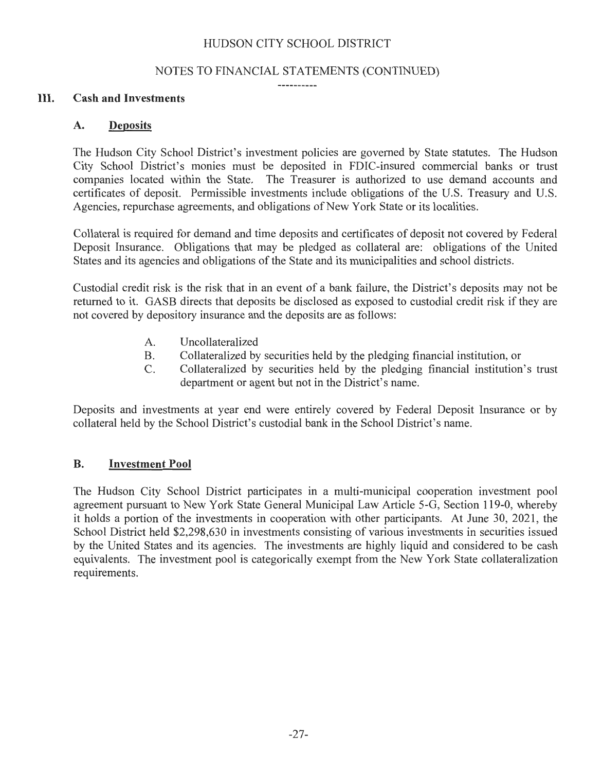## III. Cash and Investments

### A. Deposits

The Hudson City School District's investment policies are governed by State statutes. The Hudson City School District's monies must be deposited in FDIC-insured commercial banks or trust companies located within the State. The Treasurer is authorized to use demand accounts and certificates of deposit. Permissible investments include obligations of the U.S. Treasury and U.S. Agencies, repurchase agreements, and obligations of New York State or its localities.

Collateral is required for demand and time deposits and certificates of deposit not covered by Federal Deposit Insurance. Obligations that may be pledged as collateral are: obligations of the United States and its agencies and obligations of the State and its municipalities and school districts.

Custodial credit risk is the risk that in an event of a bank failure, the District's deposits may not be returned to it. GASB directs that deposits be disclosed as exposed to custodial credit risk if they are not covered by depository insurance and the deposits are as follows:

- A. Uncollateralized
- B. Collateralized by securities held by the pledging financial institution, or
- C. Collateralized by securities held by the pledging financial institution's trust department or agent but not in the District's name.

Deposits and investments at year end were entirely covered by Federal Deposit Insurance or by collateral held by the School District's custodial bank in the School District's name.

### B. Investment Pool

The Hudson City School District participates in a multi-municipal cooperation investment pool agreement pursuant to New York State General Municipal Law Article 5-G, Section 119-0, whereby it holds a portion of the investments in cooperation with other participants. At June 30, 2021, the School District held $2,298,630 in investments consisting of various investments in securities issued by the United States and its agencies. The investments are highly liquid and considered to be cash equivalents. The investment pool is categorically exempt from the New York State collateralization requirements.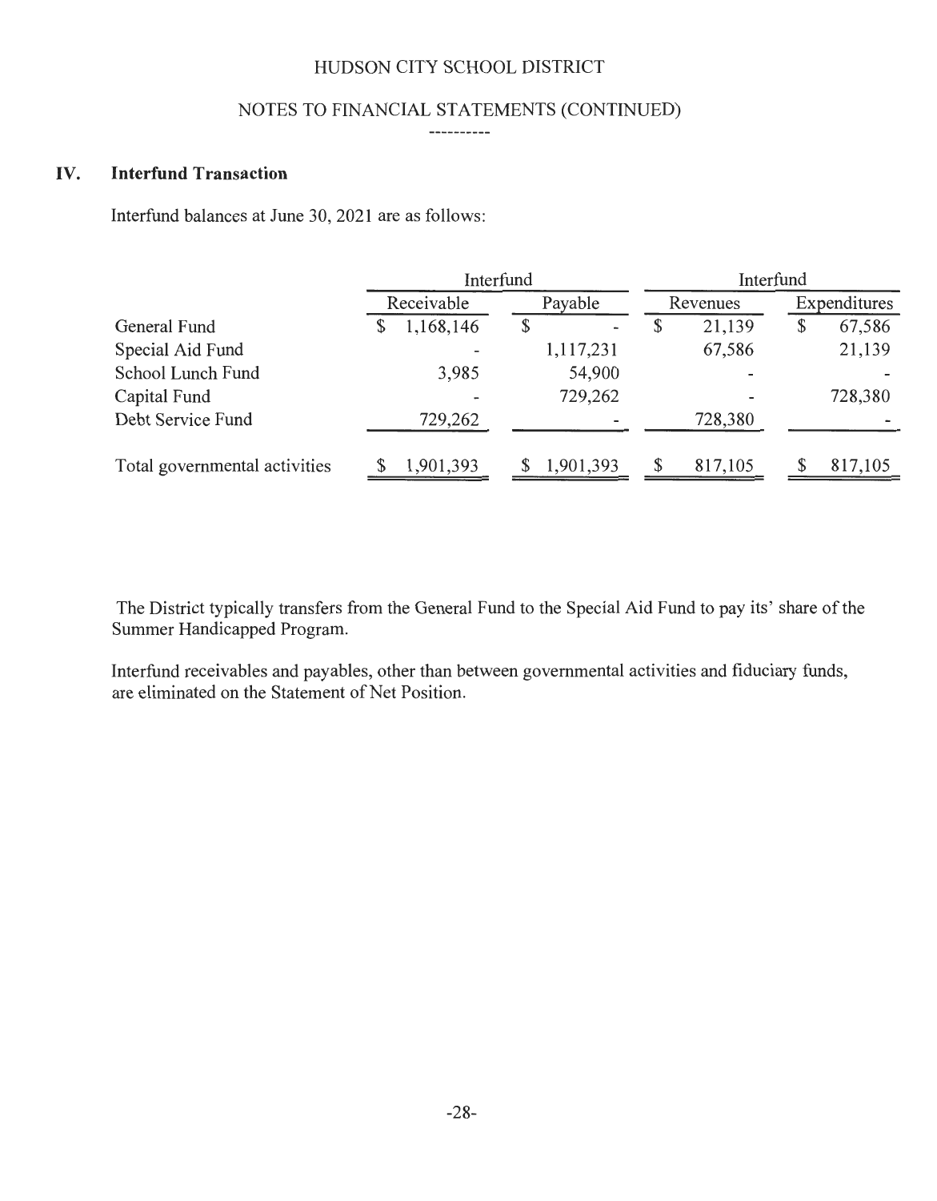HUDSON CITY SCHOOL DISTRICT

NOTES TO FINANCIAL STATEMENTS (CONTINUED)

## IV. Interfund Transaction

Interfund balances at June 30, 2021 are as follows:

| | Interfund | | Interfund | |
|---|---|---|---|---|
| | Receivable | Payable | Revenues | Expenditures |
| General Fund | $ 1,168,146 | $ - | $ 21,139 | $ 67,586 |
| Special Aid Fund | - | 1,117,231 | 67,586 | 21,139 |
| School Lunch Fund | 3,985 | 54,900 | - | - |
| Capital Fund | - | 729,262 | - | 728,380 |
| Debt Service Fund | 729,262 | - | 728,380 | - |
| Total governmental activities | $ 1,901,393 | $ 1,901,393 | $ 817,105 | $ 817,105 |

The District typically transfers from the General Fund to the Special Aid Fund to pay its' share of the Summer Handicapped Program.

Interfund receivables and payables, other than between governmental activities and fiduciary funds, are eliminated on the Statement of Net Position.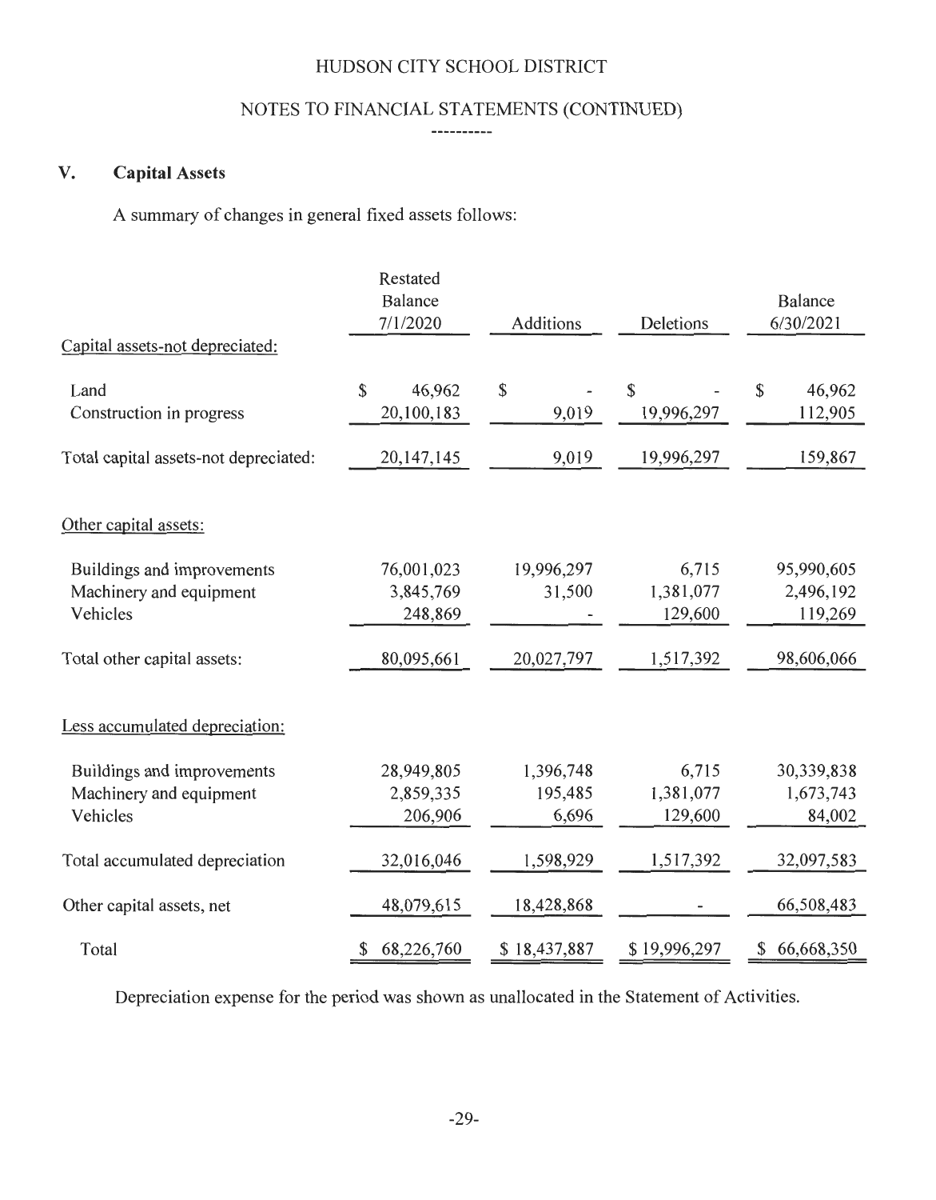HUDSON CITY SCHOOL DISTRICT

NOTES TO FINANCIAL STATEMENTS (CONTINUED)

## V. Capital Assets

A summary of changes in general fixed assets follows:

| | Restated Balance 7/1/2020 | Additions | Deletions | Balance 6/30/2021 |
|---|---|---|---|---|
| Capital assets-not depreciated: | | | | |
| Land | $ 46,962 | $ - | $ - | $ 46,962 |
| Construction in progress | 20,100,183 | 9,019 | 19,996,297 | 112,905 |
| Total capital assets-not depreciated: | 20,147,145 | 9,019 | 19,996,297 | 159,867 |
| Other capital assets: | | | | |
| Buildings and improvements | 76,001,023 | 19,996,297 | 6,715 | 95,990,605 |
| Machinery and equipment | 3,845,769 | 31,500 | 1,381,077 | 2,496,192 |
| Vehicles | 248,869 | - | 129,600 | 119,269 |
| Total other capital assets: | 80,095,661 | 20,027,797 | 1,517,392 | 98,606,066 |
| Less accumulated depreciation: | | | | |
| Buildings and improvements | 28,949,805 | 1,396,748 | 6,715 | 30,339,838 |
| Machinery and equipment | 2,859,335 | 195,485 | 1,381,077 | 1,673,743 |
| Vehicles | 206,906 | 6,696 | 129,600 | 84,002 |
| Total accumulated depreciation | 32,016,046 | 1,598,929 | 1,517,392 | 32,097,583 |
| Other capital assets, net | 48,079,615 | 18,428,868 | - | 66,508,483 |
| Total | $ 68,226,760 | $ 18,437,887 | $ 19,996,297 | $ 66,668,350 |

Depreciation expense for the period was shown as unallocated in the Statement of Activities.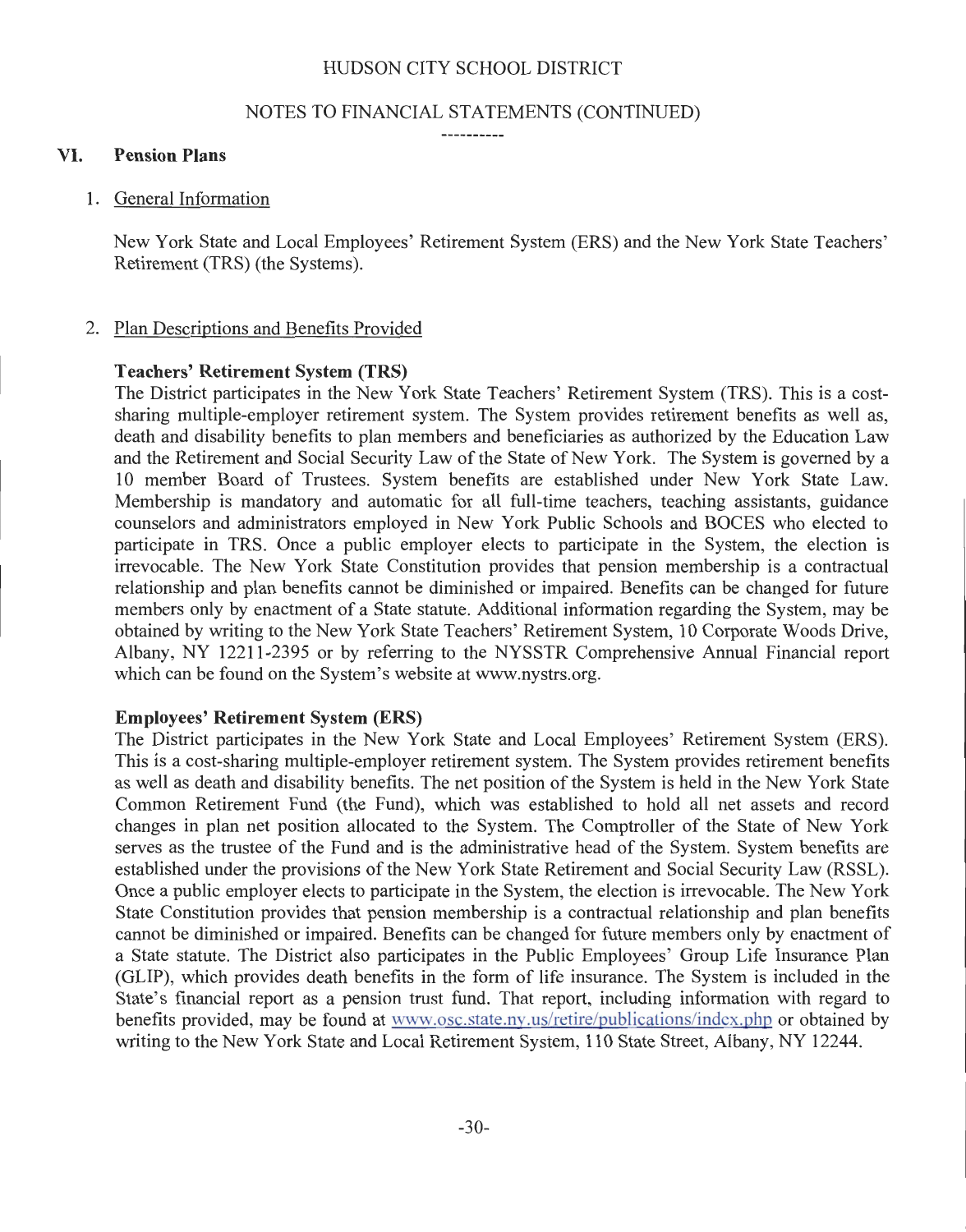HUDSON CITY SCHOOL DISTRICT

NOTES TO FINANCIAL STATEMENTS (CONTINUED)

----------

## VI. Pension Plans

1. General Information

New York State and Local Employees' Retirement System (ERS) and the New York State Teachers' Retirement (TRS) (the Systems).

2. Plan Descriptions and Benefits Provided

**Teachers' Retirement System (TRS)**

The District participates in the New York State Teachers' Retirement System (TRS). This is a cost-sharing multiple-employer retirement system. The System provides retirement benefits as well as, death and disability benefits to plan members and beneficiaries as authorized by the Education Law and the Retirement and Social Security Law of the State of New York. The System is governed by a 10 member Board of Trustees. System benefits are established under New York State Law. Membership is mandatory and automatic for all full-time teachers, teaching assistants, guidance counselors and administrators employed in New York Public Schools and BOCES who elected to participate in TRS. Once a public employer elects to participate in the System, the election is irrevocable. The New York State Constitution provides that pension membership is a contractual relationship and plan benefits cannot be diminished or impaired. Benefits can be changed for future members only by enactment of a State statute. Additional information regarding the System, may be obtained by writing to the New York State Teachers' Retirement System, 10 Corporate Woods Drive, Albany, NY 12211-2395 or by referring to the NYSSTR Comprehensive Annual Financial report which can be found on the System's website at www.nystrs.org.

**Employees' Retirement System (ERS)**

The District participates in the New York State and Local Employees' Retirement System (ERS). This is a cost-sharing multiple-employer retirement system. The System provides retirement benefits as well as death and disability benefits. The net position of the System is held in the New York State Common Retirement Fund (the Fund), which was established to hold all net assets and record changes in plan net position allocated to the System. The Comptroller of the State of New York serves as the trustee of the Fund and is the administrative head of the System. System benefits are established under the provisions of the New York State Retirement and Social Security Law (RSSL). Once a public employer elects to participate in the System, the election is irrevocable. The New York State Constitution provides that pension membership is a contractual relationship and plan benefits cannot be diminished or impaired. Benefits can be changed for future members only by enactment of a State statute. The District also participates in the Public Employees' Group Life Insurance Plan (GLIP), which provides death benefits in the form of life insurance. The System is included in the State's financial report as a pension trust fund. That report, including information with regard to benefits provided, may be found at www.osc.state.ny.us/retire/publications/index.php or obtained by writing to the New York State and Local Retirement System, 110 State Street, Albany, NY 12244.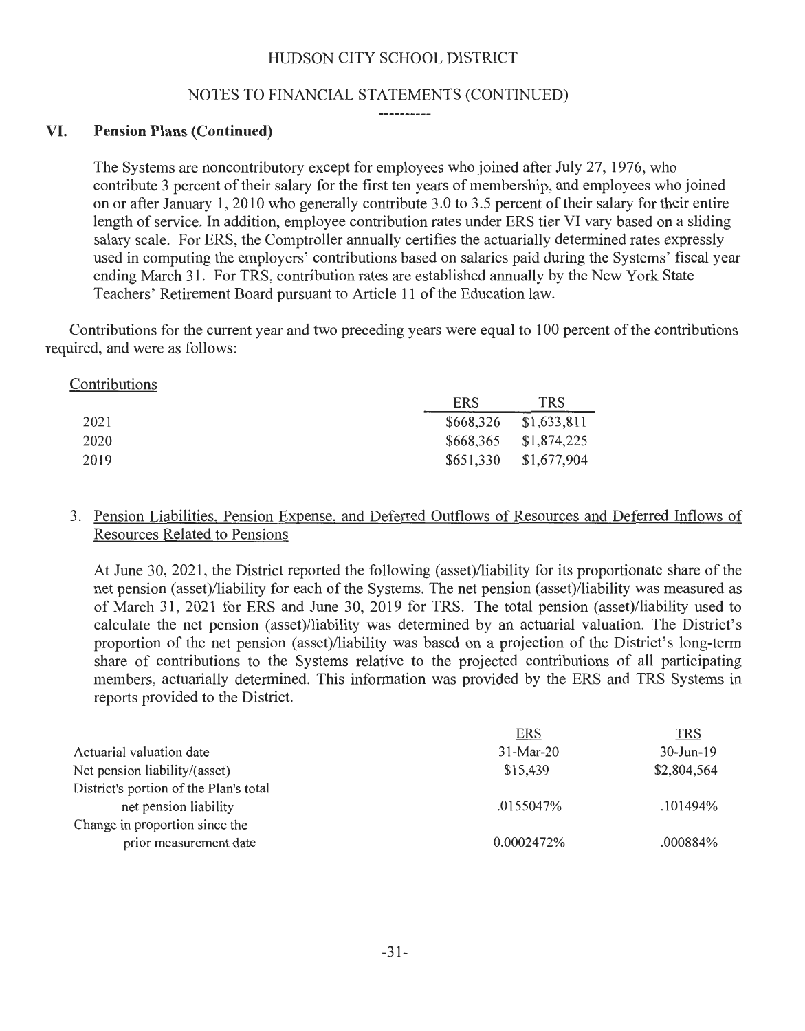HUDSON CITY SCHOOL DISTRICT

NOTES TO FINANCIAL STATEMENTS (CONTINUED)

----------

## VI. Pension Plans (Continued)

The Systems are noncontributory except for employees who joined after July 27, 1976, who contribute 3 percent of their salary for the first ten years of membership, and employees who joined on or after January 1, 2010 who generally contribute 3.0 to 3.5 percent of their salary for their entire length of service. In addition, employee contribution rates under ERS tier VI vary based on a sliding salary scale. For ERS, the Comptroller annually certifies the actuarially determined rates expressly used in computing the employers' contributions based on salaries paid during the Systems' fiscal year ending March 31. For TRS, contribution rates are established annually by the New York State Teachers' Retirement Board pursuant to Article 11 of the Education law.

Contributions for the current year and two preceding years were equal to 100 percent of the contributions required, and were as follows:

Contributions

| | ERS | TRS |
|---|---|---|
| 2021 | \$668,326 | \$1,633,811 |
| 2020 | \$668,365 | \$1,874,225 |
| 2019 | \$651,330 | \$1,677,904 |

3. Pension Liabilities, Pension Expense, and Deferred Outflows of Resources and Deferred Inflows of Resources Related to Pensions

At June 30, 2021, the District reported the following (asset)/liability for its proportionate share of the net pension (asset)/liability for each of the Systems. The net pension (asset)/liability was measured as of March 31, 2021 for ERS and June 30, 2019 for TRS. The total pension (asset)/liability used to calculate the net pension (asset)/liability was determined by an actuarial valuation. The District's proportion of the net pension (asset)/liability was based on a projection of the District's long-term share of contributions to the Systems relative to the projected contributions of all participating members, actuarially determined. This information was provided by the ERS and TRS Systems in reports provided to the District.

| | ERS | TRS |
|---|---|---|
| Actuarial valuation date | 31-Mar-20 | 30-Jun-19 |
| Net pension liability/(asset) | \$15,439 | \$2,804,564 |
| District's portion of the Plan's total net pension liability | .0155047% | .101494% |
| Change in proportion since the prior measurement date | 0.0002472% | .000884% |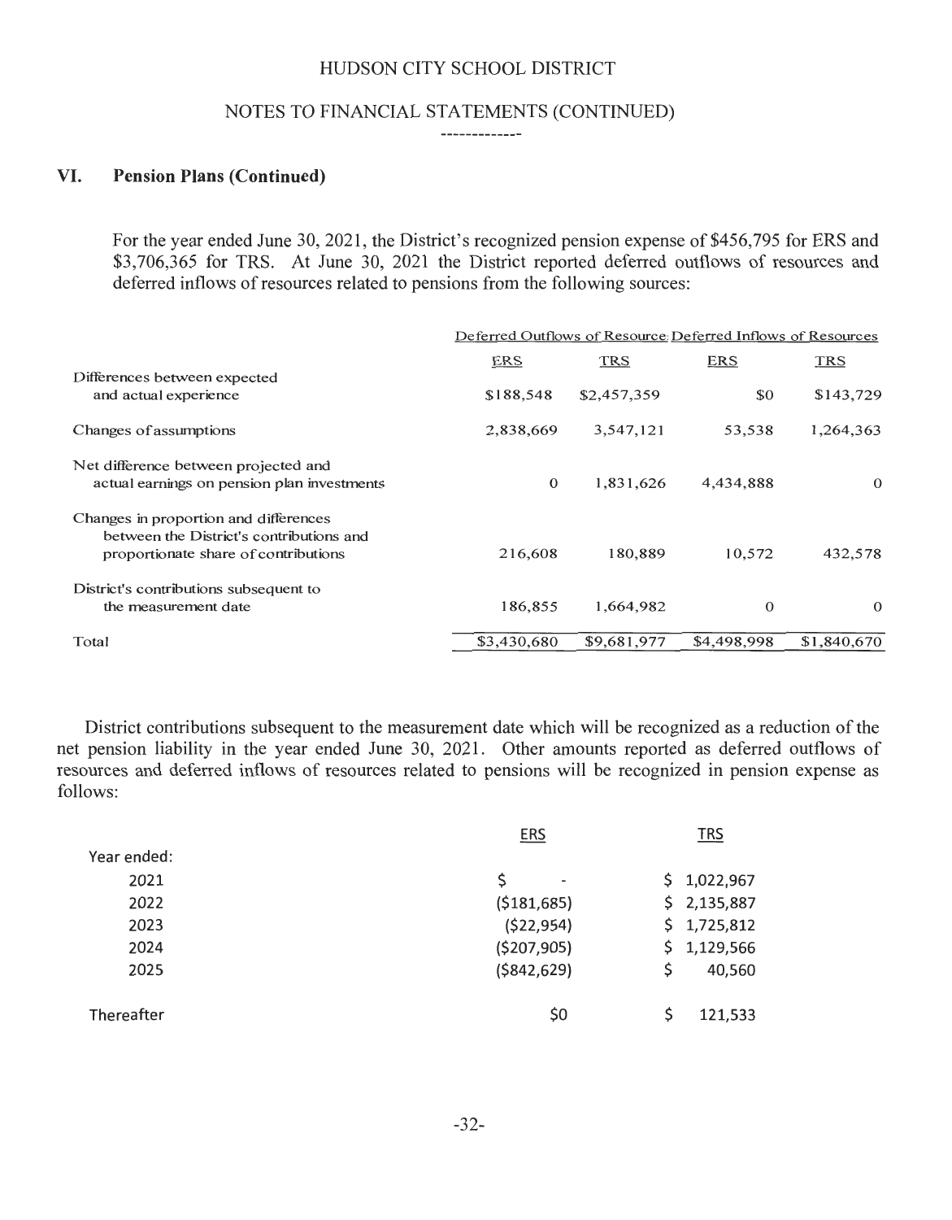## VI. Pension Plans (Continued)

For the year ended June 30, 2021, the District's recognized pension expense of $456,795 for ERS and $3,706,365 for TRS. At June 30, 2021 the District reported deferred outflows of resources and deferred inflows of resources related to pensions from the following sources:

| | Deferred Outflows of Resources | | Deferred Inflows of Resources | |
|---|---|---|---|---|
| | ERS | TRS | ERS | TRS |
| Differences between expected and actual experience | $188,548 | $2,457,359 | $0 | $143,729 |
| Changes of assumptions | 2,838,669 | 3,547,121 | 53,538 | 1,264,363 |
| Net difference between projected and actual earnings on pension plan investments | 0 | 1,831,626 | 4,434,888 | 0 |
| Changes in proportion and differences between the District's contributions and proportionate share of contributions | 216,608 | 180,889 | 10,572 | 432,578 |
| District's contributions subsequent to the measurement date | 186,855 | 1,664,982 | 0 | 0 |
| Total | $3,430,680 | $9,681,977 | $4,498,998 | $1,840,670 |

District contributions subsequent to the measurement date which will be recognized as a reduction of the net pension liability in the year ended June 30, 2021. Other amounts reported as deferred outflows of resources and deferred inflows of resources related to pensions will be recognized in pension expense as follows:

| | ERS | TRS |
|---|---|---|
| Year ended: | | |
| 2021 | $ - | $ 1,022,967 |
| 2022 | ($181,685) | $ 2,135,887 |
| 2023 | ($22,954) | $ 1,725,812 |
| 2024 | ($207,905) | $ 1,129,566 |
| 2025 | ($842,629) | $ 40,560 |
| Thereafter | $0 | $ 121,533 |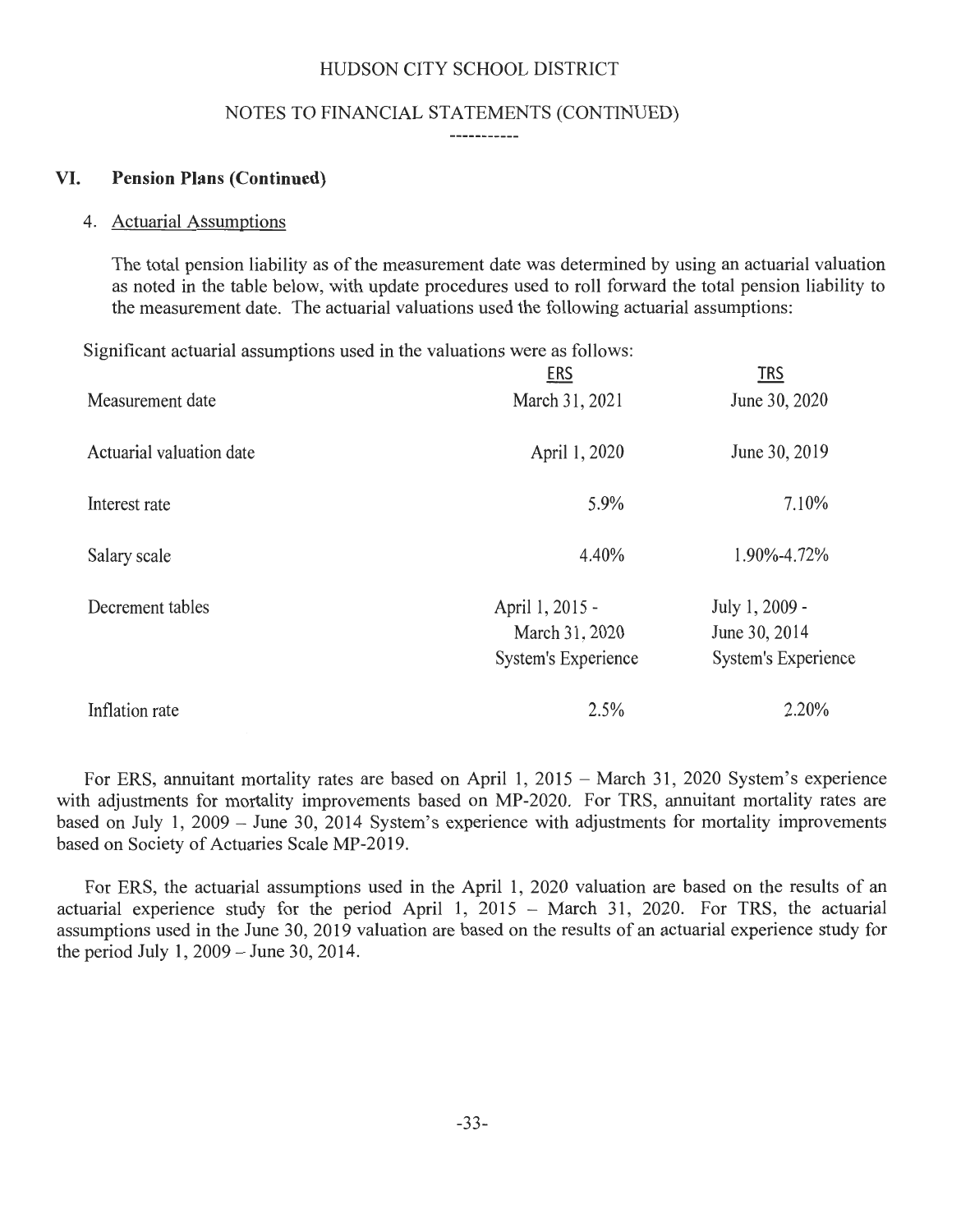HUDSON CITY SCHOOL DISTRICT

NOTES TO FINANCIAL STATEMENTS (CONTINUED)

## VI. Pension Plans (Continued)

### 4. Actuarial Assumptions

The total pension liability as of the measurement date was determined by using an actuarial valuation as noted in the table below, with update procedures used to roll forward the total pension liability to the measurement date. The actuarial valuations used the following actuarial assumptions:

Significant actuarial assumptions used in the valuations were as follows:

| | ERS | TRS |
|---|---|---|
| Measurement date | March 31, 2021 | June 30, 2020 |
| Actuarial valuation date | April 1, 2020 | June 30, 2019 |
| Interest rate | 5.9% | 7.10% |
| Salary scale | 4.40% | 1.90%-4.72% |
| Decrement tables | April 1, 2015 - March 31, 2020 System's Experience | July 1, 2009 - June 30, 2014 System's Experience |
| Inflation rate | 2.5% | 2.20% |

For ERS, annuitant mortality rates are based on April 1, 2015 – March 31, 2020 System's experience with adjustments for mortality improvements based on MP-2020. For TRS, annuitant mortality rates are based on July 1, 2009 – June 30, 2014 System's experience with adjustments for mortality improvements based on Society of Actuaries Scale MP-2019.

For ERS, the actuarial assumptions used in the April 1, 2020 valuation are based on the results of an actuarial experience study for the period April 1, 2015 – March 31, 2020. For TRS, the actuarial assumptions used in the June 30, 2019 valuation are based on the results of an actuarial experience study for the period July 1, 2009 – June 30, 2014.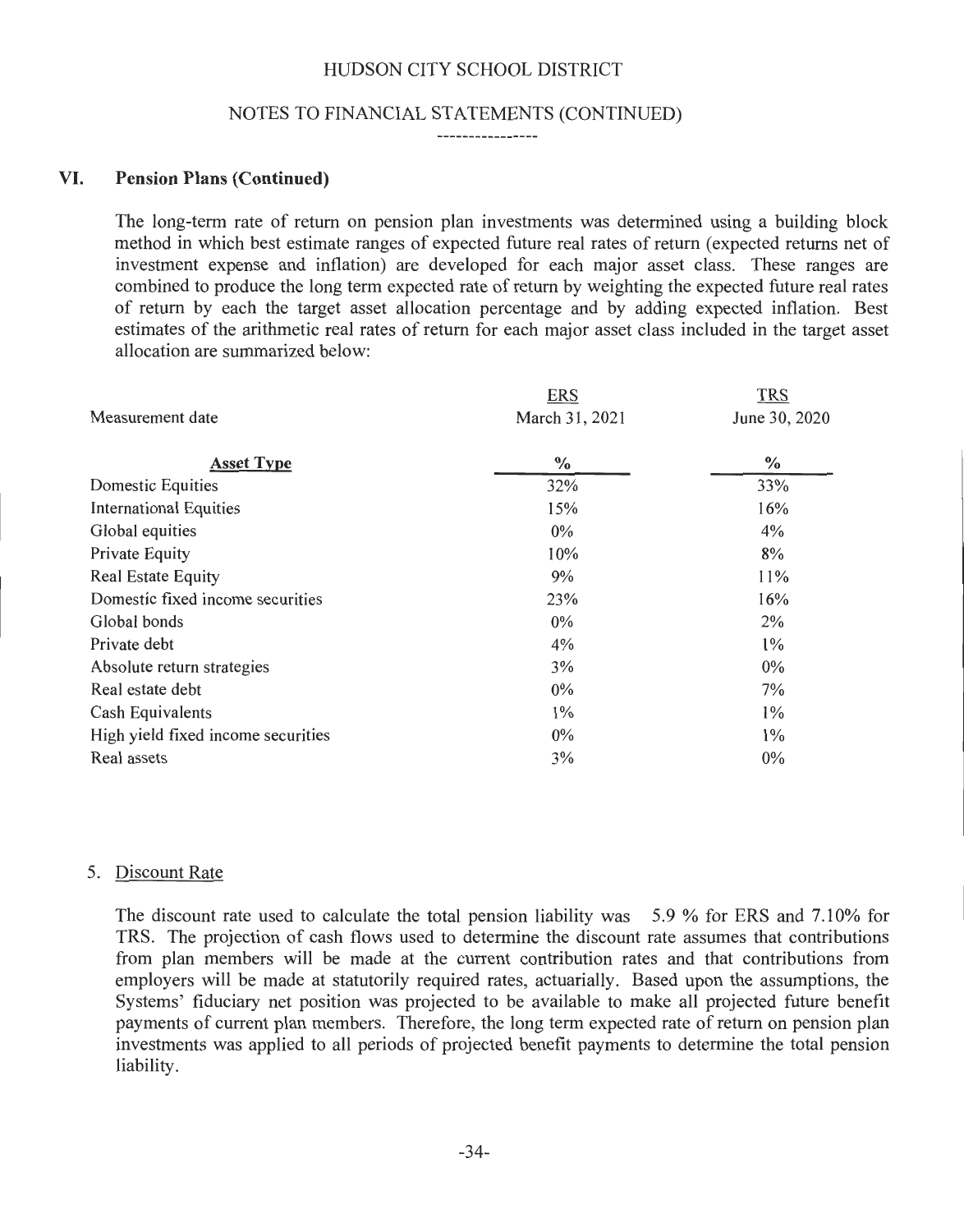## VI. Pension Plans (Continued)

The long-term rate of return on pension plan investments was determined using a building block method in which best estimate ranges of expected future real rates of return (expected returns net of investment expense and inflation) are developed for each major asset class. These ranges are combined to produce the long term expected rate of return by weighting the expected future real rates of return by each the target asset allocation percentage and by adding expected inflation. Best estimates of the arithmetic real rates of return for each major asset class included in the target asset allocation are summarized below:

| | ERS | TRS |
|---|---|---|
| Measurement date | March 31, 2021 | June 30, 2020 |
| **Asset Type** | % | % |
| Domestic Equities | 32% | 33% |
| International Equities | 15% | 16% |
| Global equities | 0% | 4% |
| Private Equity | 10% | 8% |
| Real Estate Equity | 9% | 11% |
| Domestic fixed income securities | 23% | 16% |
| Global bonds | 0% | 2% |
| Private debt | 4% | 1% |
| Absolute return strategies | 3% | 0% |
| Real estate debt | 0% | 7% |
| Cash Equivalents | 1% | 1% |
| High yield fixed income securities | 0% | 1% |
| Real assets | 3% | 0% |

5. Discount Rate

The discount rate used to calculate the total pension liability was 5.9 % for ERS and 7.10% for TRS. The projection of cash flows used to determine the discount rate assumes that contributions from plan members will be made at the current contribution rates and that contributions from employers will be made at statutorily required rates, actuarially. Based upon the assumptions, the Systems' fiduciary net position was projected to be available to make all projected future benefit payments of current plan members. Therefore, the long term expected rate of return on pension plan investments was applied to all periods of projected benefit payments to determine the total pension liability.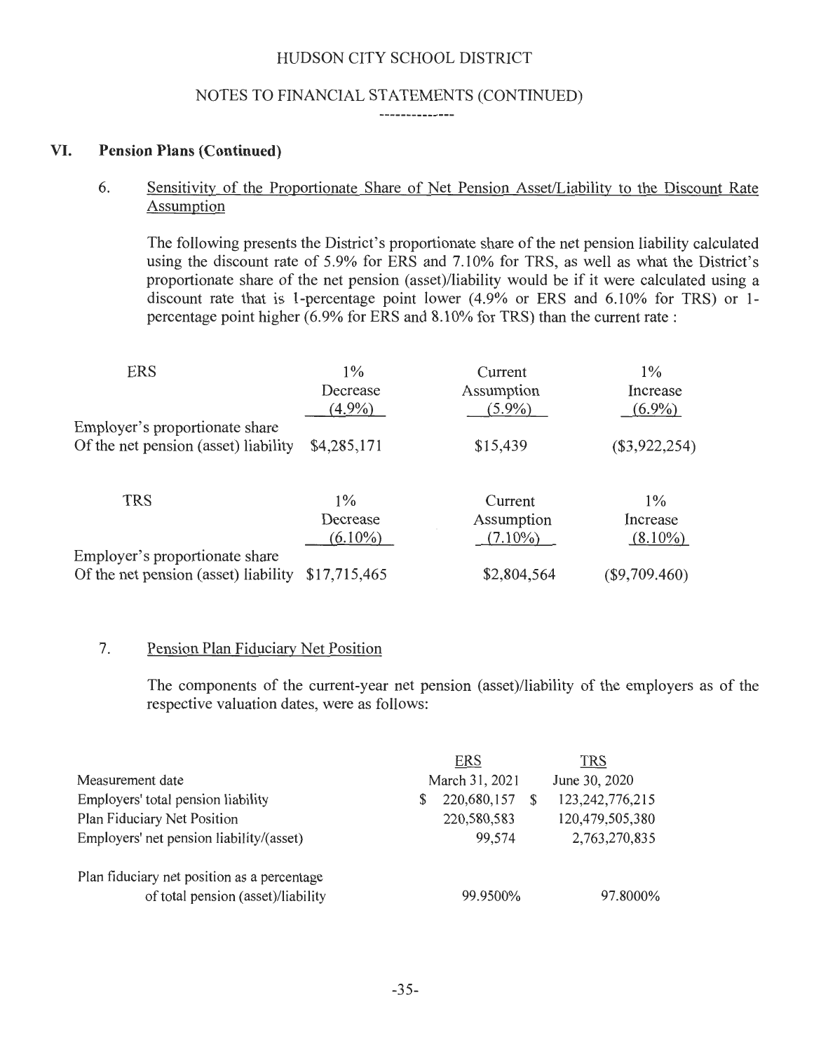HUDSON CITY SCHOOL DISTRICT

NOTES TO FINANCIAL STATEMENTS (CONTINUED)

## VI. Pension Plans (Continued)

### 6. Sensitivity of the Proportionate Share of Net Pension Asset/Liability to the Discount Rate Assumption

The following presents the District's proportionate share of the net pension liability calculated using the discount rate of 5.9% for ERS and 7.10% for TRS, as well as what the District's proportionate share of the net pension (asset)/liability would be if it were calculated using a discount rate that is 1-percentage point lower (4.9% or ERS and 6.10% for TRS) or 1-percentage point higher (6.9% for ERS and 8.10% for TRS) than the current rate :

| ERS | 1% Decrease (4.9%) | Current Assumption (5.9%) | 1% Increase (6.9%) |
|---|---|---|---|
| Employer's proportionate share Of the net pension (asset) liability | $4,285,171 | $15,439 | ($3,922,254) |

| TRS | 1% Decrease (6.10%) | Current Assumption (7.10%) | 1% Increase (8.10%) |
|---|---|---|---|
| Employer's proportionate share Of the net pension (asset) liability | $17,715,465 | $2,804,564 | ($9,709.460) |

### 7. Pension Plan Fiduciary Net Position

The components of the current-year net pension (asset)/liability of the employers as of the respective valuation dates, were as follows:

| | ERS | TRS |
|---|---|---|
| Measurement date | March 31, 2021 | June 30, 2020 |
| Employers' total pension liability | $ 220,680,157 | $ 123,242,776,215 |
| Plan Fiduciary Net Position | 220,580,583 | 120,479,505,380 |
| Employers' net pension liability/(asset) | 99,574 | 2,763,270,835 |
| Plan fiduciary net position as a percentage of total pension (asset)/liability | 99.9500% | 97.8000% |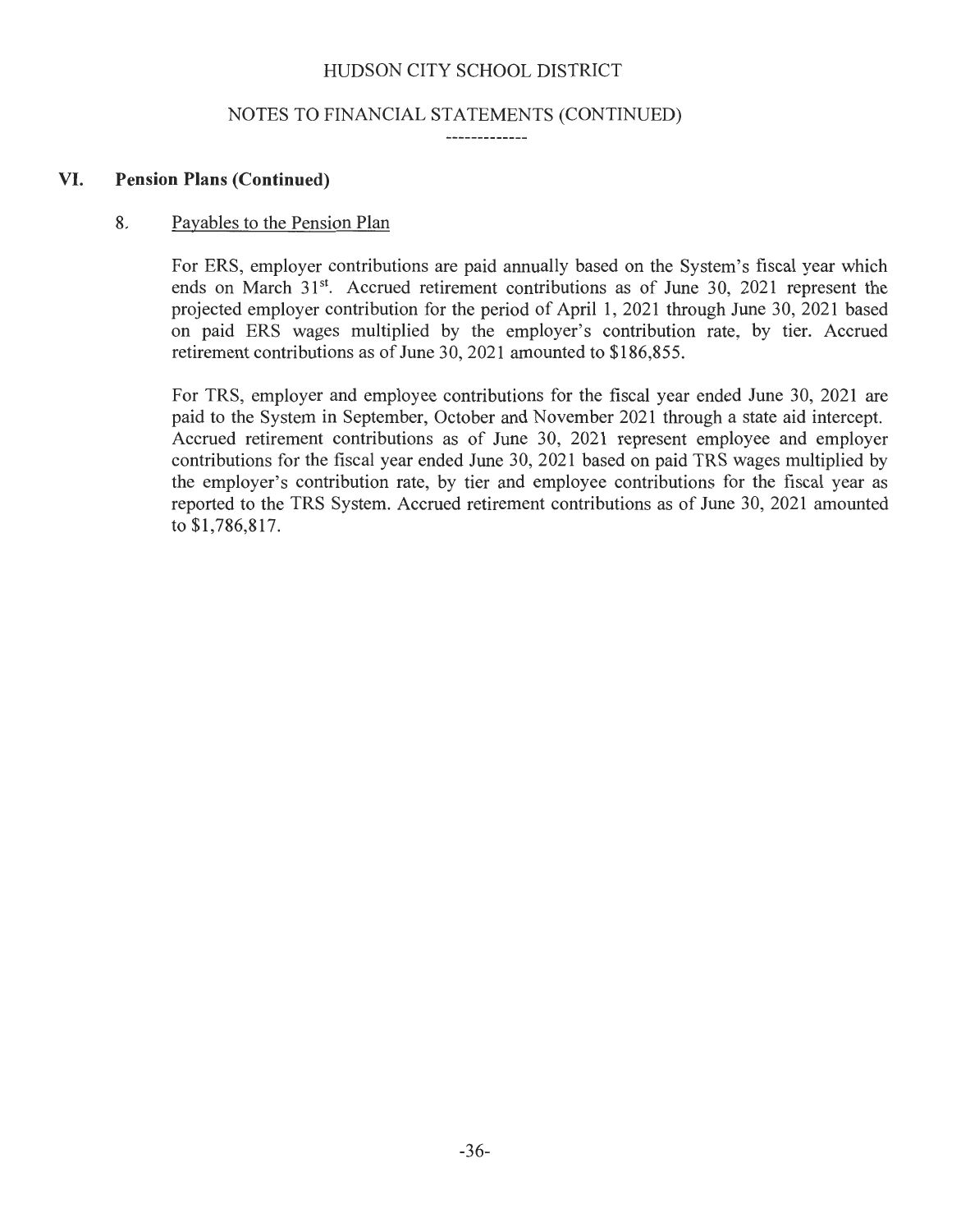## VI. Pension Plans (Continued)

### 8. Payables to the Pension Plan

For ERS, employer contributions are paid annually based on the System's fiscal year which ends on March 31st. Accrued retirement contributions as of June 30, 2021 represent the projected employer contribution for the period of April 1, 2021 through June 30, 2021 based on paid ERS wages multiplied by the employer's contribution rate, by tier. Accrued retirement contributions as of June 30, 2021 amounted to $186,855.

For TRS, employer and employee contributions for the fiscal year ended June 30, 2021 are paid to the System in September, October and November 2021 through a state aid intercept. Accrued retirement contributions as of June 30, 2021 represent employee and employer contributions for the fiscal year ended June 30, 2021 based on paid TRS wages multiplied by the employer's contribution rate, by tier and employee contributions for the fiscal year as reported to the TRS System. Accrued retirement contributions as of June 30, 2021 amounted to $1,786,817.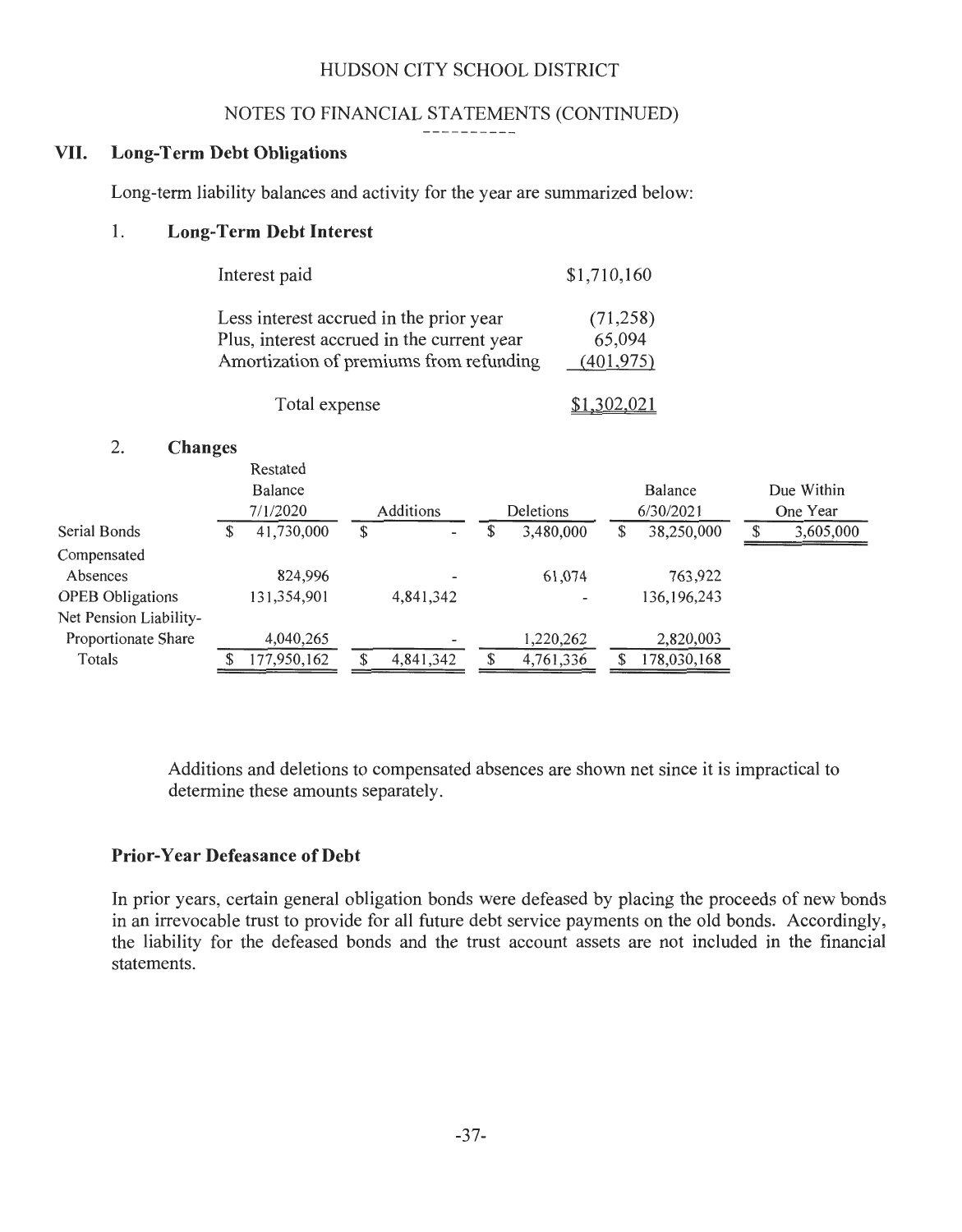HUDSON CITY SCHOOL DISTRICT

NOTES TO FINANCIAL STATEMENTS (CONTINUED)

## VII. Long-Term Debt Obligations

Long-term liability balances and activity for the year are summarized below:

### 1. Long-Term Debt Interest

| | |
|---|---|
| Interest paid | $1,710,160 |
| Less interest accrued in the prior year | (71,258) |
| Plus, interest accrued in the current year | 65,094 |
| Amortization of premiums from refunding | (401,975) |
| Total expense | $1,302,021 |

### 2. Changes

| | Restated Balance 7/1/2020 | Additions | Deletions | Balance 6/30/2021 | Due Within One Year |
|---|---|---|---|---|---|
| Serial Bonds | $ 41,730,000 | $ - | $ 3,480,000 | $ 38,250,000 | $ 3,605,000 |
| Compensated Absences | 824,996 | - | 61,074 | 763,922 | |
| OPEB Obligations | 131,354,901 | 4,841,342 | - | 136,196,243 | |
| Net Pension Liability-Proportionate Share | 4,040,265 | - | 1,220,262 | 2,820,003 | |
| Totals | $ 177,950,162 | $ 4,841,342 | $ 4,761,336 | $ 178,030,168 | |

Additions and deletions to compensated absences are shown net since it is impractical to determine these amounts separately.

### Prior-Year Defeasance of Debt

In prior years, certain general obligation bonds were defeased by placing the proceeds of new bonds in an irrevocable trust to provide for all future debt service payments on the old bonds. Accordingly, the liability for the defeased bonds and the trust account assets are not included in the financial statements.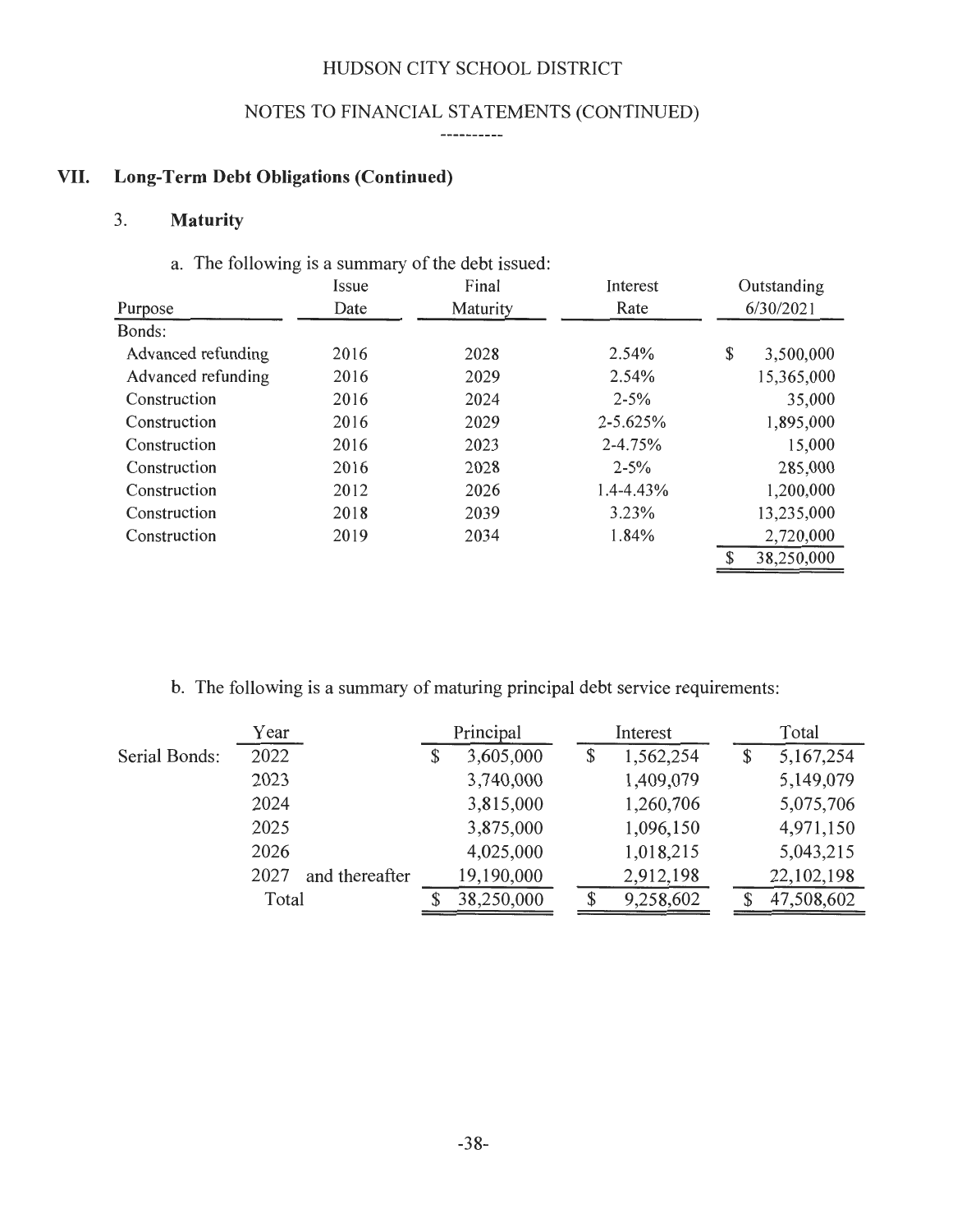HUDSON CITY SCHOOL DISTRICT

NOTES TO FINANCIAL STATEMENTS (CONTINUED)

## VII. Long-Term Debt Obligations (Continued)

### 3. Maturity

a. The following is a summary of the debt issued:

| Purpose | Issue Date | Final Maturity | Interest Rate | Outstanding 6/30/2021 |
|---|---|---|---|---|
| Bonds: | | | | |
| Advanced refunding | 2016 | 2028 | 2.54% | $ 3,500,000 |
| Advanced refunding | 2016 | 2029 | 2.54% | 15,365,000 |
| Construction | 2016 | 2024 | 2-5% | 35,000 |
| Construction | 2016 | 2029 | 2-5.625% | 1,895,000 |
| Construction | 2016 | 2023 | 2-4.75% | 15,000 |
| Construction | 2016 | 2028 | 2-5% | 285,000 |
| Construction | 2012 | 2026 | 1.4-4.43% | 1,200,000 |
| Construction | 2018 | 2039 | 3.23% | 13,235,000 |
| Construction | 2019 | 2034 | 1.84% | 2,720,000 |
| | | | | $ 38,250,000 |

b. The following is a summary of maturing principal debt service requirements:

| | Year | Principal | Interest | Total |
|---|---|---|---|---|
| Serial Bonds: | 2022 | $ 3,605,000 | $ 1,562,254 | $ 5,167,254 |
| | 2023 | 3,740,000 | 1,409,079 | 5,149,079 |
| | 2024 | 3,815,000 | 1,260,706 | 5,075,706 |
| | 2025 | 3,875,000 | 1,096,150 | 4,971,150 |
| | 2026 | 4,025,000 | 1,018,215 | 5,043,215 |
| | 2027 and thereafter | 19,190,000 | 2,912,198 | 22,102,198 |
| | Total | $ 38,250,000 | $ 9,258,602 | $ 47,508,602 |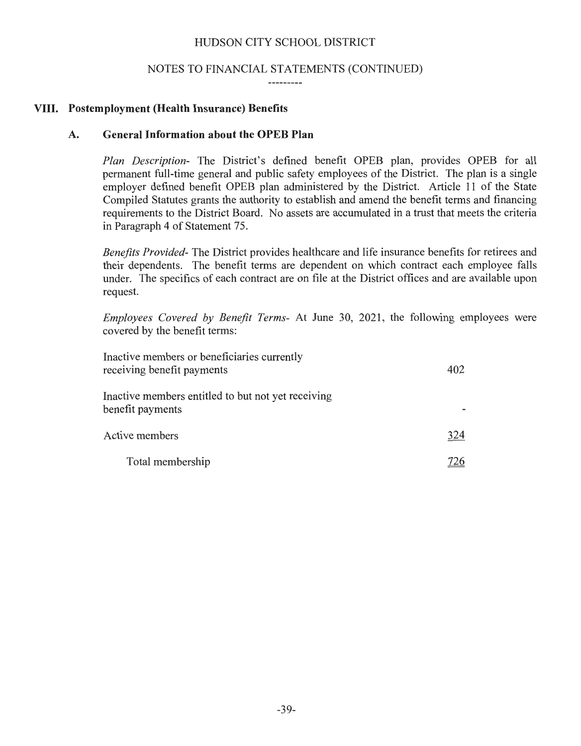## VIII. Postemployment (Health Insurance) Benefits

### A. General Information about the OPEB Plan

*Plan Description-* The District's defined benefit OPEB plan, provides OPEB for all permanent full-time general and public safety employees of the District. The plan is a single employer defined benefit OPEB plan administered by the District. Article 11 of the State Compiled Statutes grants the authority to establish and amend the benefit terms and financing requirements to the District Board. No assets are accumulated in a trust that meets the criteria in Paragraph 4 of Statement 75.

*Benefits Provided-* The District provides healthcare and life insurance benefits for retirees and their dependents. The benefit terms are dependent on which contract each employee falls under. The specifics of each contract are on file at the District offices and are available upon request.

*Employees Covered by Benefit Terms-* At June 30, 2021, the following employees were covered by the benefit terms:

| | |
|---|---|
| Inactive members or beneficiaries currently receiving benefit payments | 402 |
| Inactive members entitled to but not yet receiving benefit payments | - |
| Active members | 324 |
| Total membership | 726 |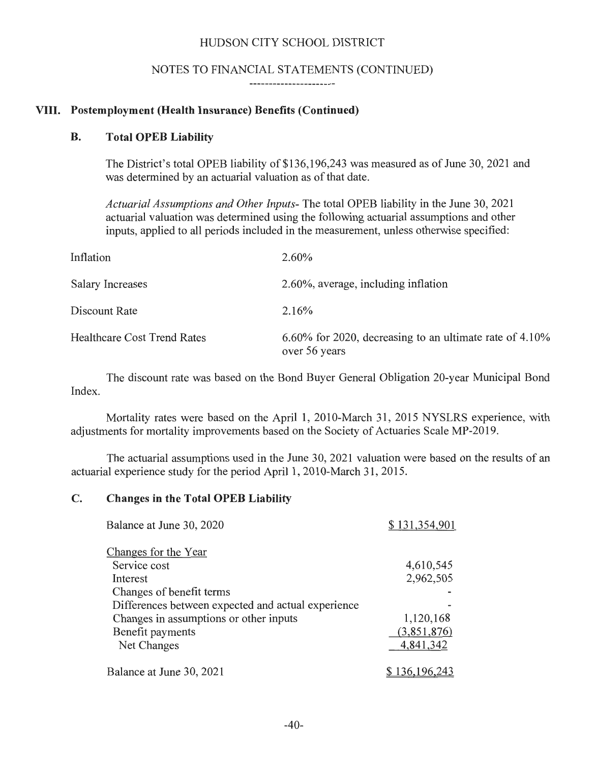# HUDSON CITY SCHOOL DISTRICT

## NOTES TO FINANCIAL STATEMENTS (CONTINUED)

## VIII. Postemployment (Health Insurance) Benefits (Continued)

### B. Total OPEB Liability

The District's total OPEB liability of $136,196,243 was measured as of June 30, 2021 and was determined by an actuarial valuation as of that date.

*Actuarial Assumptions and Other Inputs*- The total OPEB liability in the June 30, 2021 actuarial valuation was determined using the following actuarial assumptions and other inputs, applied to all periods included in the measurement, unless otherwise specified:

| | |
|---|---|
| Inflation | 2.60% |
| Salary Increases | 2.60%, average, including inflation |
| Discount Rate | 2.16% |
| Healthcare Cost Trend Rates | 6.60% for 2020, decreasing to an ultimate rate of 4.10% over 56 years |

The discount rate was based on the Bond Buyer General Obligation 20-year Municipal Bond Index.

Mortality rates were based on the April 1, 2010-March 31, 2015 NYSLRS experience, with adjustments for mortality improvements based on the Society of Actuaries Scale MP-2019.

The actuarial assumptions used in the June 30, 2021 valuation were based on the results of an actuarial experience study for the period April 1, 2010-March 31, 2015.

### C. Changes in the Total OPEB Liability

| | |
|---|---|
| Balance at June 30, 2020 | $ 131,354,901 |
| Changes for the Year | |
| Service cost | 4,610,545 |
| Interest | 2,962,505 |
| Changes of benefit terms | - |
| Differences between expected and actual experience | - |
| Changes in assumptions or other inputs | 1,120,168 |
| Benefit payments | (3,851,876) |
| Net Changes | 4,841,342 |
| Balance at June 30, 2021 | $ 136,196,243 |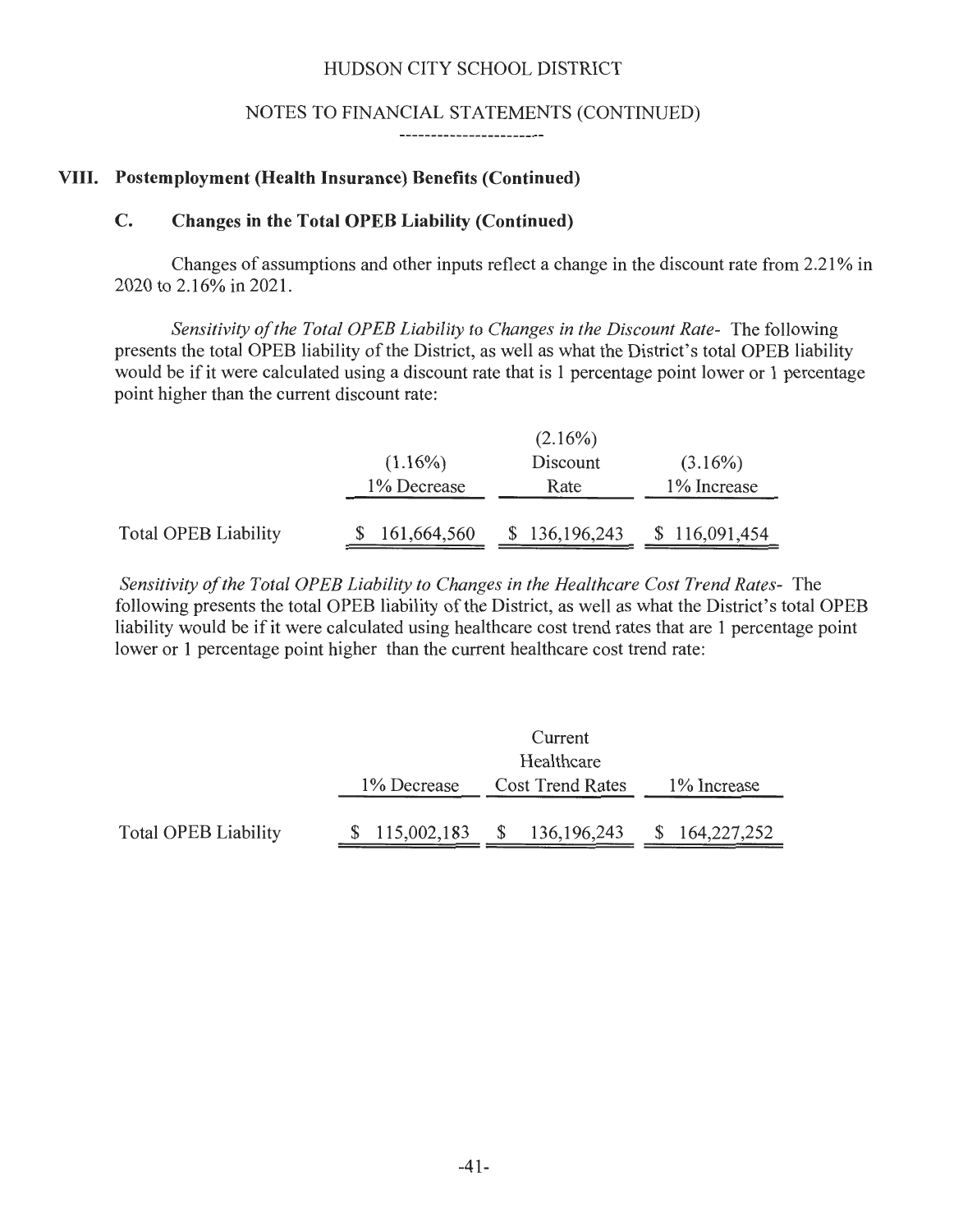HUDSON CITY SCHOOL DISTRICT

NOTES TO FINANCIAL STATEMENTS (CONTINUED)

## VIII. Postemployment (Health Insurance) Benefits (Continued)

### C. Changes in the Total OPEB Liability (Continued)

Changes of assumptions and other inputs reflect a change in the discount rate from 2.21% in 2020 to 2.16% in 2021.

*Sensitivity of the Total OPEB Liability to Changes in the Discount Rate-* The following presents the total OPEB liability of the District, as well as what the District's total OPEB liability would be if it were calculated using a discount rate that is 1 percentage point lower or 1 percentage point higher than the current discount rate:

| | (1.16%) 1% Decrease | (2.16%) Discount Rate | (3.16%) 1% Increase |
|---|---|---|---|
| Total OPEB Liability | $ 161,664,560 | $ 136,196,243 | $ 116,091,454 |

*Sensitivity of the Total OPEB Liability to Changes in the Healthcare Cost Trend Rates-* The following presents the total OPEB liability of the District, as well as what the District's total OPEB liability would be if it were calculated using healthcare cost trend rates that are 1 percentage point lower or 1 percentage point higher than the current healthcare cost trend rate:

| | 1% Decrease | Current Healthcare Cost Trend Rates | 1% Increase |
|---|---|---|---|
| Total OPEB Liability | $ 115,002,183 | $ 136,196,243 | $ 164,227,252 |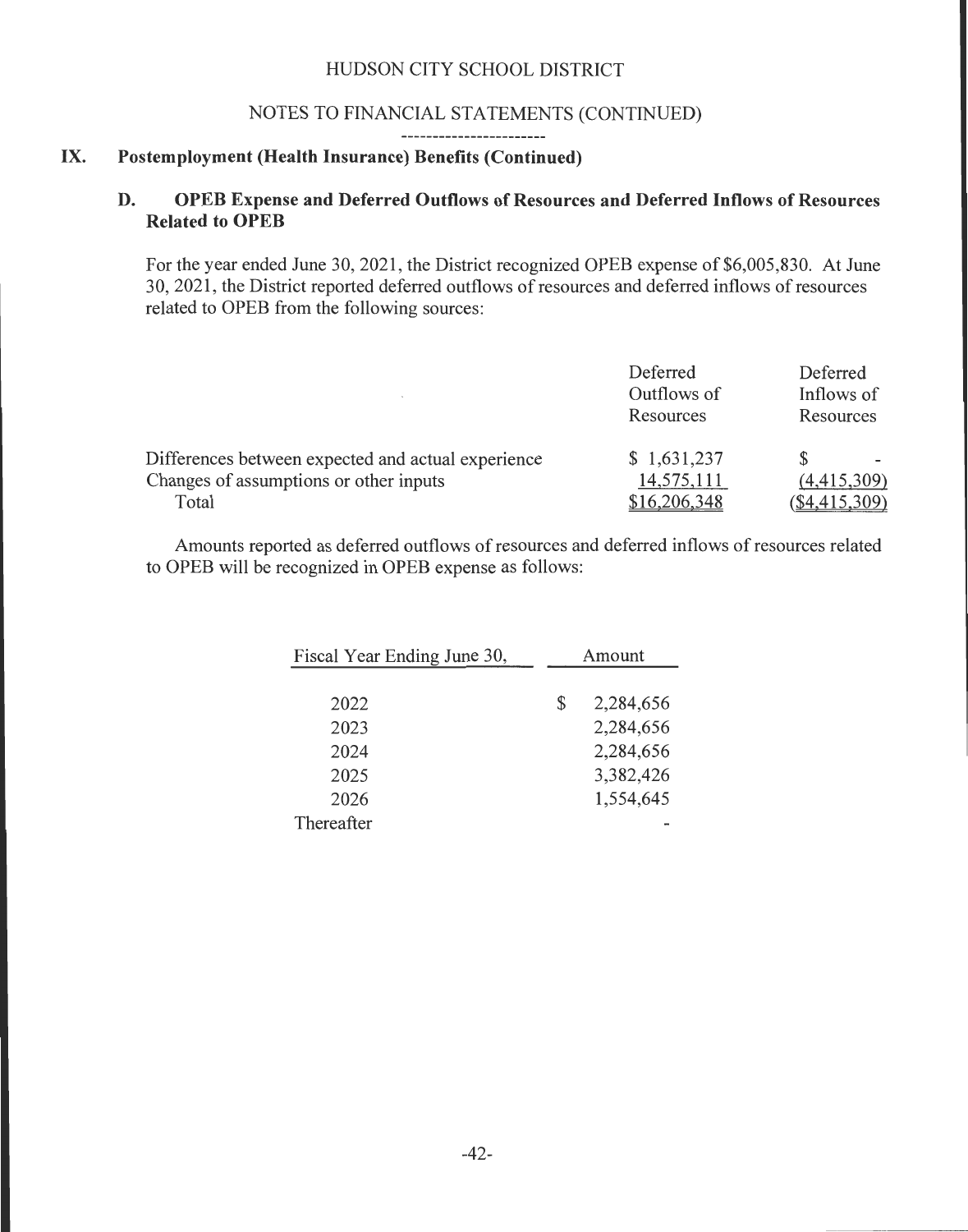HUDSON CITY SCHOOL DISTRICT

NOTES TO FINANCIAL STATEMENTS (CONTINUED)

## IX. Postemployment (Health Insurance) Benefits (Continued)

### D. OPEB Expense and Deferred Outflows of Resources and Deferred Inflows of Resources Related to OPEB

For the year ended June 30, 2021, the District recognized OPEB expense of $6,005,830. At June 30, 2021, the District reported deferred outflows of resources and deferred inflows of resources related to OPEB from the following sources:

| | Deferred Outflows of Resources | Deferred Inflows of Resources |
|---|---|---|
| Differences between expected and actual experience | $ 1,631,237 | $ - |
| Changes of assumptions or other inputs | 14,575,111 | (4,415,309) |
| Total | $16,206,348 | ($4,415,309) |

Amounts reported as deferred outflows of resources and deferred inflows of resources related to OPEB will be recognized in OPEB expense as follows:

| Fiscal Year Ending June 30, | Amount |
|---|---|
| 2022 | $ 2,284,656 |
| 2023 | 2,284,656 |
| 2024 | 2,284,656 |
| 2025 | 3,382,426 |
| 2026 | 1,554,645 |
| Thereafter | - |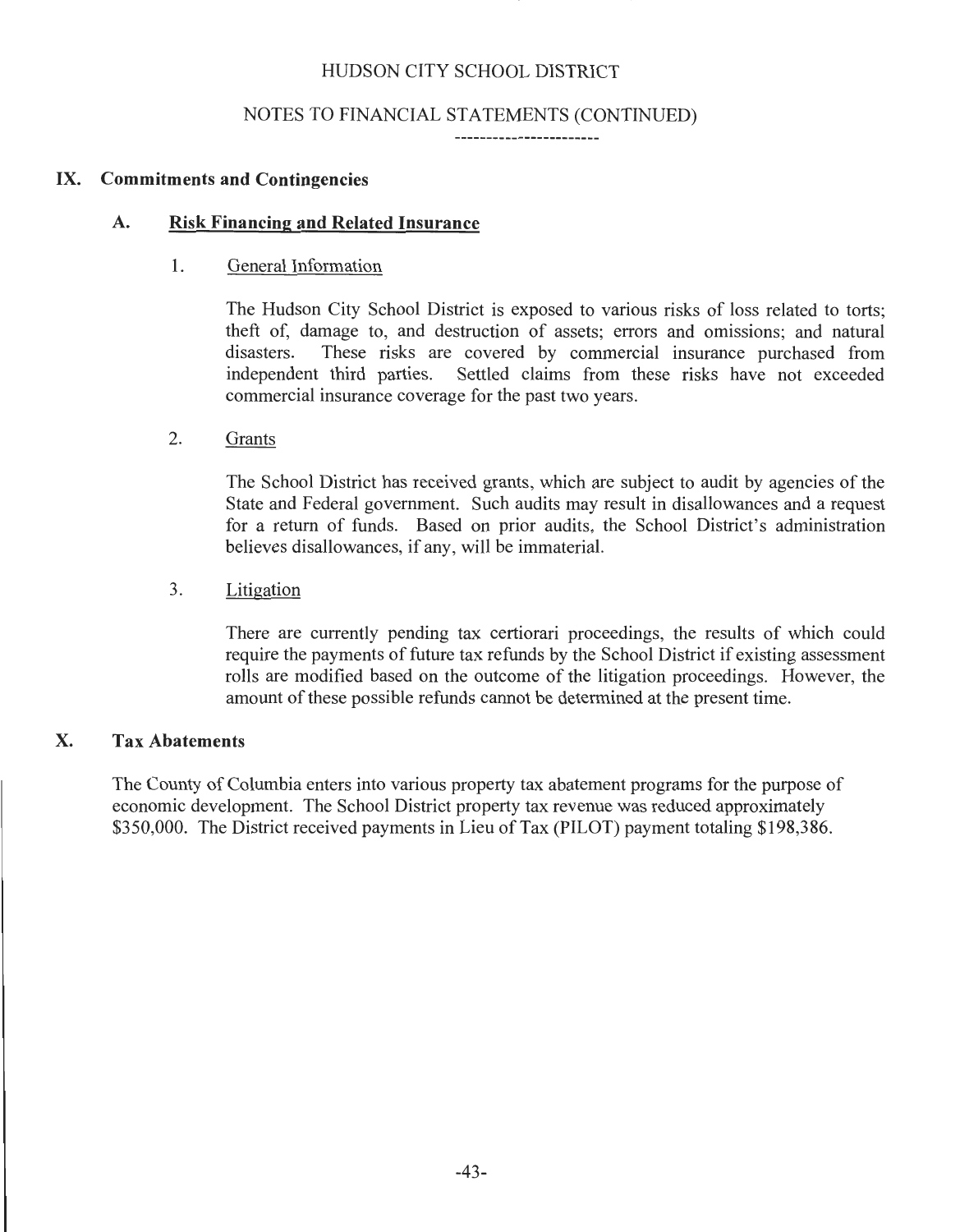HUDSON CITY SCHOOL DISTRICT

NOTES TO FINANCIAL STATEMENTS (CONTINUED)

## IX. Commitments and Contingencies

### A. Risk Financing and Related Insurance

1. General Information

   The Hudson City School District is exposed to various risks of loss related to torts; theft of, damage to, and destruction of assets; errors and omissions; and natural disasters. These risks are covered by commercial insurance purchased from independent third parties. Settled claims from these risks have not exceeded commercial insurance coverage for the past two years.

2. Grants

   The School District has received grants, which are subject to audit by agencies of the State and Federal government. Such audits may result in disallowances and a request for a return of funds. Based on prior audits, the School District's administration believes disallowances, if any, will be immaterial.

3. Litigation

   There are currently pending tax certiorari proceedings, the results of which could require the payments of future tax refunds by the School District if existing assessment rolls are modified based on the outcome of the litigation proceedings. However, the amount of these possible refunds cannot be determined at the present time.

## X. Tax Abatements

The County of Columbia enters into various property tax abatement programs for the purpose of economic development. The School District property tax revenue was reduced approximately $350,000. The District received payments in Lieu of Tax (PILOT) payment totaling $198,386.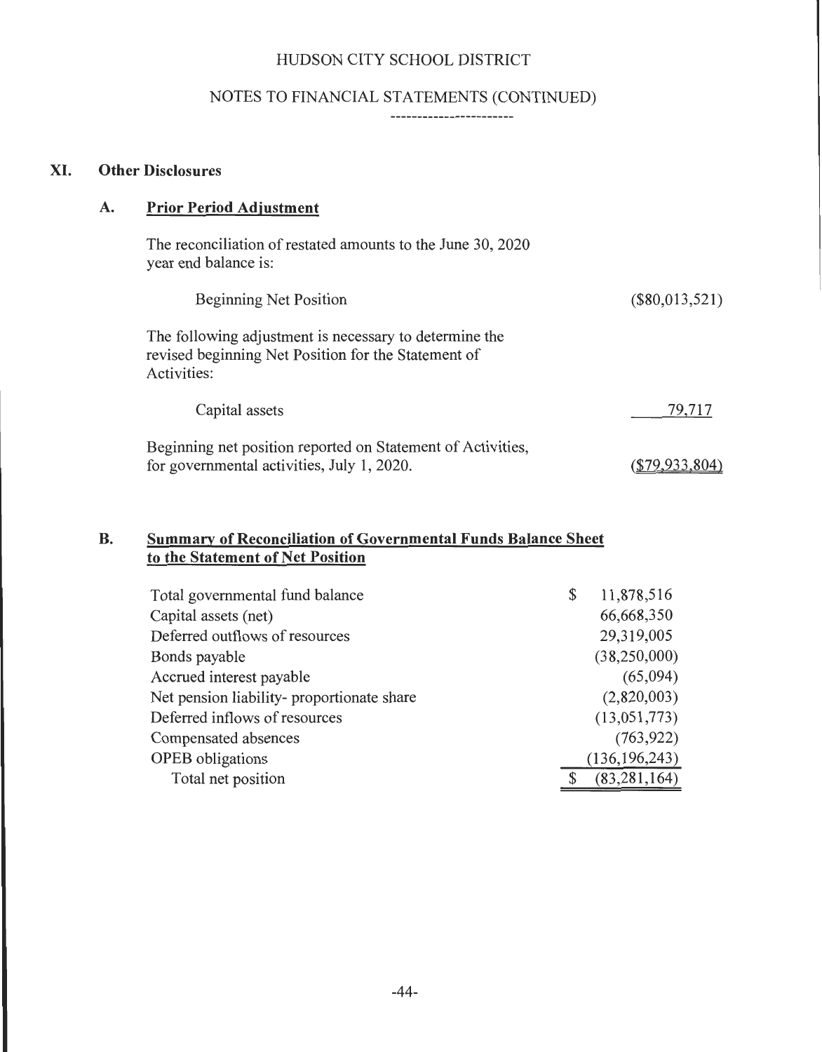HUDSON CITY SCHOOL DISTRICT

NOTES TO FINANCIAL STATEMENTS (CONTINUED)

## XI. Other Disclosures

### A. Prior Period Adjustment

The reconciliation of restated amounts to the June 30, 2020 year end balance is:

| | |
|---|---|
| Beginning Net Position | ($80,013,521) |

The following adjustment is necessary to determine the revised beginning Net Position for the Statement of Activities:

| | |
|---|---|
| Capital assets | 79,717 |
| Beginning net position reported on Statement of Activities, for governmental activities, July 1, 2020. | ($79,933,804) |

### B. Summary of Reconciliation of Governmental Funds Balance Sheet to the Statement of Net Position

| | |
|---|---|
| Total governmental fund balance | $ 11,878,516 |
| Capital assets (net) | 66,668,350 |
| Deferred outflows of resources | 29,319,005 |
| Bonds payable | (38,250,000) |
| Accrued interest payable | (65,094) |
| Net pension liability- proportionate share | (2,820,003) |
| Deferred inflows of resources | (13,051,773) |
| Compensated absences | (763,922) |
| OPEB obligations | (136,196,243) |
| Total net position | $ (83,281,164) |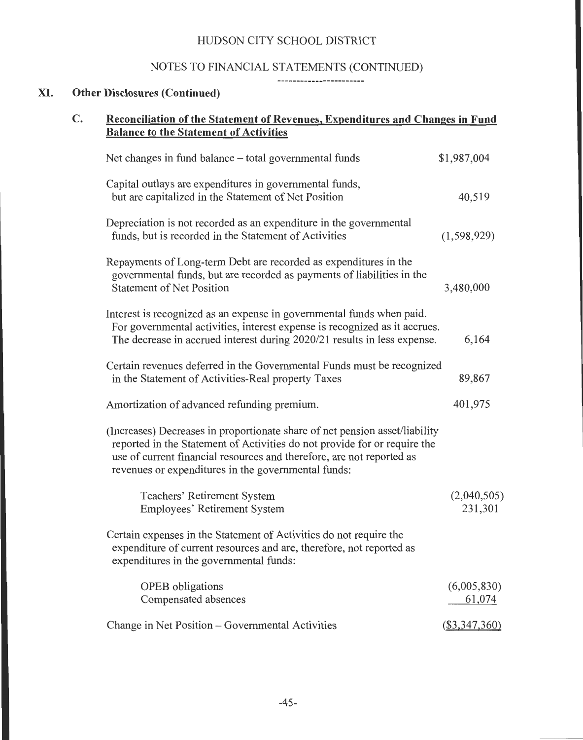HUDSON CITY SCHOOL DISTRICT

NOTES TO FINANCIAL STATEMENTS (CONTINUED)

## XI. Other Disclosures (Continued)

### C. Reconciliation of the Statement of Revenues, Expenditures and Changes in Fund Balance to the Statement of Activities

| | |
|---|---|
| Net changes in fund balance – total governmental funds | $1,987,004 |
| Capital outlays are expenditures in governmental funds, but are capitalized in the Statement of Net Position | 40,519 |
| Depreciation is not recorded as an expenditure in the governmental funds, but is recorded in the Statement of Activities | (1,598,929) |
| Repayments of Long-term Debt are recorded as expenditures in the governmental funds, but are recorded as payments of liabilities in the Statement of Net Position | 3,480,000 |
| Interest is recognized as an expense in governmental funds when paid. For governmental activities, interest expense is recognized as it accrues. The decrease in accrued interest during 2020/21 results in less expense. | 6,164 |
| Certain revenues deferred in the Governmental Funds must be recognized in the Statement of Activities-Real property Taxes | 89,867 |
| Amortization of advanced refunding premium. | 401,975 |
| (Increases) Decreases in proportionate share of net pension asset/liability reported in the Statement of Activities do not provide for or require the use of current financial resources and therefore, are not reported as revenues or expenditures in the governmental funds: | |
| Teachers' Retirement System | (2,040,505) |
| Employees' Retirement System | 231,301 |
| Certain expenses in the Statement of Activities do not require the expenditure of current resources and are, therefore, not reported as expenditures in the governmental funds: | |
| OPEB obligations | (6,005,830) |
| Compensated absences | 61,074 |
| Change in Net Position – Governmental Activities | ($3,347,360) |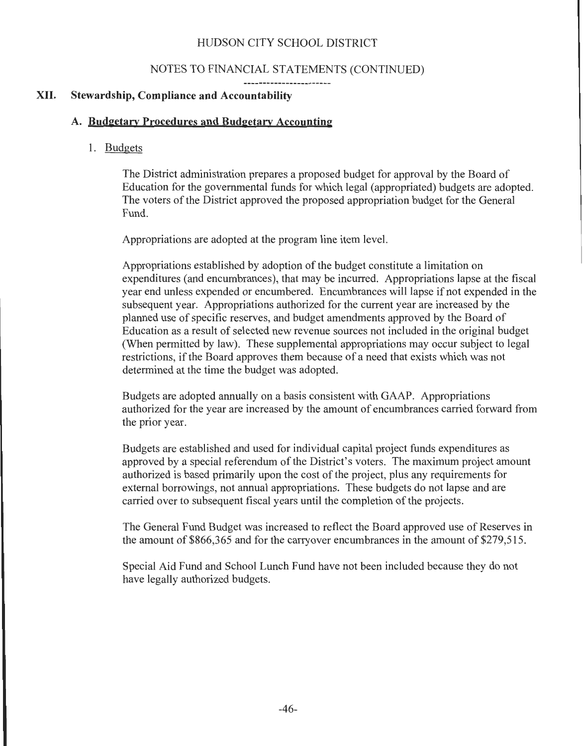HUDSON CITY SCHOOL DISTRICT

NOTES TO FINANCIAL STATEMENTS (CONTINUED)

## XII. Stewardship, Compliance and Accountability

### A. Budgetary Procedures and Budgetary Accounting

#### 1. Budgets

The District administration prepares a proposed budget for approval by the Board of Education for the governmental funds for which legal (appropriated) budgets are adopted. The voters of the District approved the proposed appropriation budget for the General Fund.

Appropriations are adopted at the program line item level.

Appropriations established by adoption of the budget constitute a limitation on expenditures (and encumbrances), that may be incurred. Appropriations lapse at the fiscal year end unless expended or encumbered. Encumbrances will lapse if not expended in the subsequent year. Appropriations authorized for the current year are increased by the planned use of specific reserves, and budget amendments approved by the Board of Education as a result of selected new revenue sources not included in the original budget (When permitted by law). These supplemental appropriations may occur subject to legal restrictions, if the Board approves them because of a need that exists which was not determined at the time the budget was adopted.

Budgets are adopted annually on a basis consistent with GAAP. Appropriations authorized for the year are increased by the amount of encumbrances carried forward from the prior year.

Budgets are established and used for individual capital project funds expenditures as approved by a special referendum of the District's voters. The maximum project amount authorized is based primarily upon the cost of the project, plus any requirements for external borrowings, not annual appropriations. These budgets do not lapse and are carried over to subsequent fiscal years until the completion of the projects.

The General Fund Budget was increased to reflect the Board approved use of Reserves in the amount of $866,365 and for the carryover encumbrances in the amount of $279,515.

Special Aid Fund and School Lunch Fund have not been included because they do not have legally authorized budgets.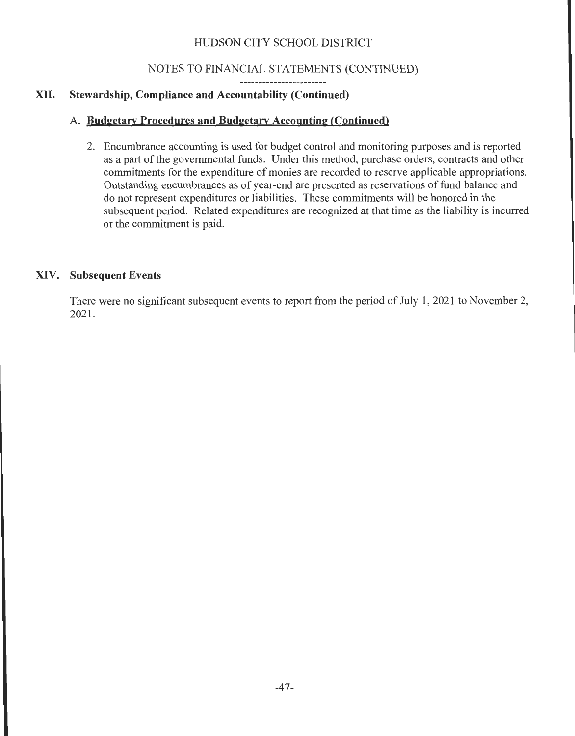## XII. Stewardship, Compliance and Accountability (Continued)

### A. Budgetary Procedures and Budgetary Accounting (Continued)

2. Encumbrance accounting is used for budget control and monitoring purposes and is reported as a part of the governmental funds. Under this method, purchase orders, contracts and other commitments for the expenditure of monies are recorded to reserve applicable appropriations. Outstanding encumbrances as of year-end are presented as reservations of fund balance and do not represent expenditures or liabilities. These commitments will be honored in the subsequent period. Related expenditures are recognized at that time as the liability is incurred or the commitment is paid.

## XIV. Subsequent Events

There were no significant subsequent events to report from the period of July 1, 2021 to November 2, 2021.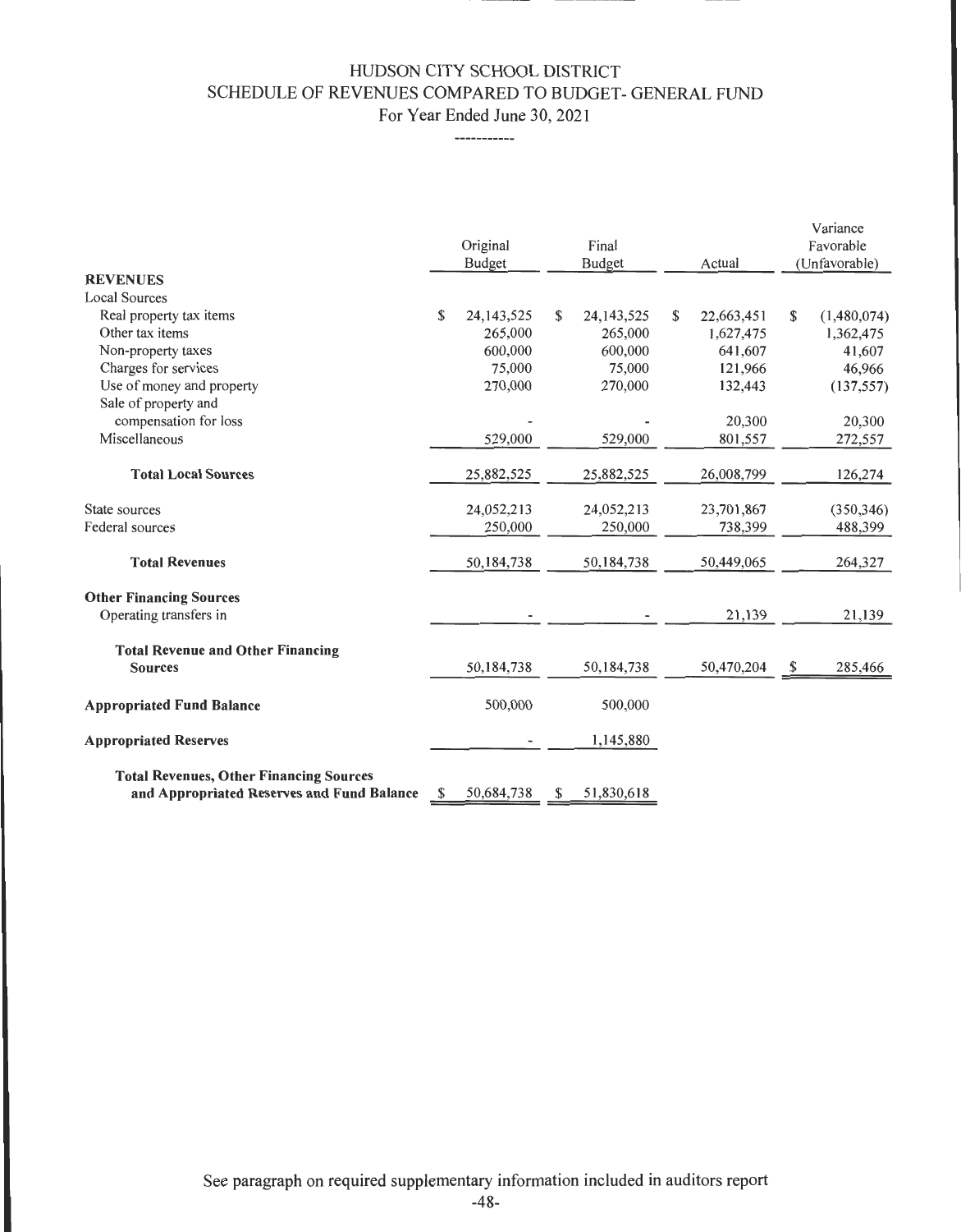# HUDSON CITY SCHOOL DISTRICT
## SCHEDULE OF REVENUES COMPARED TO BUDGET- GENERAL FUND
### For Year Ended June 30, 2021

-----------

| | Original Budget | Final Budget | Actual | Variance Favorable (Unfavorable) |
|---|---|---|---|---|
| **REVENUES** | | | | |
| Local Sources | | | | |
| Real property tax items | $ 24,143,525 | $ 24,143,525 | $ 22,663,451 | $ (1,480,074) |
| Other tax items | 265,000 | 265,000 | 1,627,475 | 1,362,475 |
| Non-property taxes | 600,000 | 600,000 | 641,607 | 41,607 |
| Charges for services | 75,000 | 75,000 | 121,966 | 46,966 |
| Use of money and property | 270,000 | 270,000 | 132,443 | (137,557) |
| Sale of property and compensation for loss | - | - | 20,300 | 20,300 |
| Miscellaneous | 529,000 | 529,000 | 801,557 | 272,557 |
| **Total Local Sources** | 25,882,525 | 25,882,525 | 26,008,799 | 126,274 |
| State sources | 24,052,213 | 24,052,213 | 23,701,867 | (350,346) |
| Federal sources | 250,000 | 250,000 | 738,399 | 488,399 |
| **Total Revenues** | 50,184,738 | 50,184,738 | 50,449,065 | 264,327 |
| **Other Financing Sources** | | | | |
| Operating transfers in | - | - | 21,139 | 21,139 |
| **Total Revenue and Other Financing Sources** | 50,184,738 | 50,184,738 | 50,470,204 | $ 285,466 |
| **Appropriated Fund Balance** | 500,000 | 500,000 | | |
| **Appropriated Reserves** | - | 1,145,880 | | |
| **Total Revenues, Other Financing Sources and Appropriated Reserves and Fund Balance** | $ 50,684,738 | $ 51,830,618 | | |

See paragraph on required supplementary information included in auditors report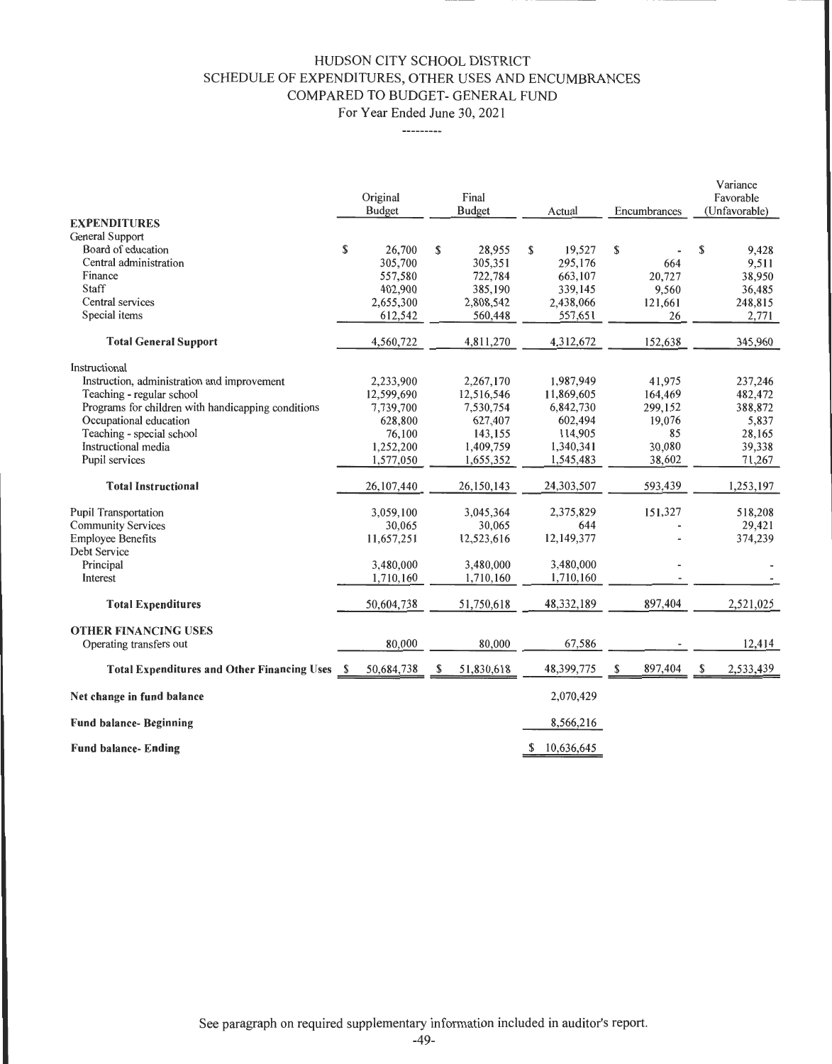# HUDSON CITY SCHOOL DISTRICT
## SCHEDULE OF EXPENDITURES, OTHER USES AND ENCUMBRANCES COMPARED TO BUDGET- GENERAL FUND
### For Year Ended June 30, 2021

---------

| | Original Budget | Final Budget | Actual | Encumbrances | Variance Favorable (Unfavorable) |
|---|---|---|---|---|---|
| **EXPENDITURES** | | | | | |
| General Support | | | | | |
| Board of education | $ 26,700 | $ 28,955 | $ 19,527 | $ - | $ 9,428 |
| Central administration | 305,700 | 305,351 | 295,176 | 664 | 9,511 |
| Finance | 557,580 | 722,784 | 663,107 | 20,727 | 38,950 |
| Staff | 402,900 | 385,190 | 339,145 | 9,560 | 36,485 |
| Central services | 2,655,300 | 2,808,542 | 2,438,066 | 121,661 | 248,815 |
| Special items | 612,542 | 560,448 | 557,651 | 26 | 2,771 |
| **Total General Support** | 4,560,722 | 4,811,270 | 4,312,672 | 152,638 | 345,960 |
| Instructional | | | | | |
| Instruction, administration and improvement | 2,233,900 | 2,267,170 | 1,987,949 | 41,975 | 237,246 |
| Teaching - regular school | 12,599,690 | 12,516,546 | 11,869,605 | 164,469 | 482,472 |
| Programs for children with handicapping conditions | 7,739,700 | 7,530,754 | 6,842,730 | 299,152 | 388,872 |
| Occupational education | 628,800 | 627,407 | 602,494 | 19,076 | 5,837 |
| Teaching - special school | 76,100 | 143,155 | 114,905 | 85 | 28,165 |
| Instructional media | 1,252,200 | 1,409,759 | 1,340,341 | 30,080 | 39,338 |
| Pupil services | 1,577,050 | 1,655,352 | 1,545,483 | 38,602 | 71,267 |
| **Total Instructional** | 26,107,440 | 26,150,143 | 24,303,507 | 593,439 | 1,253,197 |
| Pupil Transportation | 3,059,100 | 3,045,364 | 2,375,829 | 151,327 | 518,208 |
| Community Services | 30,065 | 30,065 | 644 | - | 29,421 |
| Employee Benefits | 11,657,251 | 12,523,616 | 12,149,377 | - | 374,239 |
| Debt Service | | | | | |
| Principal | 3,480,000 | 3,480,000 | 3,480,000 | - | - |
| Interest | 1,710,160 | 1,710,160 | 1,710,160 | - | - |
| **Total Expenditures** | 50,604,738 | 51,750,618 | 48,332,189 | 897,404 | 2,521,025 |
| **OTHER FINANCING USES** | | | | | |
| Operating transfers out | 80,000 | 80,000 | 67,586 | - | 12,414 |
| **Total Expenditures and Other Financing Uses** | $ 50,684,738 | $ 51,830,618 | 48,399,775 | $ 897,404 | $ 2,533,439 |
| **Net change in fund balance** | | | 2,070,429 | | |
| **Fund balance- Beginning** | | | 8,566,216 | | |
| **Fund balance- Ending** | | | $ 10,636,645 | | |

See paragraph on required supplementary information included in auditor's report.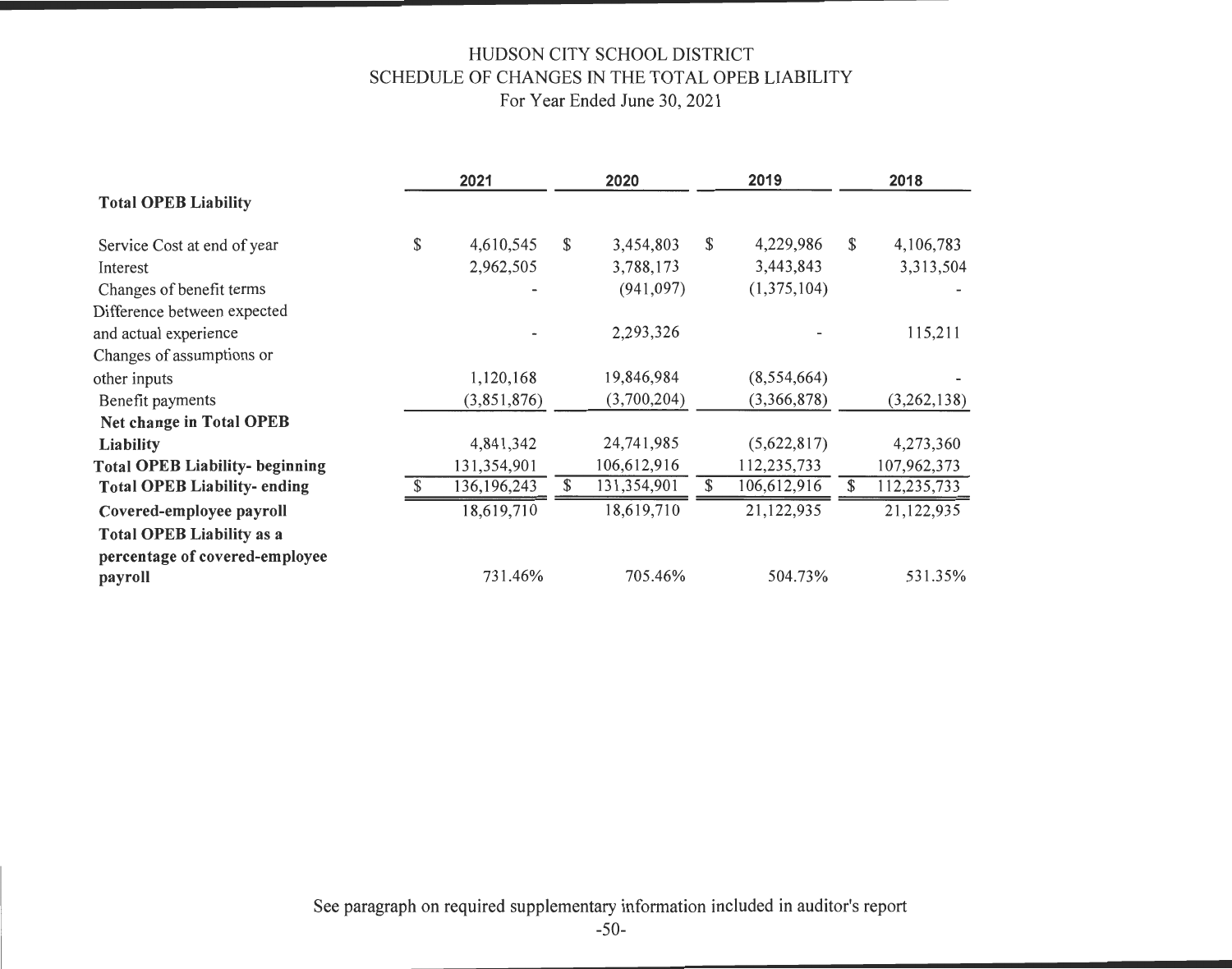# HUDSON CITY SCHOOL DISTRICT
## SCHEDULE OF CHANGES IN THE TOTAL OPEB LIABILITY
For Year Ended June 30, 2021

| | 2021 | 2020 | 2019 | 2018 |
|---|---|---|---|---|
| **Total OPEB Liability** | | | | |
| Service Cost at end of year | $ 4,610,545 | $ 3,454,803 | $ 4,229,986 | $ 4,106,783 |
| Interest | 2,962,505 | 3,788,173 | 3,443,843 | 3,313,504 |
| Changes of benefit terms | - | (941,097) | (1,375,104) | - |
| Difference between expected and actual experience | - | 2,293,326 | - | 115,211 |
| Changes of assumptions or other inputs | 1,120,168 | 19,846,984 | (8,554,664) | - |
| Benefit payments | (3,851,876) | (3,700,204) | (3,366,878) | (3,262,138) |
| **Net change in Total OPEB Liability** | 4,841,342 | 24,741,985 | (5,622,817) | 4,273,360 |
| **Total OPEB Liability- beginning** | 131,354,901 | 106,612,916 | 112,235,733 | 107,962,373 |
| **Total OPEB Liability- ending** | $ 136,196,243 | $ 131,354,901 | $ 106,612,916 | $ 112,235,733 |
| **Covered-employee payroll** | 18,619,710 | 18,619,710 | 21,122,935 | 21,122,935 |
| **Total OPEB Liability as a percentage of covered-employee payroll** | 731.46% | 705.46% | 504.73% | 531.35% |

See paragraph on required supplementary information included in auditor's report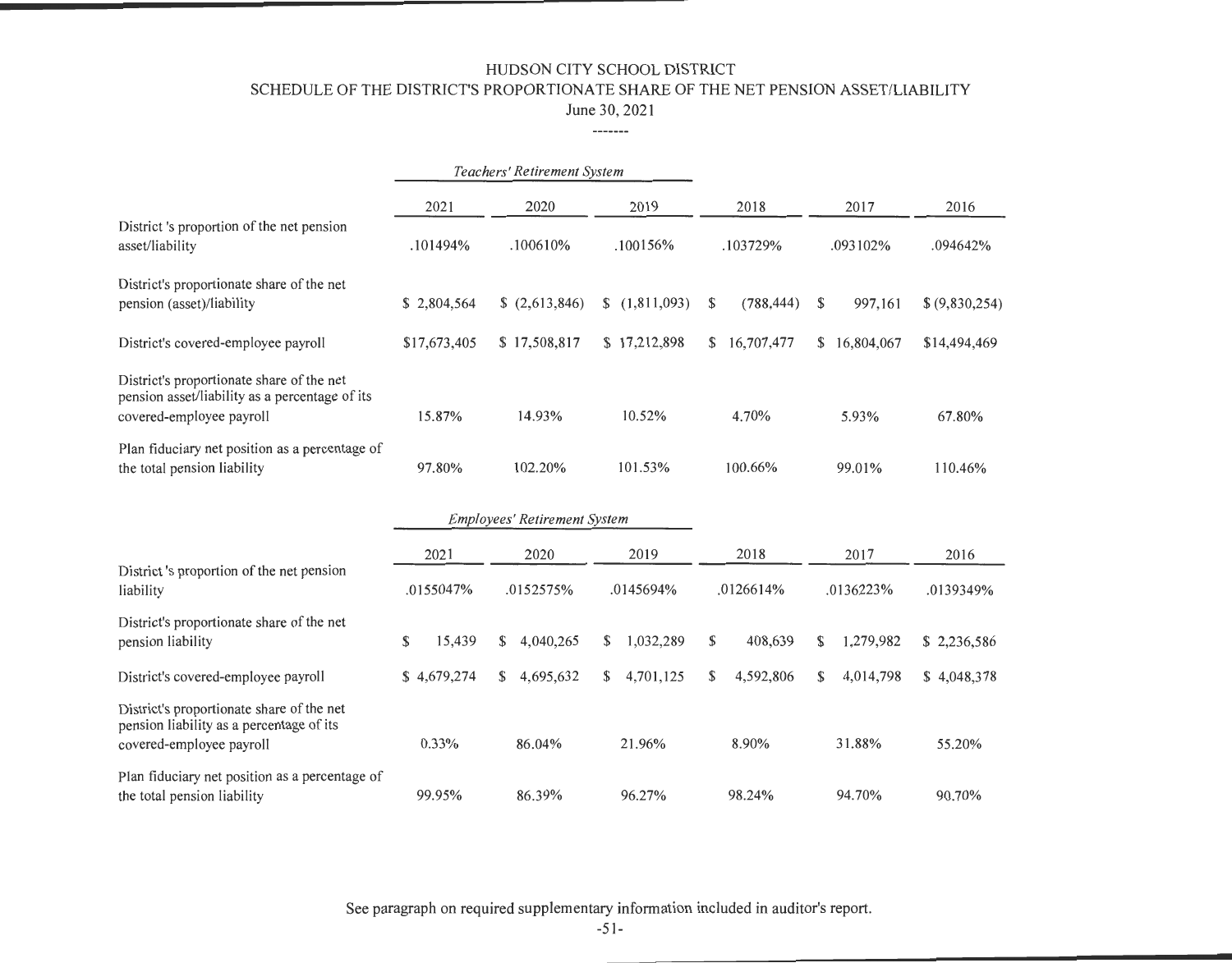# HUDSON CITY SCHOOL DISTRICT

## SCHEDULE OF THE DISTRICT'S PROPORTIONATE SHARE OF THE NET PENSION ASSET/LIABILITY

June 30, 2021

-------

| | *Teachers' Retirement System* | | | | | |
|---|---|---|---|---|---|---|
| | 2021 | 2020 | 2019 | 2018 | 2017 | 2016 |
| District 's proportion of the net pension asset/liability | .101494% | .100610% | .100156% | .103729% | .093102% | .094642% |
| District's proportionate share of the net pension (asset)/liability | $ 2,804,564 | $ (2,613,846) | $ (1,811,093) | $ (788,444) | $ 997,161 | $ (9,830,254) |
| District's covered-employee payroll | $17,673,405 | $ 17,508,817 | $ 17,212,898 | $ 16,707,477 | $ 16,804,067 | $14,494,469 |
| District's proportionate share of the net pension asset/liability as a percentage of its covered-employee payroll | 15.87% | 14.93% | 10.52% | 4.70% | 5.93% | 67.80% |
| Plan fiduciary net position as a percentage of the total pension liability | 97.80% | 102.20% | 101.53% | 100.66% | 99.01% | 110.46% |

| | *Employees' Retirement System* | | | | | |
|---|---|---|---|---|---|---|
| | 2021 | 2020 | 2019 | 2018 | 2017 | 2016 |
| District 's proportion of the net pension liability | .0155047% | .0152575% | .0145694% | .0126614% | .0136223% | .0139349% |
| District's proportionate share of the net pension liability | $ 15,439 | $ 4,040,265 | $ 1,032,289 | $ 408,639 | $ 1,279,982 | $ 2,236,586 |
| District's covered-employee payroll | $ 4,679,274 | $ 4,695,632 | $ 4,701,125 | $ 4,592,806 | $ 4,014,798 | $ 4,048,378 |
| District's proportionate share of the net pension liability as a percentage of its covered-employee payroll | 0.33% | 86.04% | 21.96% | 8.90% | 31.88% | 55.20% |
| Plan fiduciary net position as a percentage of the total pension liability | 99.95% | 86.39% | 96.27% | 98.24% | 94.70% | 90.70% |

See paragraph on required supplementary information included in auditor's report.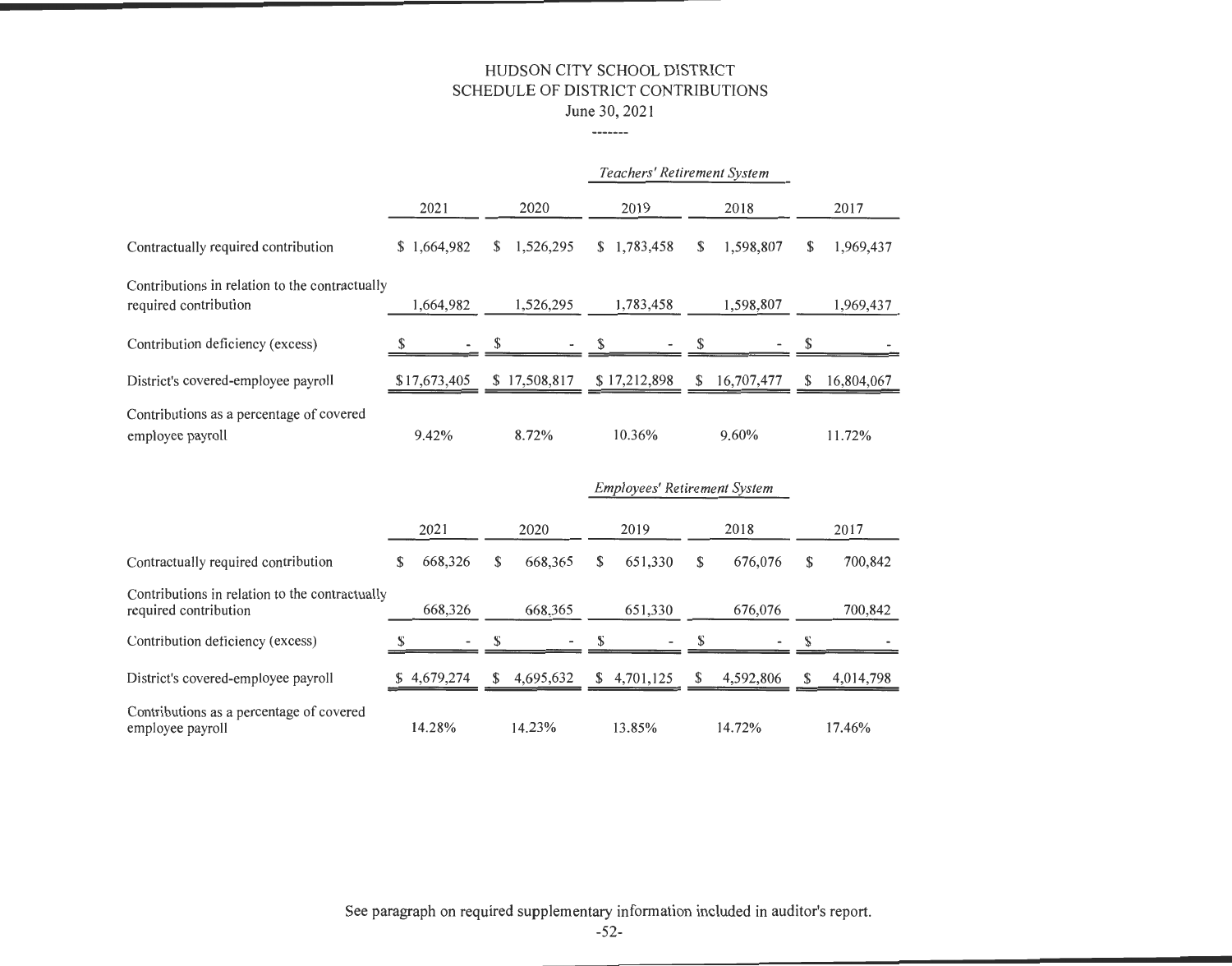# HUDSON CITY SCHOOL DISTRICT
## SCHEDULE OF DISTRICT CONTRIBUTIONS
June 30, 2021

-------

*Teachers' Retirement System*

| | 2021 | 2020 | 2019 | 2018 | 2017 |
|---|---|---|---|---|---|
| Contractually required contribution | $ 1,664,982 | $ 1,526,295 | $ 1,783,458 | $ 1,598,807 | $ 1,969,437 |
| Contributions in relation to the contractually required contribution | 1,664,982 | 1,526,295 | 1,783,458 | 1,598,807 | 1,969,437 |
| Contribution deficiency (excess) | $ - | $ - | $ - | $ - | $ - |
| District's covered-employee payroll | $17,673,405 | $ 17,508,817 | $ 17,212,898 | $ 16,707,477 | $ 16,804,067 |
| Contributions as a percentage of covered employee payroll | 9.42% | 8.72% | 10.36% | 9.60% | 11.72% |

*Employees' Retirement System*

| | 2021 | 2020 | 2019 | 2018 | 2017 |
|---|---|---|---|---|---|
| Contractually required contribution | $ 668,326 | $ 668,365 | $ 651,330 | $ 676,076 | $ 700,842 |
| Contributions in relation to the contractually required contribution | 668,326 | 668,365 | 651,330 | 676,076 | 700,842 |
| Contribution deficiency (excess) | $ - | $ - | $ - | $ - | $ - |
| District's covered-employee payroll | $ 4,679,274 | $ 4,695,632 | $ 4,701,125 | $ 4,592,806 | $ 4,014,798 |
| Contributions as a percentage of covered employee payroll | 14.28% | 14.23% | 13.85% | 14.72% | 17.46% |

See paragraph on required supplementary information included in auditor's report.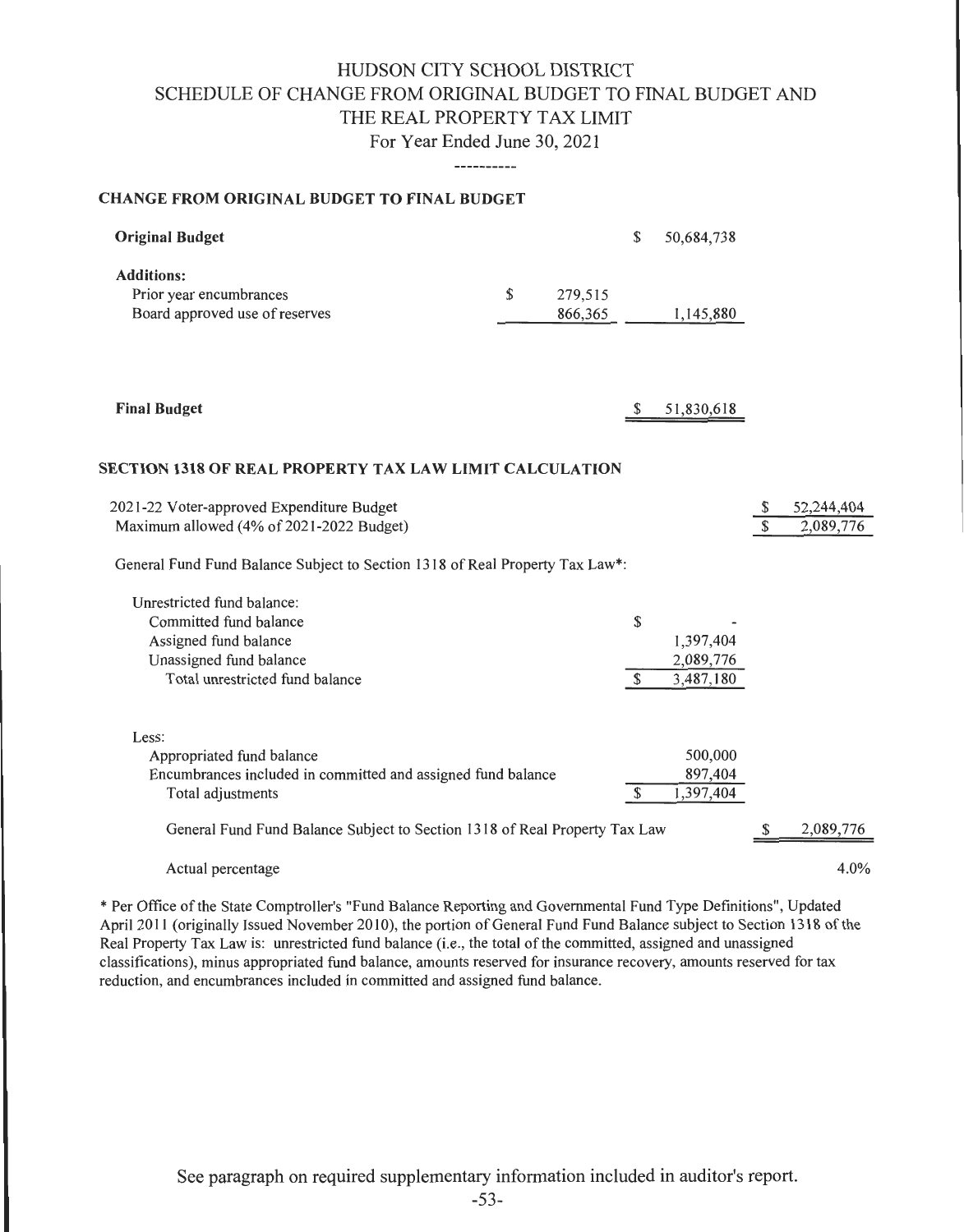# HUDSON CITY SCHOOL DISTRICT
## SCHEDULE OF CHANGE FROM ORIGINAL BUDGET TO FINAL BUDGET AND THE REAL PROPERTY TAX LIMIT
### For Year Ended June 30, 2021

----------

**CHANGE FROM ORIGINAL BUDGET TO FINAL BUDGET**

| | | |
|---|---|---|
| **Original Budget** | | $ 50,684,738 |
| **Additions:** | | |
| Prior year encumbrances | $ 279,515 | |
| Board approved use of reserves | 866,365 | 1,145,880 |
| **Final Budget** | | $ 51,830,618 |

**SECTION 1318 OF REAL PROPERTY TAX LAW LIMIT CALCULATION**

| | | |
|---|---|---|
| 2021-22 Voter-approved Expenditure Budget | | $ 52,244,404 |
| Maximum allowed (4% of 2021-2022 Budget) | | $ 2,089,776 |
| General Fund Fund Balance Subject to Section 1318 of Real Property Tax Law*: | | |
| Unrestricted fund balance: | | |
| Committed fund balance | $ - | |
| Assigned fund balance | 1,397,404 | |
| Unassigned fund balance | 2,089,776 | |
| Total unrestricted fund balance | $ 3,487,180 | |
| Less: | | |
| Appropriated fund balance | 500,000 | |
| Encumbrances included in committed and assigned fund balance | 897,404 | |
| Total adjustments | $ 1,397,404 | |
| General Fund Fund Balance Subject to Section 1318 of Real Property Tax Law | | $ 2,089,776 |
| Actual percentage | | 4.0% |

* Per Office of the State Comptroller's "Fund Balance Reporting and Governmental Fund Type Definitions", Updated April 2011 (originally Issued November 2010), the portion of General Fund Fund Balance subject to Section 1318 of the Real Property Tax Law is: unrestricted fund balance (i.e., the total of the committed, assigned and unassigned classifications), minus appropriated fund balance, amounts reserved for insurance recovery, amounts reserved for tax reduction, and encumbrances included in committed and assigned fund balance.

See paragraph on required supplementary information included in auditor's report.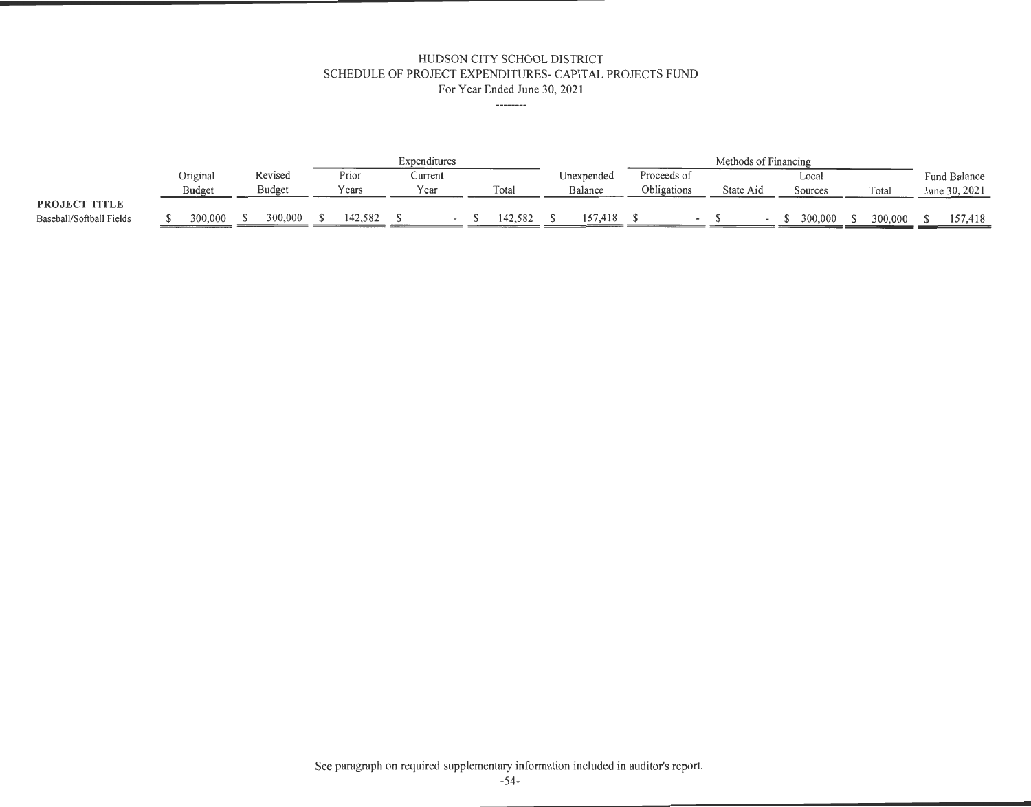# HUDSON CITY SCHOOL DISTRICT
## SCHEDULE OF PROJECT EXPENDITURES- CAPITAL PROJECTS FUND
For Year Ended June 30, 2021

--------

| | Original Budget | Revised Budget | Expenditures | | | Unexpended Balance | Methods of Financing | | | | Fund Balance June 30, 2021 |
|---|---|---|---|---|---|---|---|---|---|---|---|
| | | | Prior Years | Current Year | Total | | Proceeds of Obligations | State Aid | Local Sources | Total | |
| **PROJECT TITLE** | | | | | | | | | | | |
| Baseball/Softball Fields | $ 300,000 | $ 300,000 | $ 142,582 | $ - | $ 142,582 | $ 157,418 | $ - | $ - | $ 300,000 | $ 300,000 | $ 157,418 |

See paragraph on required supplementary information included in auditor's report.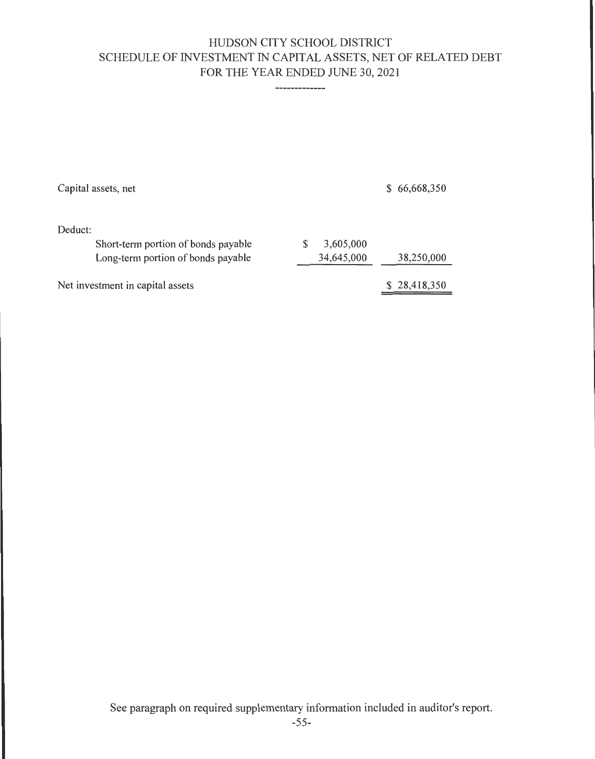# HUDSON CITY SCHOOL DISTRICT
## SCHEDULE OF INVESTMENT IN CAPITAL ASSETS, NET OF RELATED DEBT
## FOR THE YEAR ENDED JUNE 30, 2021

| | | |
|---|---|---|
| Capital assets, net | | $ 66,668,350 |
| Deduct: | | |
| Short-term portion of bonds payable | $ 3,605,000 | |
| Long-term portion of bonds payable | 34,645,000 | 38,250,000 |
| Net investment in capital assets | | $ 28,418,350 |

See paragraph on required supplementary information included in auditor's report.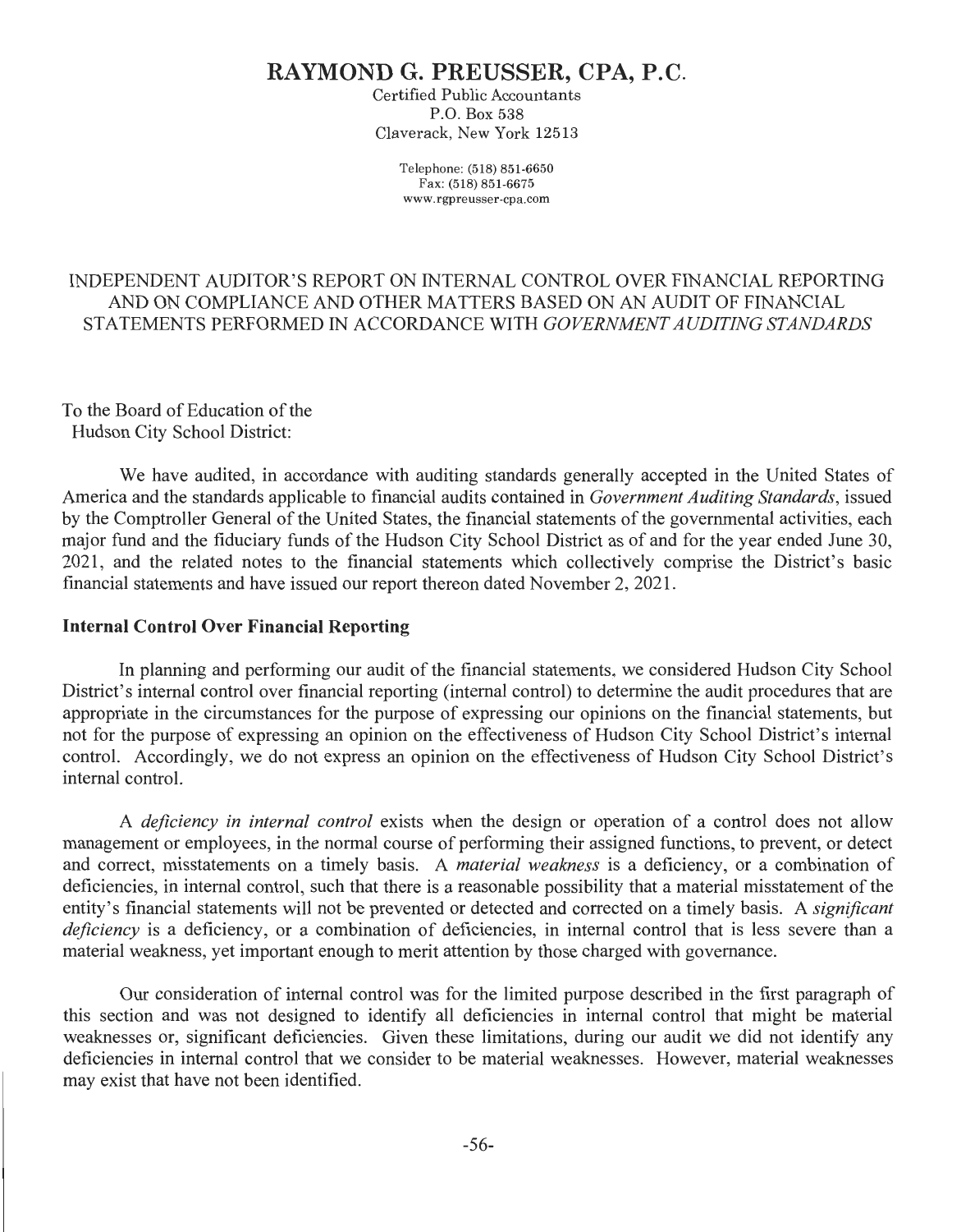# RAYMOND G. PREUSSER, CPA, P.C.

Certified Public Accountants
P.O. Box 538
Claverack, New York 12513

Telephone: (518) 851-6650
Fax: (518) 851-6675
www.rgpreusser-cpa.com

## INDEPENDENT AUDITOR'S REPORT ON INTERNAL CONTROL OVER FINANCIAL REPORTING AND ON COMPLIANCE AND OTHER MATTERS BASED ON AN AUDIT OF FINANCIAL STATEMENTS PERFORMED IN ACCORDANCE WITH *GOVERNMENT AUDITING STANDARDS*

To the Board of Education of the
Hudson City School District:

We have audited, in accordance with auditing standards generally accepted in the United States of America and the standards applicable to financial audits contained in *Government Auditing Standards*, issued by the Comptroller General of the United States, the financial statements of the governmental activities, each major fund and the fiduciary funds of the Hudson City School District as of and for the year ended June 30, 2021, and the related notes to the financial statements which collectively comprise the District's basic financial statements and have issued our report thereon dated November 2, 2021.

**Internal Control Over Financial Reporting**

In planning and performing our audit of the financial statements, we considered Hudson City School District's internal control over financial reporting (internal control) to determine the audit procedures that are appropriate in the circumstances for the purpose of expressing our opinions on the financial statements, but not for the purpose of expressing an opinion on the effectiveness of Hudson City School District's internal control. Accordingly, we do not express an opinion on the effectiveness of Hudson City School District's internal control.

A *deficiency in internal control* exists when the design or operation of a control does not allow management or employees, in the normal course of performing their assigned functions, to prevent, or detect and correct, misstatements on a timely basis. A *material weakness* is a deficiency, or a combination of deficiencies, in internal control, such that there is a reasonable possibility that a material misstatement of the entity's financial statements will not be prevented or detected and corrected on a timely basis. A *significant deficiency* is a deficiency, or a combination of deficiencies, in internal control that is less severe than a material weakness, yet important enough to merit attention by those charged with governance.

Our consideration of internal control was for the limited purpose described in the first paragraph of this section and was not designed to identify all deficiencies in internal control that might be material weaknesses or, significant deficiencies. Given these limitations, during our audit we did not identify any deficiencies in internal control that we consider to be material weaknesses. However, material weaknesses may exist that have not been identified.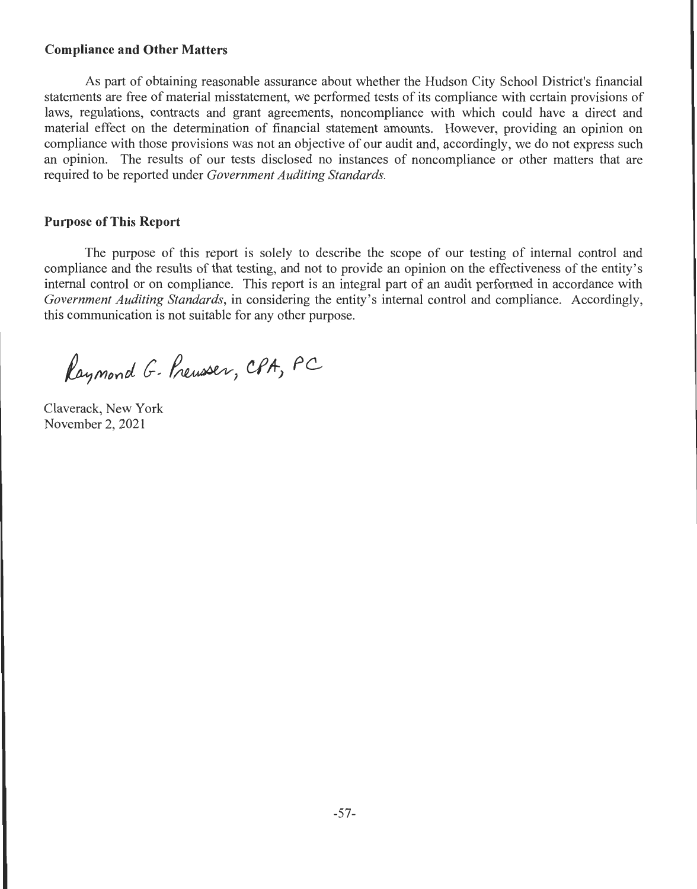**Compliance and Other Matters**

As part of obtaining reasonable assurance about whether the Hudson City School District's financial statements are free of material misstatement, we performed tests of its compliance with certain provisions of laws, regulations, contracts and grant agreements, noncompliance with which could have a direct and material effect on the determination of financial statement amounts. However, providing an opinion on compliance with those provisions was not an objective of our audit and, accordingly, we do not express such an opinion. The results of our tests disclosed no instances of noncompliance or other matters that are required to be reported under *Government Auditing Standards*.

**Purpose of This Report**

The purpose of this report is solely to describe the scope of our testing of internal control and compliance and the results of that testing, and not to provide an opinion on the effectiveness of the entity's internal control or on compliance. This report is an integral part of an audit performed in accordance with *Government Auditing Standards*, in considering the entity's internal control and compliance. Accordingly, this communication is not suitable for any other purpose.

Raymond G. Preusser, CPA, PC

Claverack, New York
November 2, 2021